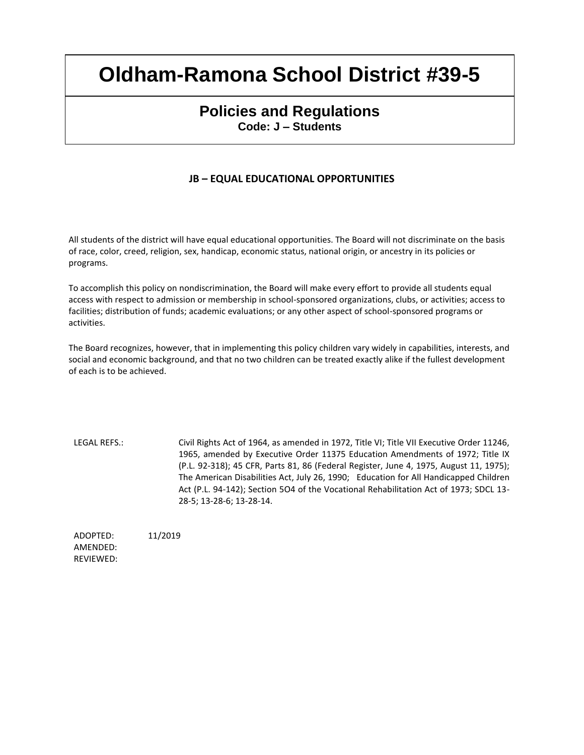# Oldham-Ramona School District #39-5

## Policies and Regulations

**Code: J – Students**

### JB – EQUAL EDUCATIONAL OPPORTUNITIES

All students of the district will have equal educational opportunities. The Board will not discriminate on the basis of race, color, creed, religion, sex, handicap, economic status, national origin, or ancestry in its policies or programs.

To accomplish this policy on nondiscrimination, the Board will make every effort to provide all students equal access with respect to admission or membership in school-sponsored organizations, clubs, or activities; access to facilities; distribution of funds; academic evaluations; or any other aspect of school-sponsored programs or activities.

The Board recognizes, however, that in implementing this policy children vary widely in capabilities, interests, and social and economic background, and that no two children can be treated exactly alike if the fullest development of each is to be achieved.

LEGAL REFS.: Civil Rights Act of 1964, as amended in 1972, Title VI; Title VII Executive Order 11246, 1965, amended by Executive Order 11375 Education Amendments of 1972; Title IX (P.L. 92-318); 45 CFR, Parts 81, 86 (Federal Register, June 4, 1975, August 11, 1975); The American Disabilities Act, July 26, 1990; Education for All Handicapped Children Act (P.L. 94-142); Section 5O4 of the Vocational Rehabilitation Act of 1973; SDCL 13-28-5; 13-28-6; 13-28-14.

ADOPTED: 11/2019
AMENDED:
REVIEWED: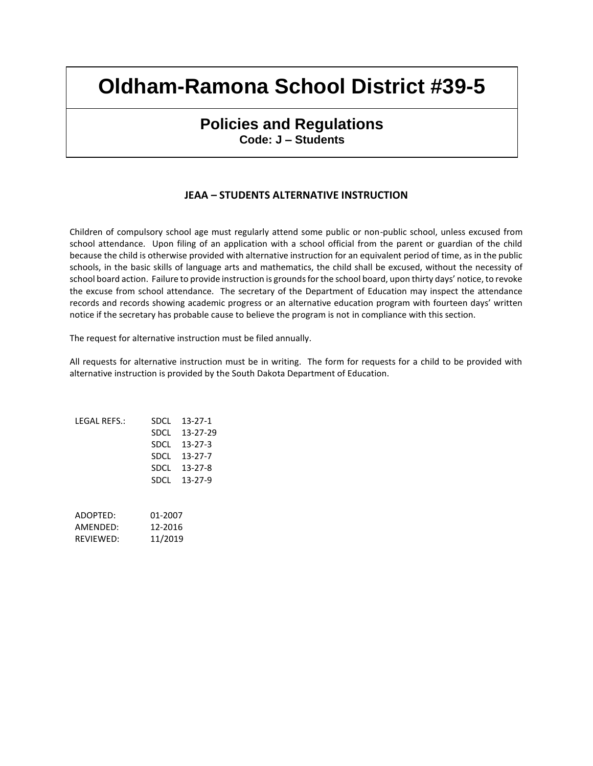# Oldham-Ramona School District #39-5

## Policies and Regulations

**Code: J – Students**

### JEAA – STUDENTS ALTERNATIVE INSTRUCTION

Children of compulsory school age must regularly attend some public or non-public school, unless excused from school attendance. Upon filing of an application with a school official from the parent or guardian of the child because the child is otherwise provided with alternative instruction for an equivalent period of time, as in the public schools, in the basic skills of language arts and mathematics, the child shall be excused, without the necessity of school board action. Failure to provide instruction is grounds for the school board, upon thirty days' notice, to revoke the excuse from school attendance. The secretary of the Department of Education may inspect the attendance records and records showing academic progress or an alternative education program with fourteen days' written notice if the secretary has probable cause to believe the program is not in compliance with this section.

The request for alternative instruction must be filed annually.

All requests for alternative instruction must be in writing. The form for requests for a child to be provided with alternative instruction is provided by the South Dakota Department of Education.

LEGAL REFS.: SDCL 13-27-1
SDCL 13-27-29
SDCL 13-27-3
SDCL 13-27-7
SDCL 13-27-8
SDCL 13-27-9

ADOPTED: 01-2007
AMENDED: 12-2016
REVIEWED: 11/2019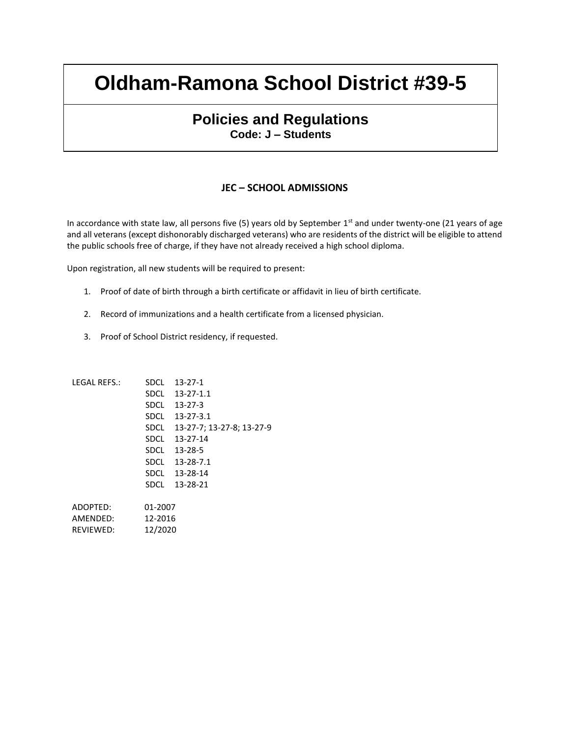# Oldham-Ramona School District #39-5

## Policies and Regulations

**Code: J – Students**

### JEC – SCHOOL ADMISSIONS

In accordance with state law, all persons five (5) years old by September 1st and under twenty-one (21 years of age and all veterans (except dishonorably discharged veterans) who are residents of the district will be eligible to attend the public schools free of charge, if they have not already received a high school diploma.

Upon registration, all new students will be required to present:

1. Proof of date of birth through a birth certificate or affidavit in lieu of birth certificate.
2. Record of immunizations and a health certificate from a licensed physician.
3. Proof of School District residency, if requested.

LEGAL REFS.:
SDCL 13-27-1
SDCL 13-27-1.1
SDCL 13-27-3
SDCL 13-27-3.1
SDCL 13-27-7; 13-27-8; 13-27-9
SDCL 13-27-14
SDCL 13-28-5
SDCL 13-28-7.1
SDCL 13-28-14
SDCL 13-28-21

ADOPTED: 01-2007
AMENDED: 12-2016
REVIEWED: 12/2020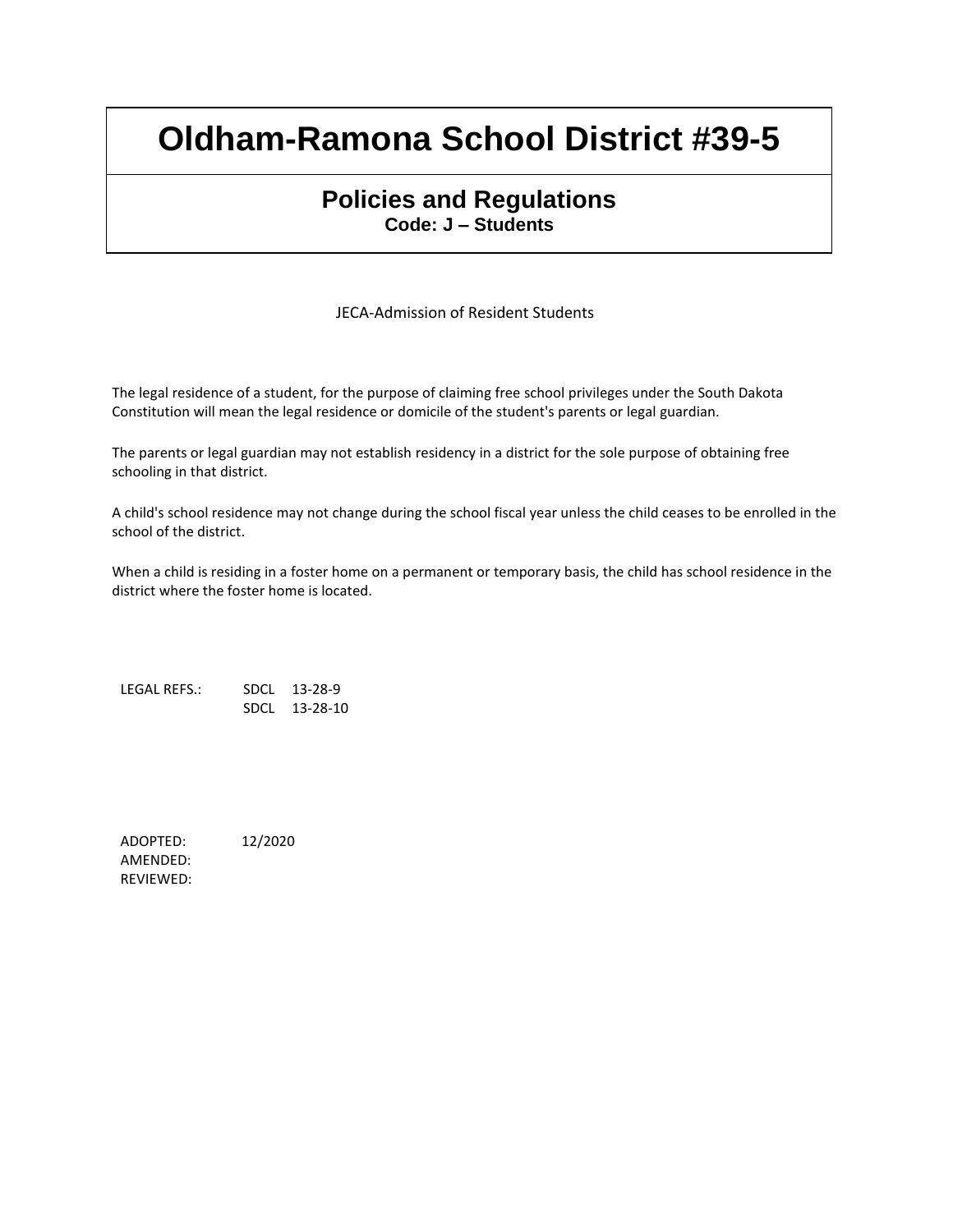# Oldham-Ramona School District #39-5

## Policies and Regulations

**Code: J – Students**

### JECA-Admission of Resident Students

The legal residence of a student, for the purpose of claiming free school privileges under the South Dakota Constitution will mean the legal residence or domicile of the student's parents or legal guardian.

The parents or legal guardian may not establish residency in a district for the sole purpose of obtaining free schooling in that district.

A child's school residence may not change during the school fiscal year unless the child ceases to be enrolled in the school of the district.

When a child is residing in a foster home on a permanent or temporary basis, the child has school residence in the district where the foster home is located.

LEGAL REFS.: SDCL 13-28-9
SDCL 13-28-10

ADOPTED: 12/2020
AMENDED:
REVIEWED: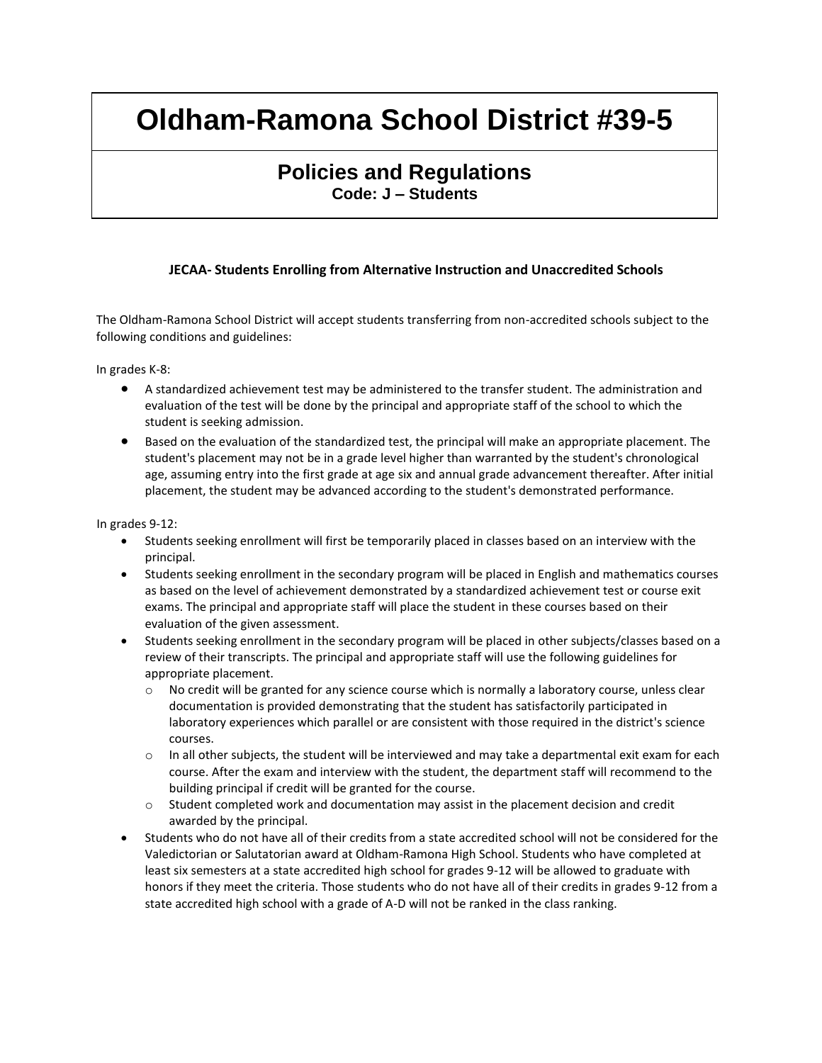# Oldham-Ramona School District #39-5

## Policies and Regulations

**Code: J – Students**

### JECAA- Students Enrolling from Alternative Instruction and Unaccredited Schools

The Oldham-Ramona School District will accept students transferring from non-accredited schools subject to the following conditions and guidelines:

In grades K-8:

- A standardized achievement test may be administered to the transfer student. The administration and evaluation of the test will be done by the principal and appropriate staff of the school to which the student is seeking admission.
- Based on the evaluation of the standardized test, the principal will make an appropriate placement. The student's placement may not be in a grade level higher than warranted by the student's chronological age, assuming entry into the first grade at age six and annual grade advancement thereafter. After initial placement, the student may be advanced according to the student's demonstrated performance.

In grades 9-12:

- Students seeking enrollment will first be temporarily placed in classes based on an interview with the principal.
- Students seeking enrollment in the secondary program will be placed in English and mathematics courses as based on the level of achievement demonstrated by a standardized achievement test or course exit exams. The principal and appropriate staff will place the student in these courses based on their evaluation of the given assessment.
- Students seeking enrollment in the secondary program will be placed in other subjects/classes based on a review of their transcripts. The principal and appropriate staff will use the following guidelines for appropriate placement.
  - No credit will be granted for any science course which is normally a laboratory course, unless clear documentation is provided demonstrating that the student has satisfactorily participated in laboratory experiences which parallel or are consistent with those required in the district's science courses.
  - In all other subjects, the student will be interviewed and may take a departmental exit exam for each course. After the exam and interview with the student, the department staff will recommend to the building principal if credit will be granted for the course.
  - Student completed work and documentation may assist in the placement decision and credit awarded by the principal.
- Students who do not have all of their credits from a state accredited school will not be considered for the Valedictorian or Salutatorian award at Oldham-Ramona High School. Students who have completed at least six semesters at a state accredited high school for grades 9-12 will be allowed to graduate with honors if they meet the criteria. Those students who do not have all of their credits in grades 9-12 from a state accredited high school with a grade of A-D will not be ranked in the class ranking.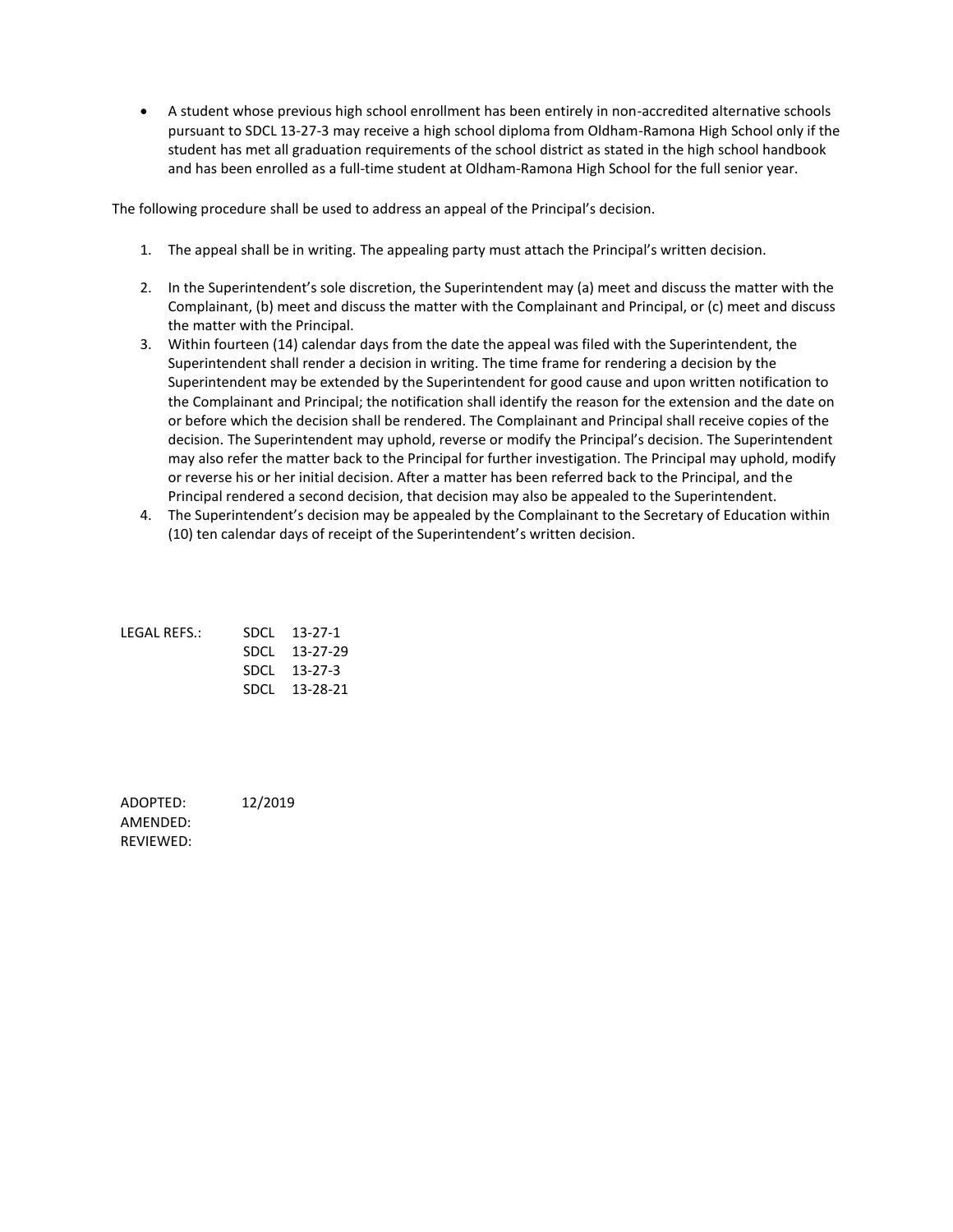- A student whose previous high school enrollment has been entirely in non-accredited alternative schools pursuant to SDCL 13-27-3 may receive a high school diploma from Oldham-Ramona High School only if the student has met all graduation requirements of the school district as stated in the high school handbook and has been enrolled as a full-time student at Oldham-Ramona High School for the full senior year.

The following procedure shall be used to address an appeal of the Principal's decision.

1. The appeal shall be in writing. The appealing party must attach the Principal's written decision.
2. In the Superintendent's sole discretion, the Superintendent may (a) meet and discuss the matter with the Complainant, (b) meet and discuss the matter with the Complainant and Principal, or (c) meet and discuss the matter with the Principal.
3. Within fourteen (14) calendar days from the date the appeal was filed with the Superintendent, the Superintendent shall render a decision in writing. The time frame for rendering a decision by the Superintendent may be extended by the Superintendent for good cause and upon written notification to the Complainant and Principal; the notification shall identify the reason for the extension and the date on or before which the decision shall be rendered. The Complainant and Principal shall receive copies of the decision. The Superintendent may uphold, reverse or modify the Principal's decision. The Superintendent may also refer the matter back to the Principal for further investigation. The Principal may uphold, modify or reverse his or her initial decision. After a matter has been referred back to the Principal, and the Principal rendered a second decision, that decision may also be appealed to the Superintendent.
4. The Superintendent's decision may be appealed by the Complainant to the Secretary of Education within (10) ten calendar days of receipt of the Superintendent's written decision.

LEGAL REFS.: SDCL 13-27-1
SDCL 13-27-29
SDCL 13-27-3
SDCL 13-28-21

ADOPTED: 12/2019
AMENDED:
REVIEWED: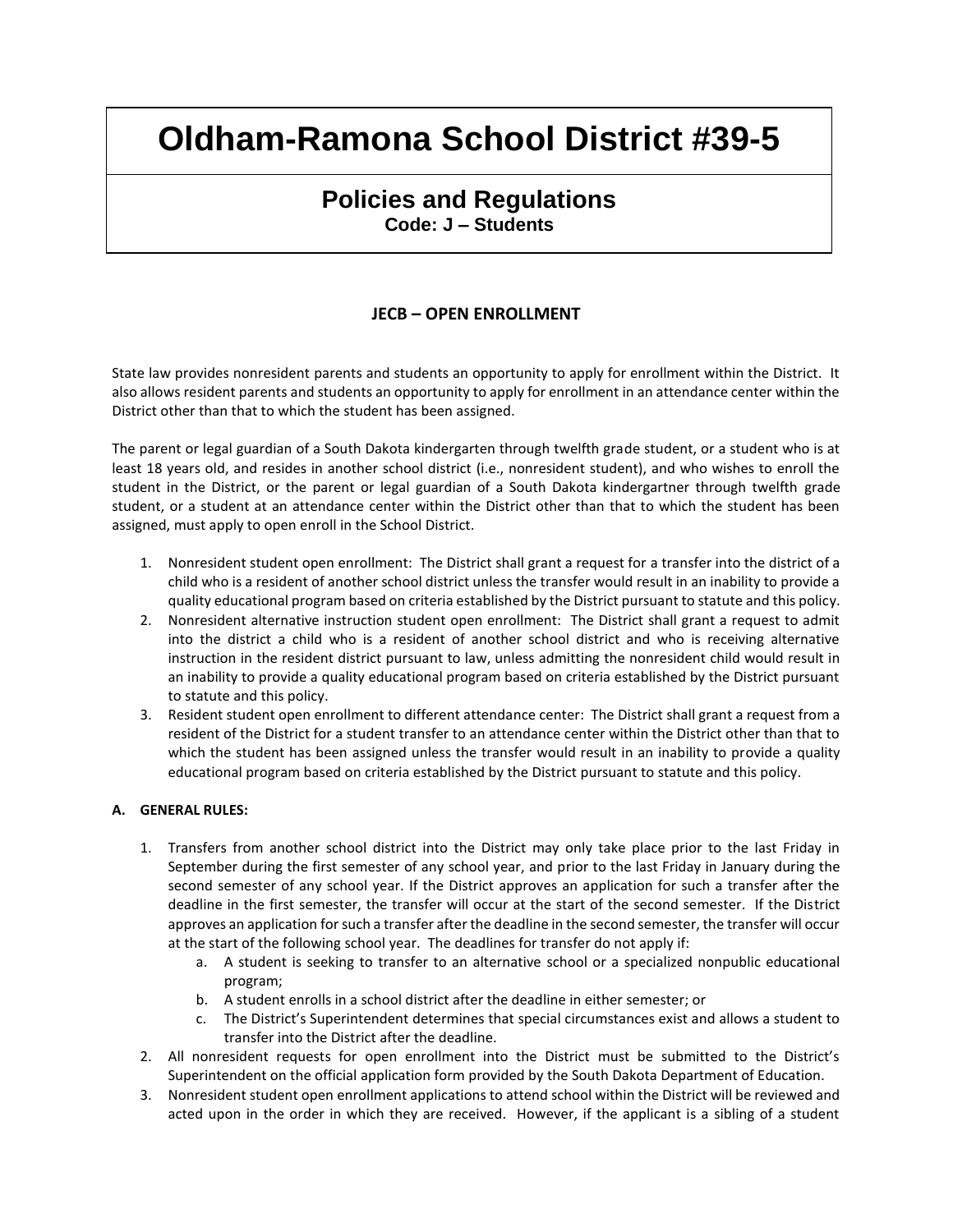# Oldham-Ramona School District #39-5

## Policies and Regulations

**Code: J – Students**

### JECB – OPEN ENROLLMENT

State law provides nonresident parents and students an opportunity to apply for enrollment within the District. It also allows resident parents and students an opportunity to apply for enrollment in an attendance center within the District other than that to which the student has been assigned.

The parent or legal guardian of a South Dakota kindergarten through twelfth grade student, or a student who is at least 18 years old, and resides in another school district (i.e., nonresident student), and who wishes to enroll the student in the District, or the parent or legal guardian of a South Dakota kindergartner through twelfth grade student, or a student at an attendance center within the District other than that to which the student has been assigned, must apply to open enroll in the School District.

1. Nonresident student open enrollment: The District shall grant a request for a transfer into the district of a child who is a resident of another school district unless the transfer would result in an inability to provide a quality educational program based on criteria established by the District pursuant to statute and this policy.
2. Nonresident alternative instruction student open enrollment: The District shall grant a request to admit into the district a child who is a resident of another school district and who is receiving alternative instruction in the resident district pursuant to law, unless admitting the nonresident child would result in an inability to provide a quality educational program based on criteria established by the District pursuant to statute and this policy.
3. Resident student open enrollment to different attendance center: The District shall grant a request from a resident of the District for a student transfer to an attendance center within the District other than that to which the student has been assigned unless the transfer would result in an inability to provide a quality educational program based on criteria established by the District pursuant to statute and this policy.

**A. GENERAL RULES:**

1. Transfers from another school district into the District may only take place prior to the last Friday in September during the first semester of any school year, and prior to the last Friday in January during the second semester of any school year. If the District approves an application for such a transfer after the deadline in the first semester, the transfer will occur at the start of the second semester. If the District approves an application for such a transfer after the deadline in the second semester, the transfer will occur at the start of the following school year. The deadlines for transfer do not apply if:
   a. A student is seeking to transfer to an alternative school or a specialized nonpublic educational program;
   b. A student enrolls in a school district after the deadline in either semester; or
   c. The District's Superintendent determines that special circumstances exist and allows a student to transfer into the District after the deadline.
2. All nonresident requests for open enrollment into the District must be submitted to the District's Superintendent on the official application form provided by the South Dakota Department of Education.
3. Nonresident student open enrollment applications to attend school within the District will be reviewed and acted upon in the order in which they are received. However, if the applicant is a sibling of a student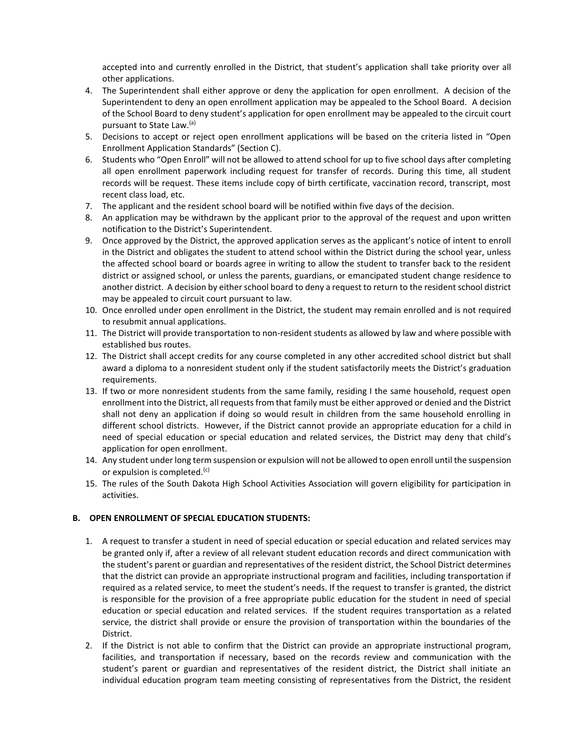accepted into and currently enrolled in the District, that student's application shall take priority over all other applications.

4. The Superintendent shall either approve or deny the application for open enrollment. A decision of the Superintendent to deny an open enrollment application may be appealed to the School Board. A decision of the School Board to deny student's application for open enrollment may be appealed to the circuit court pursuant to State Law.[a]
5. Decisions to accept or reject open enrollment applications will be based on the criteria listed in "Open Enrollment Application Standards" (Section C).
6. Students who "Open Enroll" will not be allowed to attend school for up to five school days after completing all open enrollment paperwork including request for transfer of records. During this time, all student records will be request. These items include copy of birth certificate, vaccination record, transcript, most recent class load, etc.
7. The applicant and the resident school board will be notified within five days of the decision.
8. An application may be withdrawn by the applicant prior to the approval of the request and upon written notification to the District's Superintendent.
9. Once approved by the District, the approved application serves as the applicant's notice of intent to enroll in the District and obligates the student to attend school within the District during the school year, unless the affected school board or boards agree in writing to allow the student to transfer back to the resident district or assigned school, or unless the parents, guardians, or emancipated student change residence to another district. A decision by either school board to deny a request to return to the resident school district may be appealed to circuit court pursuant to law.
10. Once enrolled under open enrollment in the District, the student may remain enrolled and is not required to resubmit annual applications.
11. The District will provide transportation to non-resident students as allowed by law and where possible with established bus routes.
12. The District shall accept credits for any course completed in any other accredited school district but shall award a diploma to a nonresident student only if the student satisfactorily meets the District's graduation requirements.
13. If two or more nonresident students from the same family, residing I the same household, request open enrollment into the District, all requests from that family must be either approved or denied and the District shall not deny an application if doing so would result in children from the same household enrolling in different school districts. However, if the District cannot provide an appropriate education for a child in need of special education or special education and related services, the District may deny that child's application for open enrollment.
14. Any student under long term suspension or expulsion will not be allowed to open enroll until the suspension or expulsion is completed.[c]
15. The rules of the South Dakota High School Activities Association will govern eligibility for participation in activities.

**B. OPEN ENROLLMENT OF SPECIAL EDUCATION STUDENTS:**

1. A request to transfer a student in need of special education or special education and related services may be granted only if, after a review of all relevant student education records and direct communication with the student's parent or guardian and representatives of the resident district, the School District determines that the district can provide an appropriate instructional program and facilities, including transportation if required as a related service, to meet the student's needs. If the request to transfer is granted, the district is responsible for the provision of a free appropriate public education for the student in need of special education or special education and related services. If the student requires transportation as a related service, the district shall provide or ensure the provision of transportation within the boundaries of the District.
2. If the District is not able to confirm that the District can provide an appropriate instructional program, facilities, and transportation if necessary, based on the records review and communication with the student's parent or guardian and representatives of the resident district, the District shall initiate an individual education program team meeting consisting of representatives from the District, the resident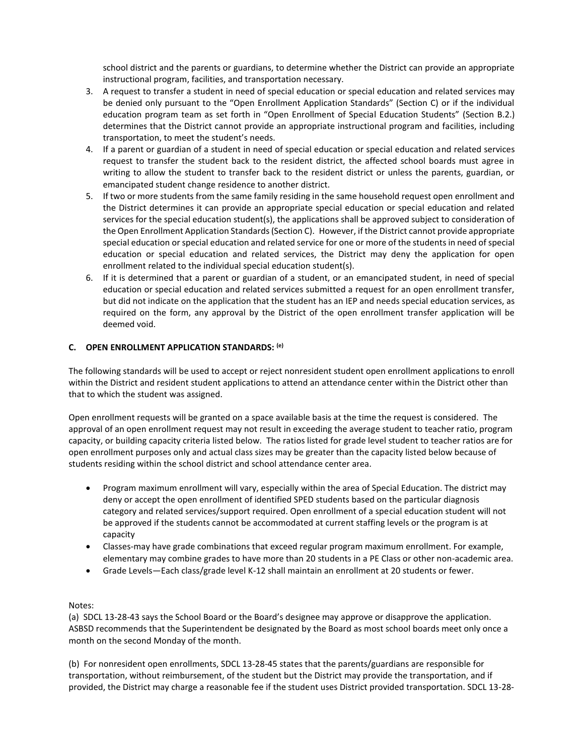school district and the parents or guardians, to determine whether the District can provide an appropriate instructional program, facilities, and transportation necessary.

3. A request to transfer a student in need of special education or special education and related services may be denied only pursuant to the "Open Enrollment Application Standards" (Section C) or if the individual education program team as set forth in "Open Enrollment of Special Education Students" (Section B.2.) determines that the District cannot provide an appropriate instructional program and facilities, including transportation, to meet the student's needs.
4. If a parent or guardian of a student in need of special education or special education and related services request to transfer the student back to the resident district, the affected school boards must agree in writing to allow the student to transfer back to the resident district or unless the parents, guardian, or emancipated student change residence to another district.
5. If two or more students from the same family residing in the same household request open enrollment and the District determines it can provide an appropriate special education or special education and related services for the special education student(s), the applications shall be approved subject to consideration of the Open Enrollment Application Standards (Section C). However, if the District cannot provide appropriate special education or special education and related service for one or more of the students in need of special education or special education and related services, the District may deny the application for open enrollment related to the individual special education student(s).
6. If it is determined that a parent or guardian of a student, or an emancipated student, in need of special education or special education and related services submitted a request for an open enrollment transfer, but did not indicate on the application that the student has an IEP and needs special education services, as required on the form, any approval by the District of the open enrollment transfer application will be deemed void.

### C. OPEN ENROLLMENT APPLICATION STANDARDS: (e)

The following standards will be used to accept or reject nonresident student open enrollment applications to enroll within the District and resident student applications to attend an attendance center within the District other than that to which the student was assigned.

Open enrollment requests will be granted on a space available basis at the time the request is considered. The approval of an open enrollment request may not result in exceeding the average student to teacher ratio, program capacity, or building capacity criteria listed below. The ratios listed for grade level student to teacher ratios are for open enrollment purposes only and actual class sizes may be greater than the capacity listed below because of students residing within the school district and school attendance center area.

- Program maximum enrollment will vary, especially within the area of Special Education. The district may deny or accept the open enrollment of identified SPED students based on the particular diagnosis category and related services/support required. Open enrollment of a special education student will not be approved if the students cannot be accommodated at current staffing levels or the program is at capacity
- Classes-may have grade combinations that exceed regular program maximum enrollment. For example, elementary may combine grades to have more than 20 students in a PE Class or other non-academic area.
- Grade Levels—Each class/grade level K-12 shall maintain an enrollment at 20 students or fewer.

Notes:

(a) SDCL 13-28-43 says the School Board or the Board's designee may approve or disapprove the application. ASBSD recommends that the Superintendent be designated by the Board as most school boards meet only once a month on the second Monday of the month.

(b) For nonresident open enrollments, SDCL 13-28-45 states that the parents/guardians are responsible for transportation, without reimbursement, of the student but the District may provide the transportation, and if provided, the District may charge a reasonable fee if the student uses District provided transportation. SDCL 13-28-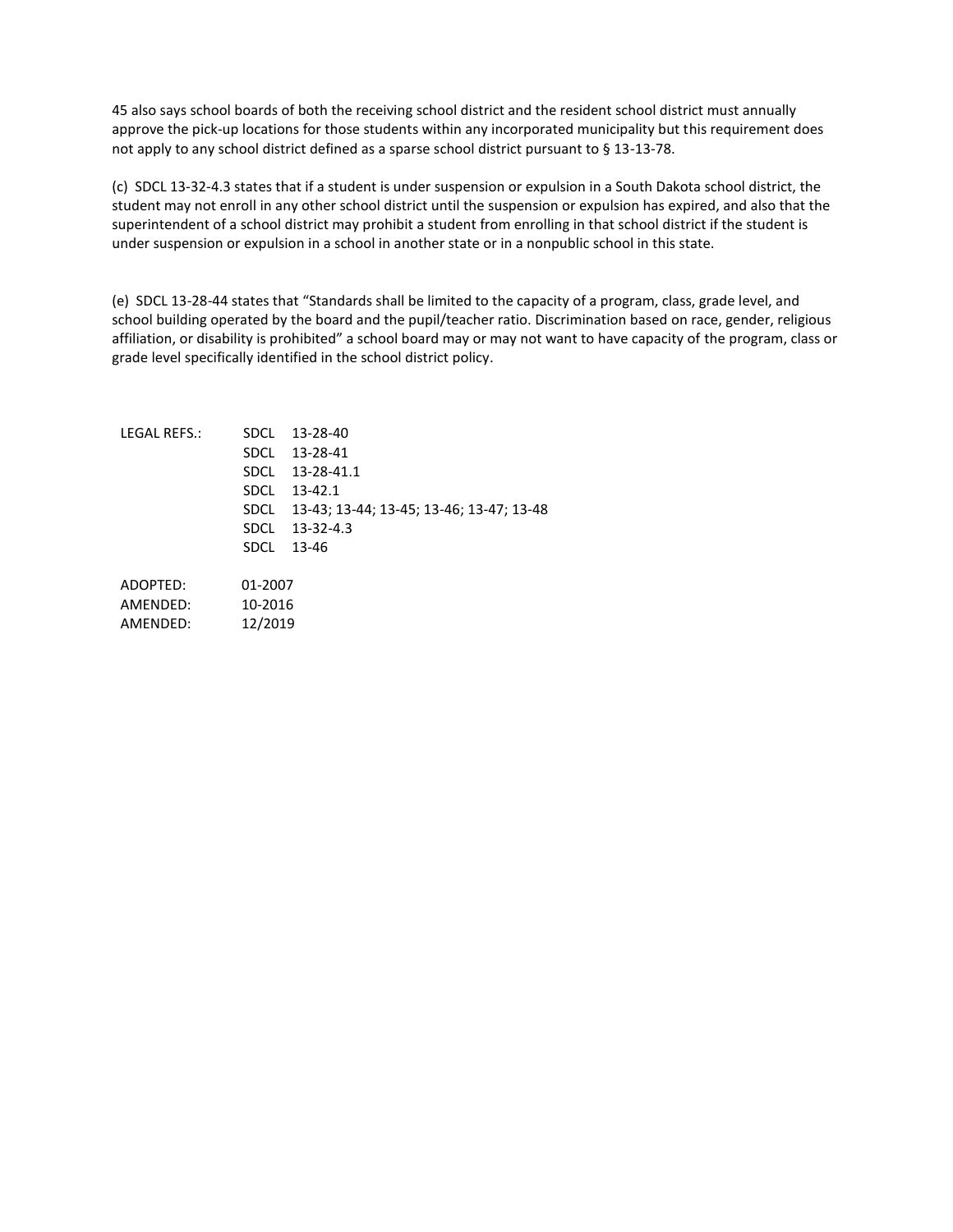45 also says school boards of both the receiving school district and the resident school district must annually approve the pick-up locations for those students within any incorporated municipality but this requirement does not apply to any school district defined as a sparse school district pursuant to § 13-13-78.

(c) SDCL 13-32-4.3 states that if a student is under suspension or expulsion in a South Dakota school district, the student may not enroll in any other school district until the suspension or expulsion has expired, and also that the superintendent of a school district may prohibit a student from enrolling in that school district if the student is under suspension or expulsion in a school in another state or in a nonpublic school in this state.

(e) SDCL 13-28-44 states that "Standards shall be limited to the capacity of a program, class, grade level, and school building operated by the board and the pupil/teacher ratio. Discrimination based on race, gender, religious affiliation, or disability is prohibited" a school board may or may not want to have capacity of the program, class or grade level specifically identified in the school district policy.

LEGAL REFS.: SDCL 13-28-40
SDCL 13-28-41
SDCL 13-28-41.1
SDCL 13-42.1
SDCL 13-43; 13-44; 13-45; 13-46; 13-47; 13-48
SDCL 13-32-4.3
SDCL 13-46

ADOPTED: 01-2007
AMENDED: 10-2016
AMENDED: 12/2019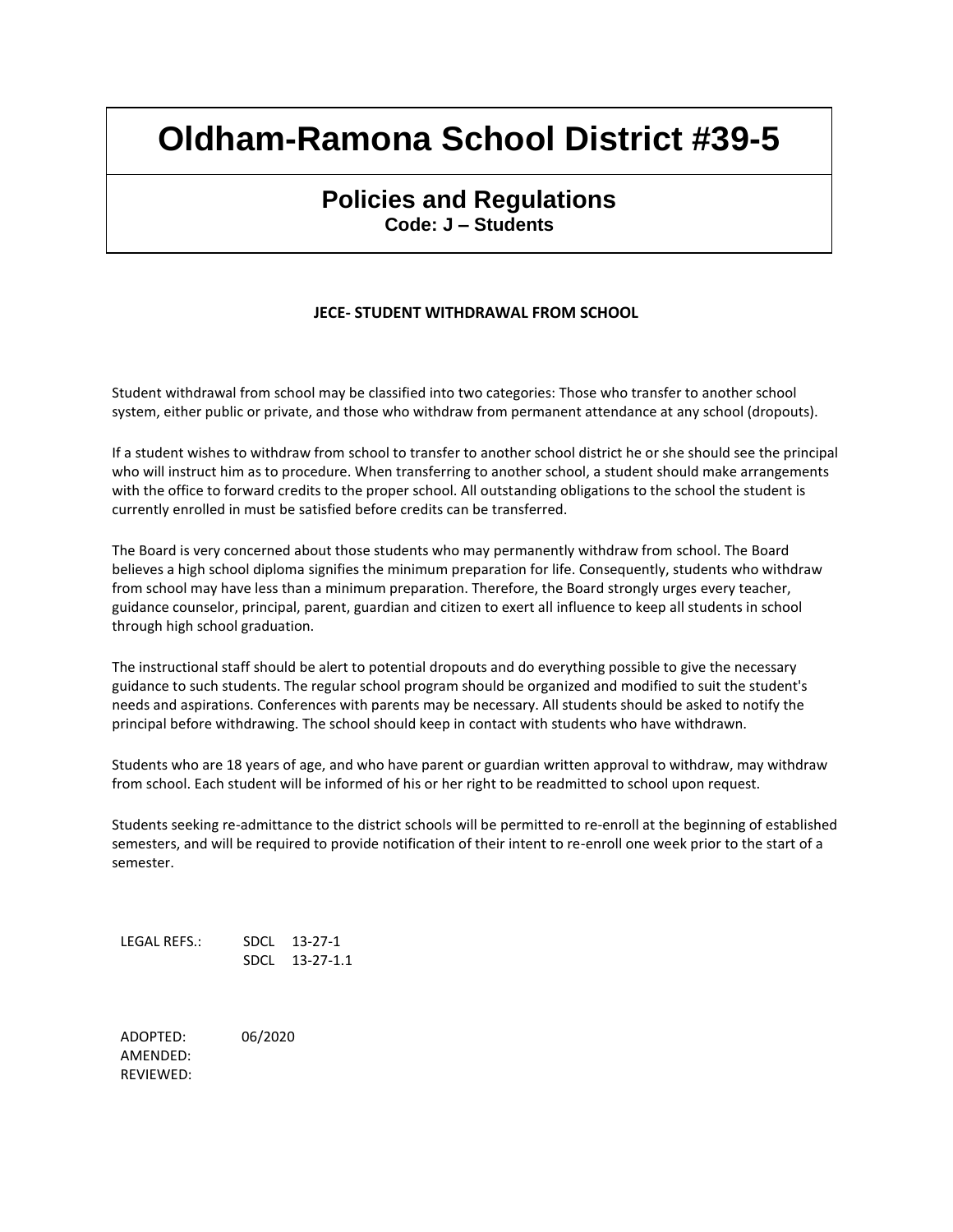# Oldham-Ramona School District #39-5

## Policies and Regulations

**Code: J – Students**

### JECE- STUDENT WITHDRAWAL FROM SCHOOL

Student withdrawal from school may be classified into two categories: Those who transfer to another school system, either public or private, and those who withdraw from permanent attendance at any school (dropouts).

If a student wishes to withdraw from school to transfer to another school district he or she should see the principal who will instruct him as to procedure. When transferring to another school, a student should make arrangements with the office to forward credits to the proper school. All outstanding obligations to the school the student is currently enrolled in must be satisfied before credits can be transferred.

The Board is very concerned about those students who may permanently withdraw from school. The Board believes a high school diploma signifies the minimum preparation for life. Consequently, students who withdraw from school may have less than a minimum preparation. Therefore, the Board strongly urges every teacher, guidance counselor, principal, parent, guardian and citizen to exert all influence to keep all students in school through high school graduation.

The instructional staff should be alert to potential dropouts and do everything possible to give the necessary guidance to such students. The regular school program should be organized and modified to suit the student's needs and aspirations. Conferences with parents may be necessary. All students should be asked to notify the principal before withdrawing. The school should keep in contact with students who have withdrawn.

Students who are 18 years of age, and who have parent or guardian written approval to withdraw, may withdraw from school. Each student will be informed of his or her right to be readmitted to school upon request.

Students seeking re-admittance to the district schools will be permitted to re-enroll at the beginning of established semesters, and will be required to provide notification of their intent to re-enroll one week prior to the start of a semester.

LEGAL REFS.: SDCL 13-27-1
SDCL 13-27-1.1

ADOPTED: 06/2020
AMENDED:
REVIEWED: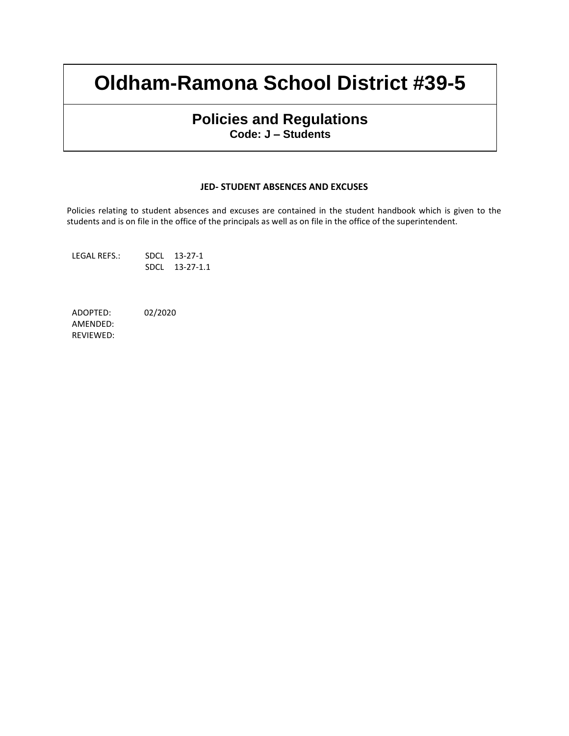# Oldham-Ramona School District #39-5

## Policies and Regulations

**Code: J – Students**

### JED- STUDENT ABSENCES AND EXCUSES

Policies relating to student absences and excuses are contained in the student handbook which is given to the students and is on file in the office of the principals as well as on file in the office of the superintendent.

LEGAL REFS.: SDCL 13-27-1
SDCL 13-27-1.1

ADOPTED: 02/2020
AMENDED:
REVIEWED: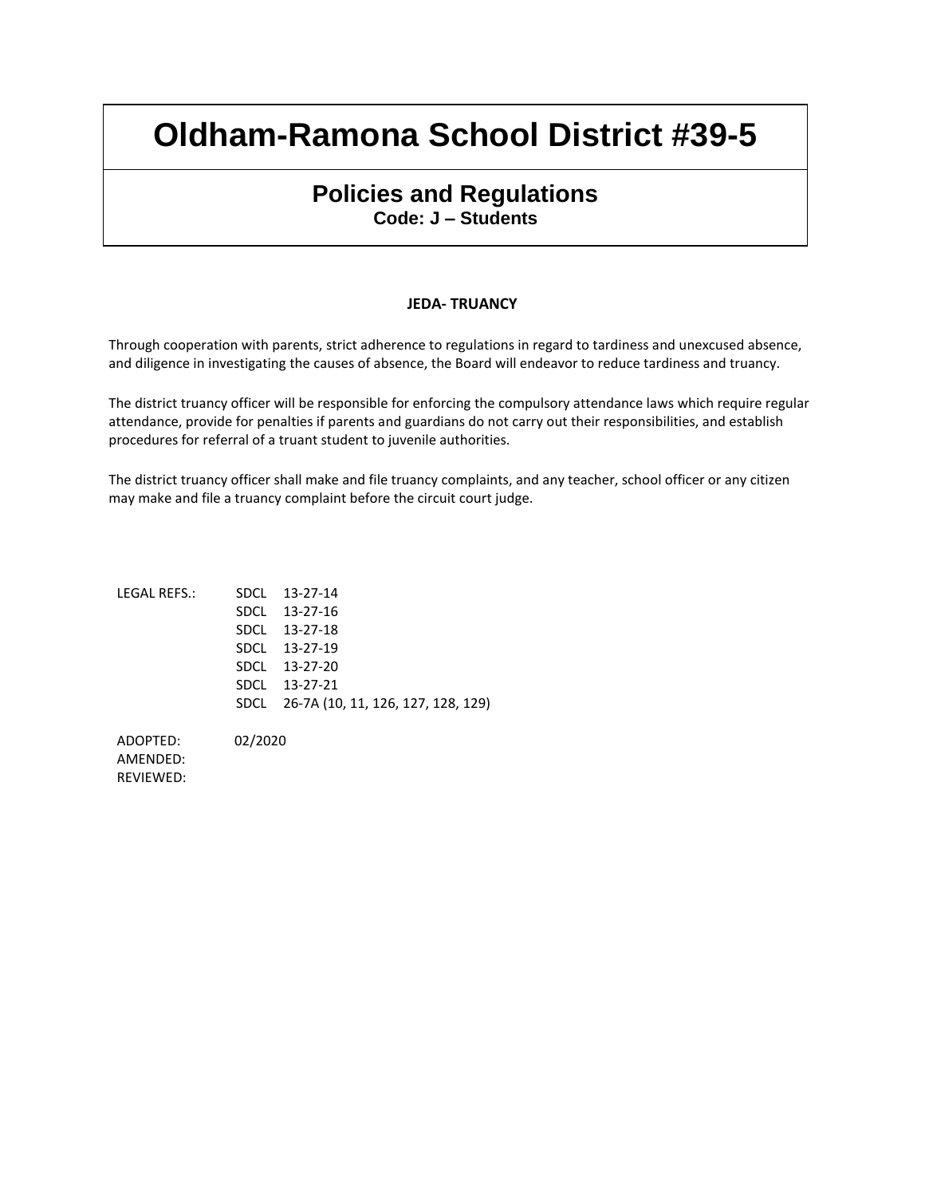# Oldham-Ramona School District #39-5

## Policies and Regulations

**Code: J – Students**

### JEDA- TRUANCY

Through cooperation with parents, strict adherence to regulations in regard to tardiness and unexcused absence, and diligence in investigating the causes of absence, the Board will endeavor to reduce tardiness and truancy.

The district truancy officer will be responsible for enforcing the compulsory attendance laws which require regular attendance, provide for penalties if parents and guardians do not carry out their responsibilities, and establish procedures for referral of a truant student to juvenile authorities.

The district truancy officer shall make and file truancy complaints, and any teacher, school officer or any citizen may make and file a truancy complaint before the circuit court judge.

LEGAL REFS.:
SDCL 13-27-14
SDCL 13-27-16
SDCL 13-27-18
SDCL 13-27-19
SDCL 13-27-20
SDCL 13-27-21
SDCL 26-7A (10, 11, 126, 127, 128, 129)

ADOPTED: 02/2020
AMENDED:
REVIEWED: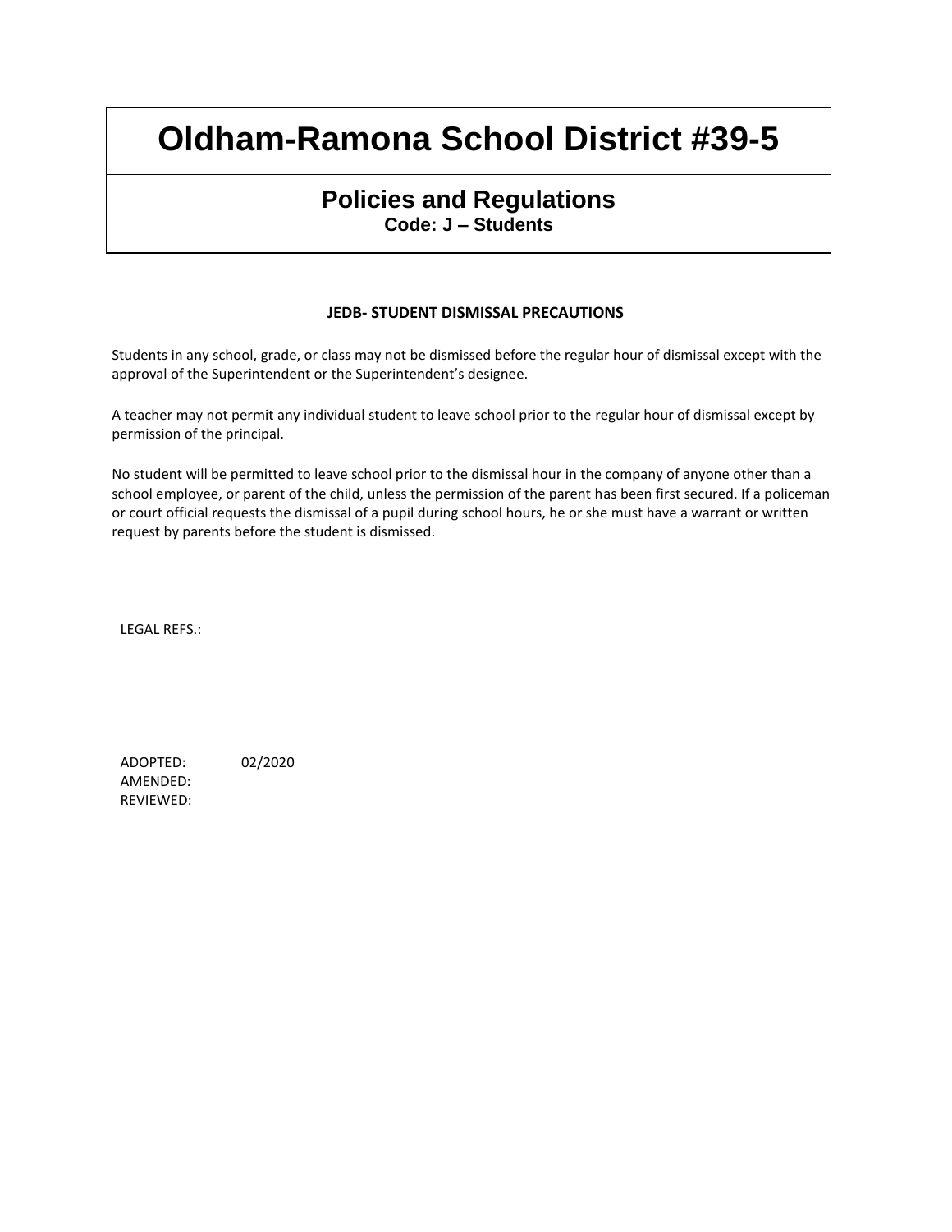# Oldham-Ramona School District #39-5

## Policies and Regulations
**Code: J – Students**

### JEDB- STUDENT DISMISSAL PRECAUTIONS

Students in any school, grade, or class may not be dismissed before the regular hour of dismissal except with the approval of the Superintendent or the Superintendent's designee.

A teacher may not permit any individual student to leave school prior to the regular hour of dismissal except by permission of the principal.

No student will be permitted to leave school prior to the dismissal hour in the company of anyone other than a school employee, or parent of the child, unless the permission of the parent has been first secured. If a policeman or court official requests the dismissal of a pupil during school hours, he or she must have a warrant or written request by parents before the student is dismissed.

LEGAL REFS.:

ADOPTED: 02/2020
AMENDED:
REVIEWED: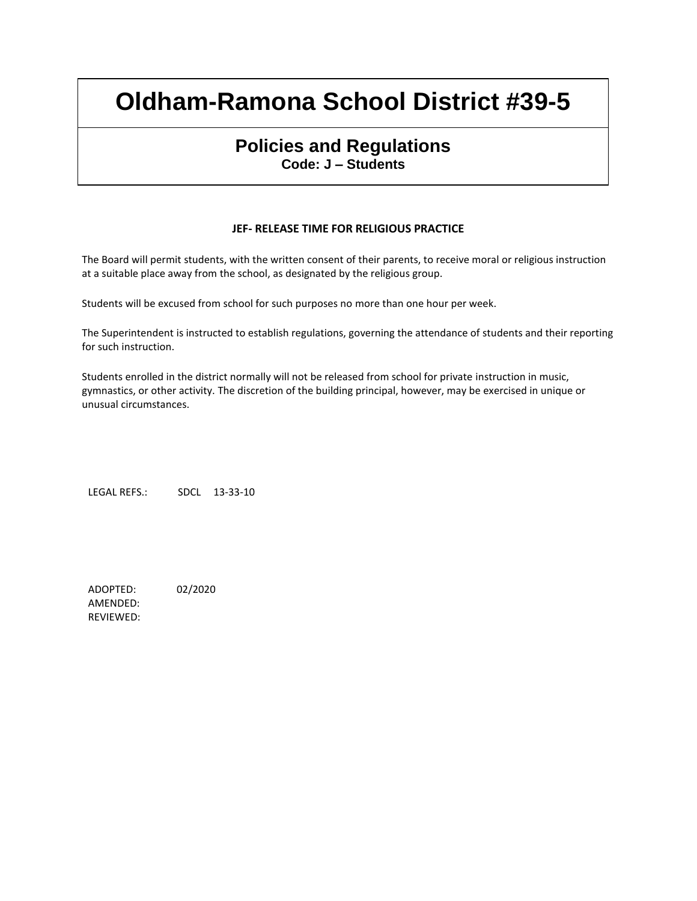# Oldham-Ramona School District #39-5

## Policies and Regulations

**Code: J – Students**

### JEF- RELEASE TIME FOR RELIGIOUS PRACTICE

The Board will permit students, with the written consent of their parents, to receive moral or religious instruction at a suitable place away from the school, as designated by the religious group.

Students will be excused from school for such purposes no more than one hour per week.

The Superintendent is instructed to establish regulations, governing the attendance of students and their reporting for such instruction.

Students enrolled in the district normally will not be released from school for private instruction in music, gymnastics, or other activity. The discretion of the building principal, however, may be exercised in unique or unusual circumstances.

LEGAL REFS.: SDCL 13-33-10

ADOPTED: 02/2020
AMENDED:
REVIEWED: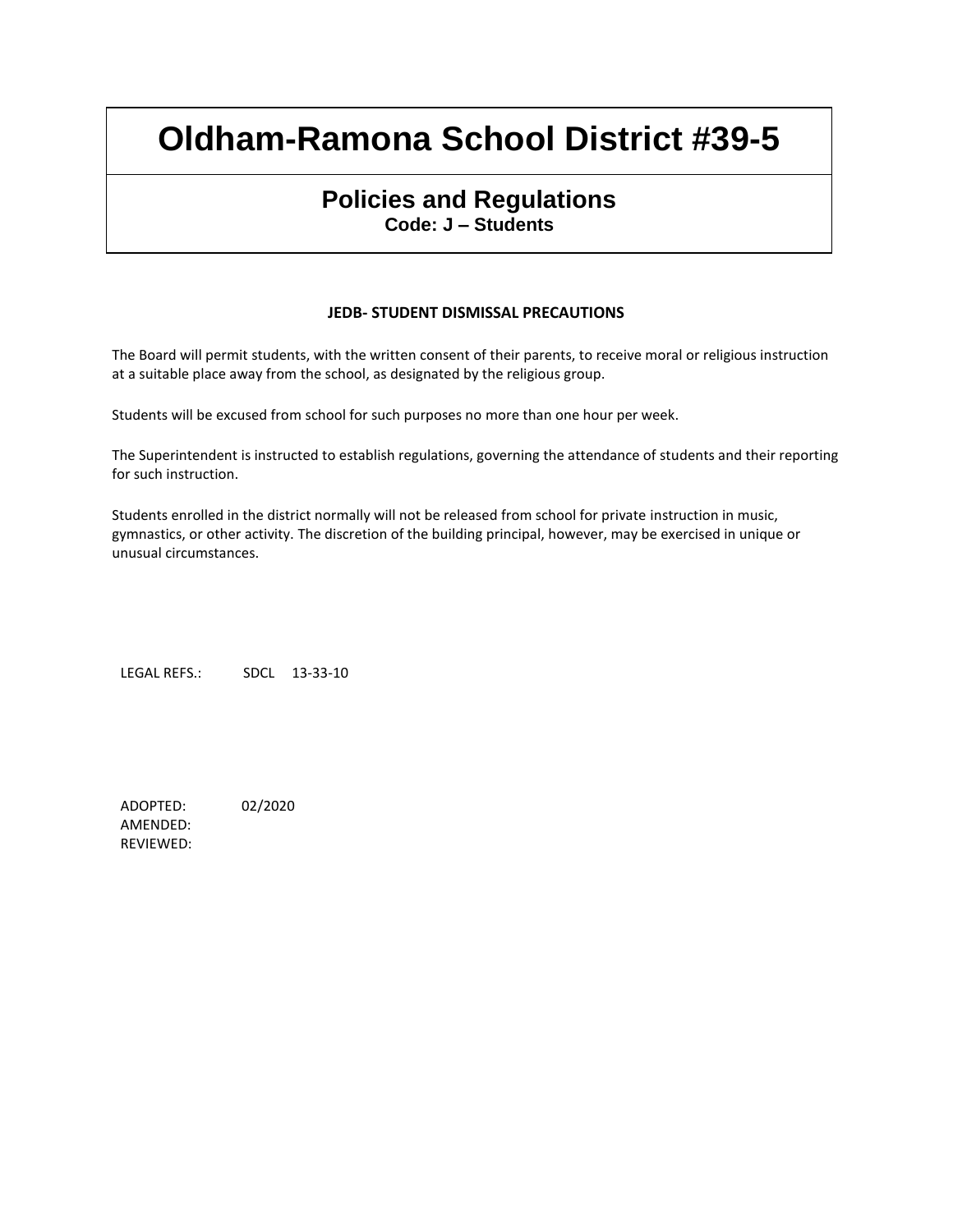# Oldham-Ramona School District #39-5

## Policies and Regulations

**Code: J – Students**

### JEDB- STUDENT DISMISSAL PRECAUTIONS

The Board will permit students, with the written consent of their parents, to receive moral or religious instruction at a suitable place away from the school, as designated by the religious group.

Students will be excused from school for such purposes no more than one hour per week.

The Superintendent is instructed to establish regulations, governing the attendance of students and their reporting for such instruction.

Students enrolled in the district normally will not be released from school for private instruction in music, gymnastics, or other activity. The discretion of the building principal, however, may be exercised in unique or unusual circumstances.

LEGAL REFS.: SDCL 13-33-10

ADOPTED: 02/2020
AMENDED:
REVIEWED: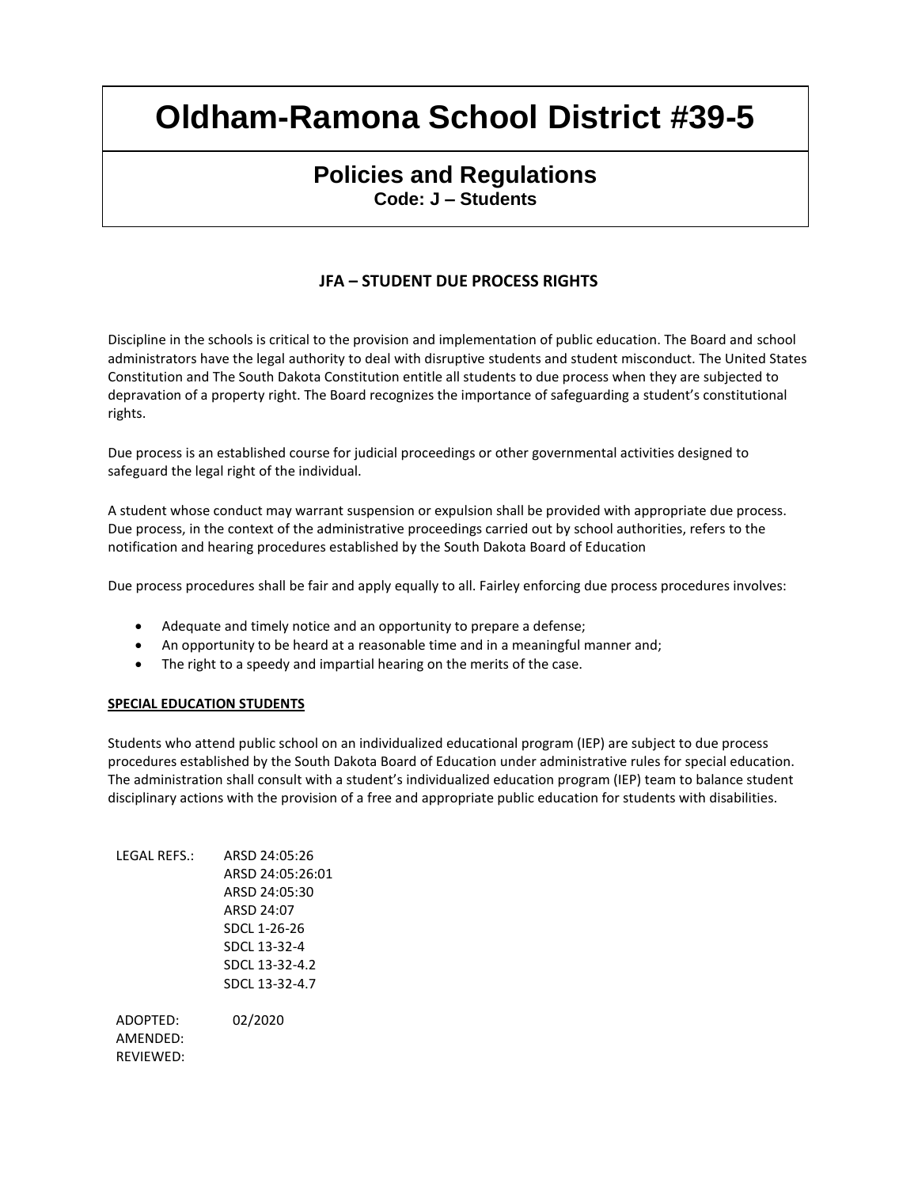# Oldham-Ramona School District #39-5

## Policies and Regulations

**Code: J – Students**

### JFA – STUDENT DUE PROCESS RIGHTS

Discipline in the schools is critical to the provision and implementation of public education. The Board and school administrators have the legal authority to deal with disruptive students and student misconduct. The United States Constitution and The South Dakota Constitution entitle all students to due process when they are subjected to depravation of a property right. The Board recognizes the importance of safeguarding a student's constitutional rights.

Due process is an established course for judicial proceedings or other governmental activities designed to safeguard the legal right of the individual.

A student whose conduct may warrant suspension or expulsion shall be provided with appropriate due process. Due process, in the context of the administrative proceedings carried out by school authorities, refers to the notification and hearing procedures established by the South Dakota Board of Education

Due process procedures shall be fair and apply equally to all. Fairley enforcing due process procedures involves:

- Adequate and timely notice and an opportunity to prepare a defense;
- An opportunity to be heard at a reasonable time and in a meaningful manner and;
- The right to a speedy and impartial hearing on the merits of the case.

**SPECIAL EDUCATION STUDENTS**

Students who attend public school on an individualized educational program (IEP) are subject to due process procedures established by the South Dakota Board of Education under administrative rules for special education. The administration shall consult with a student's individualized education program (IEP) team to balance student disciplinary actions with the provision of a free and appropriate public education for students with disabilities.

LEGAL REFS.: ARSD 24:05:26
ARSD 24:05:26:01
ARSD 24:05:30
ARSD 24:07
SDCL 1-26-26
SDCL 13-32-4
SDCL 13-32-4.2
SDCL 13-32-4.7

ADOPTED: 02/2020
AMENDED:
REVIEWED: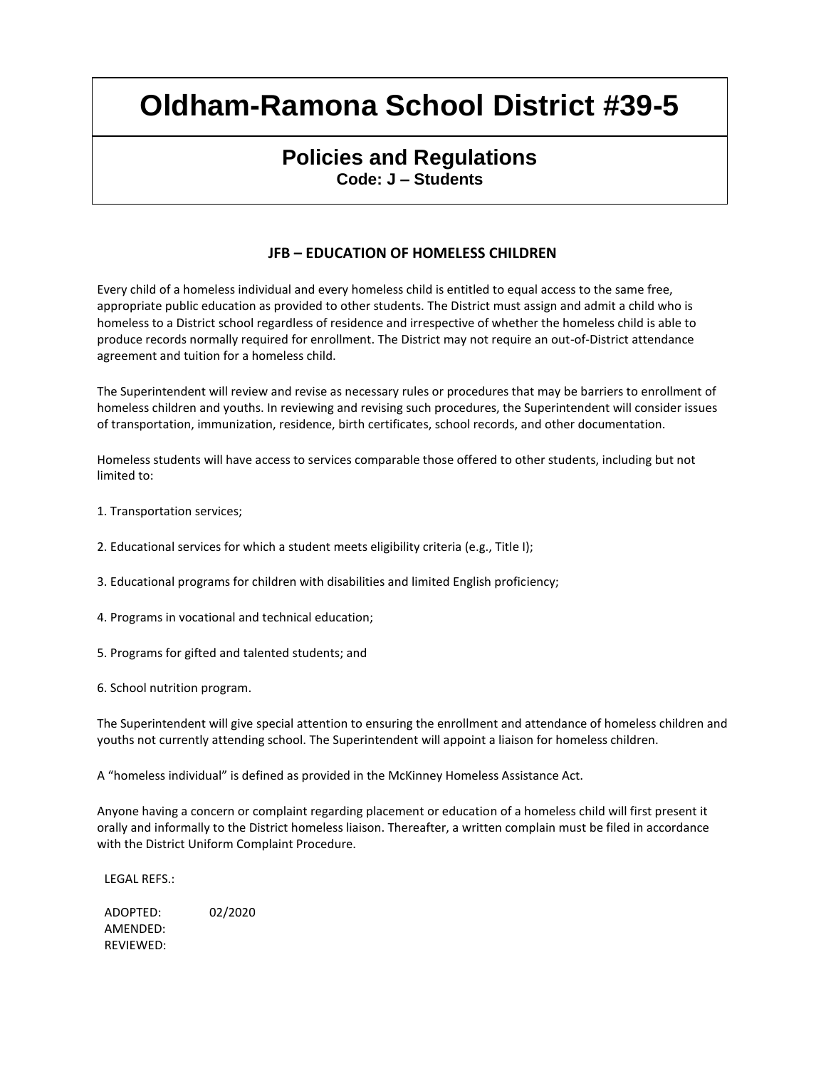# Oldham-Ramona School District #39-5

## Policies and Regulations

**Code: J – Students**

### JFB – EDUCATION OF HOMELESS CHILDREN

Every child of a homeless individual and every homeless child is entitled to equal access to the same free, appropriate public education as provided to other students. The District must assign and admit a child who is homeless to a District school regardless of residence and irrespective of whether the homeless child is able to produce records normally required for enrollment. The District may not require an out-of-District attendance agreement and tuition for a homeless child.

The Superintendent will review and revise as necessary rules or procedures that may be barriers to enrollment of homeless children and youths. In reviewing and revising such procedures, the Superintendent will consider issues of transportation, immunization, residence, birth certificates, school records, and other documentation.

Homeless students will have access to services comparable those offered to other students, including but not limited to:

1. Transportation services;

2. Educational services for which a student meets eligibility criteria (e.g., Title I);

3. Educational programs for children with disabilities and limited English proficiency;

4. Programs in vocational and technical education;

5. Programs for gifted and talented students; and

6. School nutrition program.

The Superintendent will give special attention to ensuring the enrollment and attendance of homeless children and youths not currently attending school. The Superintendent will appoint a liaison for homeless children.

A "homeless individual" is defined as provided in the McKinney Homeless Assistance Act.

Anyone having a concern or complaint regarding placement or education of a homeless child will first present it orally and informally to the District homeless liaison. Thereafter, a written complain must be filed in accordance with the District Uniform Complaint Procedure.

LEGAL REFS.:

ADOPTED: 02/2020
AMENDED:
REVIEWED: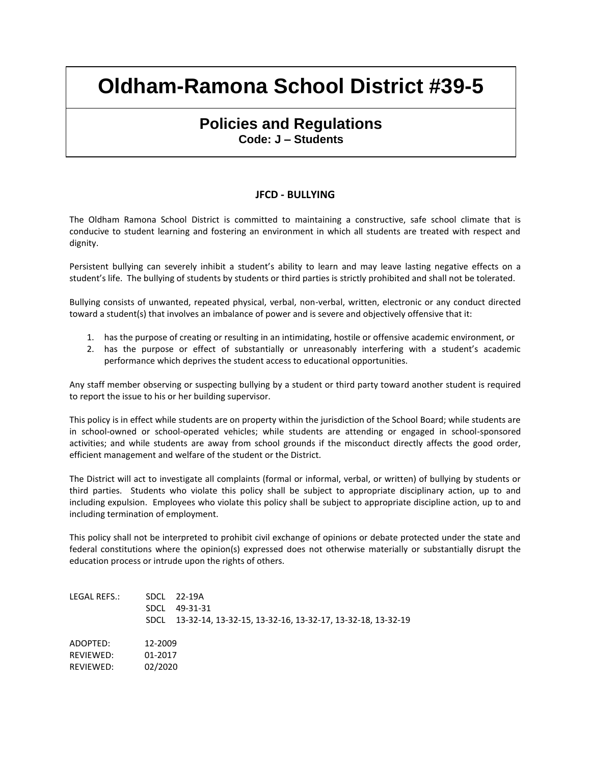# Oldham-Ramona School District #39-5

## Policies and Regulations

**Code: J – Students**

### JFCD - BULLYING

The Oldham Ramona School District is committed to maintaining a constructive, safe school climate that is conducive to student learning and fostering an environment in which all students are treated with respect and dignity.

Persistent bullying can severely inhibit a student's ability to learn and may leave lasting negative effects on a student's life. The bullying of students by students or third parties is strictly prohibited and shall not be tolerated.

Bullying consists of unwanted, repeated physical, verbal, non-verbal, written, electronic or any conduct directed toward a student(s) that involves an imbalance of power and is severe and objectively offensive that it:

1. has the purpose of creating or resulting in an intimidating, hostile or offensive academic environment, or
2. has the purpose or effect of substantially or unreasonably interfering with a student's academic performance which deprives the student access to educational opportunities.

Any staff member observing or suspecting bullying by a student or third party toward another student is required to report the issue to his or her building supervisor.

This policy is in effect while students are on property within the jurisdiction of the School Board; while students are in school-owned or school-operated vehicles; while students are attending or engaged in school-sponsored activities; and while students are away from school grounds if the misconduct directly affects the good order, efficient management and welfare of the student or the District.

The District will act to investigate all complaints (formal or informal, verbal, or written) of bullying by students or third parties. Students who violate this policy shall be subject to appropriate disciplinary action, up to and including expulsion. Employees who violate this policy shall be subject to appropriate discipline action, up to and including termination of employment.

This policy shall not be interpreted to prohibit civil exchange of opinions or debate protected under the state and federal constitutions where the opinion(s) expressed does not otherwise materially or substantially disrupt the education process or intrude upon the rights of others.

LEGAL REFS.: SDCL 22-19A
SDCL 49-31-31
SDCL 13-32-14, 13-32-15, 13-32-16, 13-32-17, 13-32-18, 13-32-19

ADOPTED: 12-2009
REVIEWED: 01-2017
REVIEWED: 02/2020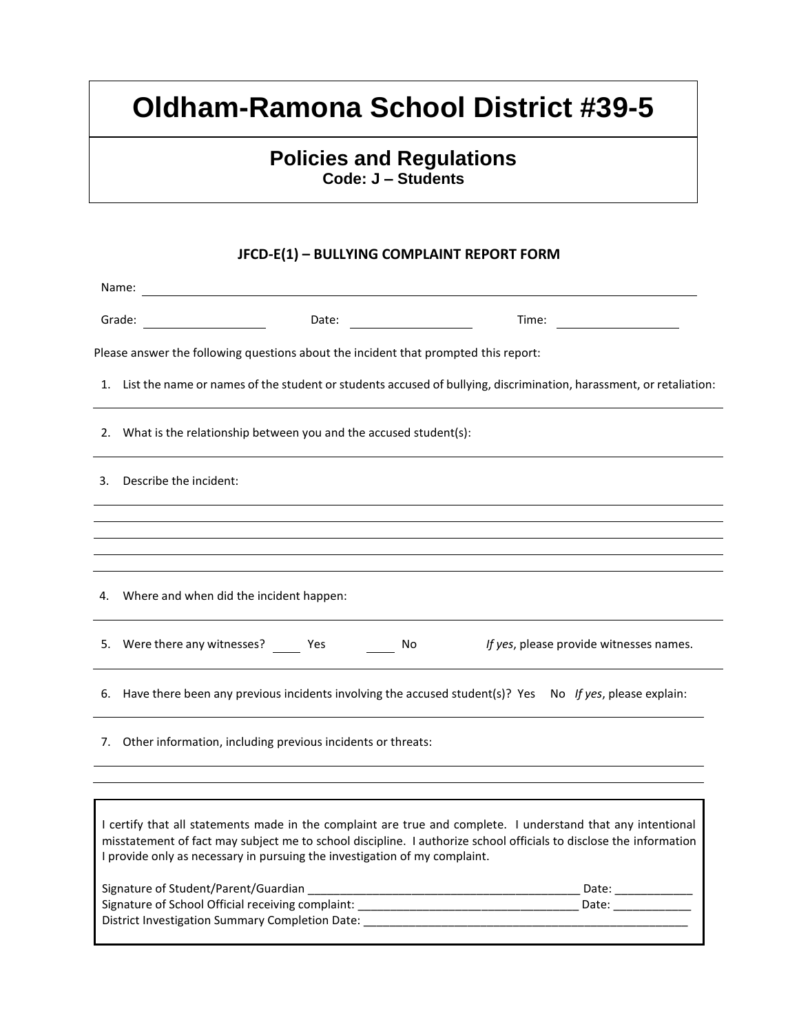# Oldham-Ramona School District #39-5

## Policies and Regulations

**Code: J – Students**

### JFCD-E(1) – BULLYING COMPLAINT REPORT FORM

Name: ______________________________________________

Grade: ______________ Date: ______________ Time: ______________

Please answer the following questions about the incident that prompted this report:

1. List the name or names of the student or students accused of bullying, discrimination, harassment, or retaliation:

___________________________________________________

2. What is the relationship between you and the accused student(s):

___________________________________________________

3. Describe the incident:

___________________________________________________
___________________________________________________
___________________________________________________
___________________________________________________
___________________________________________________

4. Where and when did the incident happen:

___________________________________________________

5. Were there any witnesses? ____ Yes ____ No *If yes*, please provide witnesses names.

___________________________________________________

6. Have there been any previous incidents involving the accused student(s)? Yes No *If yes*, please explain:

___________________________________________________

7. Other information, including previous incidents or threats:

___________________________________________________
___________________________________________________

I certify that all statements made in the complaint are true and complete. I understand that any intentional misstatement of fact may subject me to school discipline. I authorize school officials to disclose the information I provide only as necessary in pursuing the investigation of my complaint.

Signature of Student/Parent/Guardian __________________________________________ Date: ____________
Signature of School Official receiving complaint: ___________________________________ Date: ____________
District Investigation Summary Completion Date: ___________________________________________________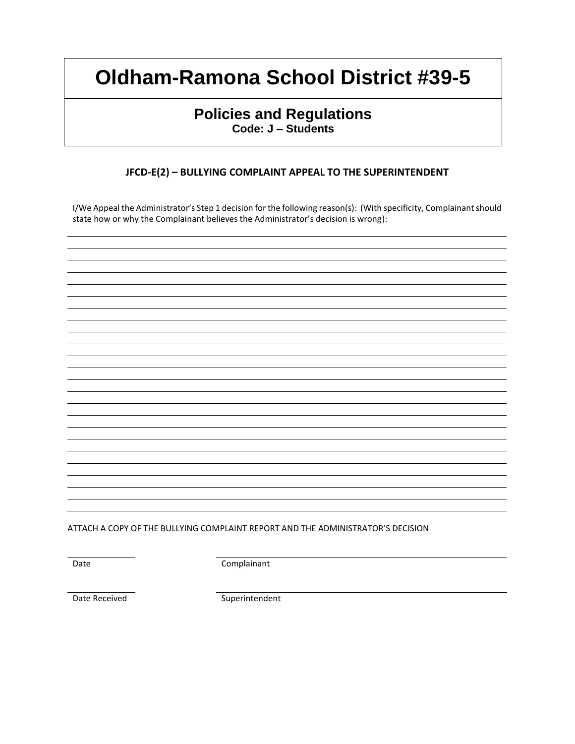# Oldham-Ramona School District #39-5

## Policies and Regulations

**Code: J – Students**

### JFCD-E(2) – BULLYING COMPLAINT APPEAL TO THE SUPERINTENDENT

I/We Appeal the Administrator's Step 1 decision for the following reason(s): (With specificity, Complainant should state how or why the Complainant believes the Administrator's decision is wrong):

\_\_\_\_\_\_\_\_\_\_\_\_\_\_\_\_\_\_\_\_\_\_\_\_\_\_\_\_\_\_\_\_\_\_\_\_\_\_\_\_\_\_\_\_\_\_\_\_\_\_\_\_\_\_\_\_\_\_\_\_\_\_\_\_\_\_\_\_\_\_\_\_\_\_\_\_\_\_

\_\_\_\_\_\_\_\_\_\_\_\_\_\_\_\_\_\_\_\_\_\_\_\_\_\_\_\_\_\_\_\_\_\_\_\_\_\_\_\_\_\_\_\_\_\_\_\_\_\_\_\_\_\_\_\_\_\_\_\_\_\_\_\_\_\_\_\_\_\_\_\_\_\_\_\_\_\_

\_\_\_\_\_\_\_\_\_\_\_\_\_\_\_\_\_\_\_\_\_\_\_\_\_\_\_\_\_\_\_\_\_\_\_\_\_\_\_\_\_\_\_\_\_\_\_\_\_\_\_\_\_\_\_\_\_\_\_\_\_\_\_\_\_\_\_\_\_\_\_\_\_\_\_\_\_\_

ATTACH A COPY OF THE BULLYING COMPLAINT REPORT AND THE ADMINISTRATOR'S DECISION

| | |
|---|---|
| \_\_\_\_\_\_\_\_\_\_ | \_\_\_\_\_\_\_\_\_\_\_\_\_\_\_\_\_\_\_\_\_\_\_\_\_\_\_\_\_\_\_\_ |
| Date | Complainant |
| \_\_\_\_\_\_\_\_\_\_ | \_\_\_\_\_\_\_\_\_\_\_\_\_\_\_\_\_\_\_\_\_\_\_\_\_\_\_\_\_\_\_\_ |
| Date Received | Superintendent |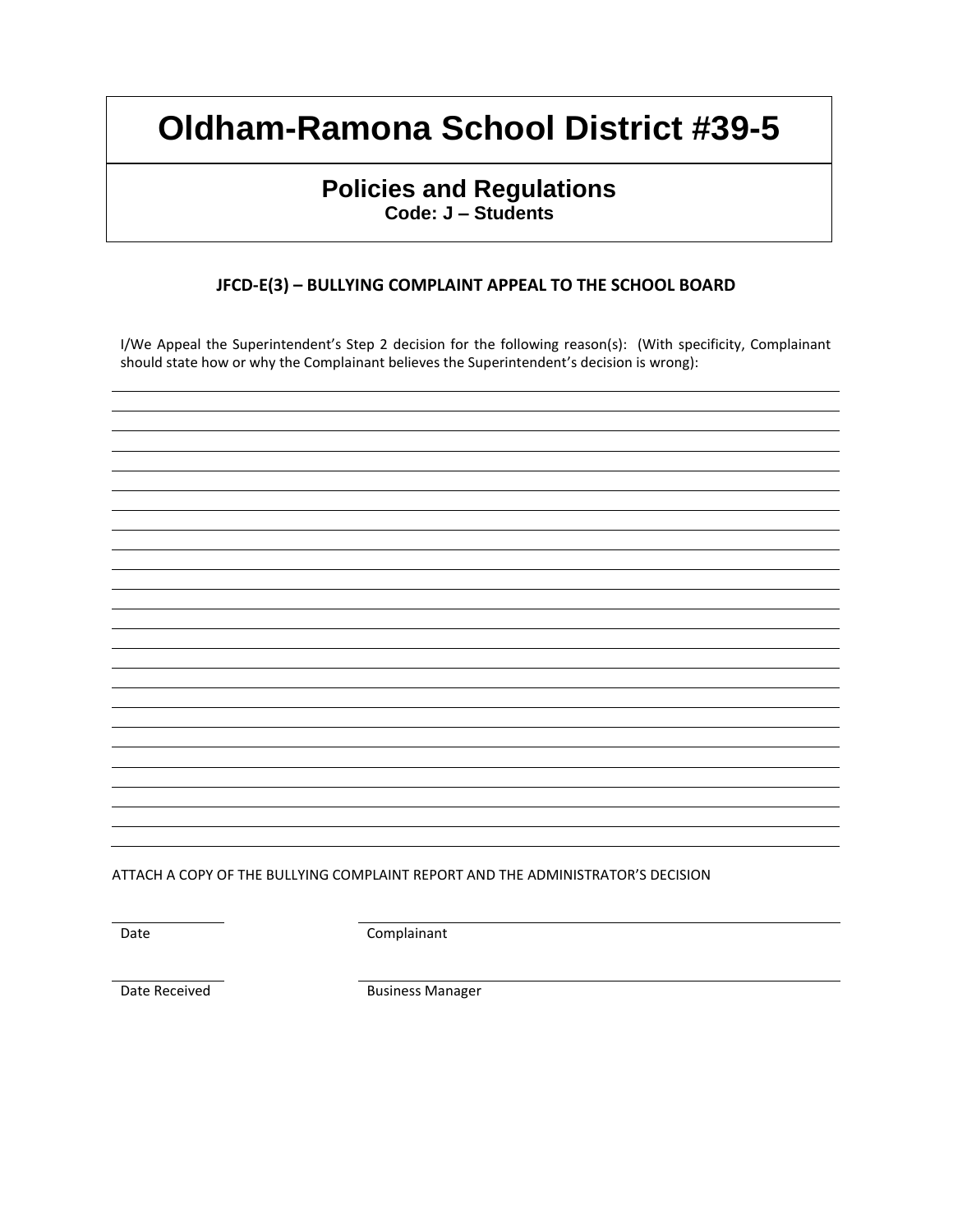# Oldham-Ramona School District #39-5

## Policies and Regulations

**Code: J – Students**

### JFCD-E(3) – BULLYING COMPLAINT APPEAL TO THE SCHOOL BOARD

I/We Appeal the Superintendent's Step 2 decision for the following reason(s): (With specificity, Complainant should state how or why the Complainant believes the Superintendent's decision is wrong):

\_\_\_\_\_\_\_\_\_\_\_\_\_\_\_\_\_\_\_\_\_\_\_\_\_\_\_\_\_\_\_\_\_\_\_\_\_\_\_\_\_\_\_\_\_\_\_\_\_\_\_\_\_\_\_\_\_\_\_\_\_\_\_\_\_\_\_\_\_\_\_\_\_\_\_\_

\_\_\_\_\_\_\_\_\_\_\_\_\_\_\_\_\_\_\_\_\_\_\_\_\_\_\_\_\_\_\_\_\_\_\_\_\_\_\_\_\_\_\_\_\_\_\_\_\_\_\_\_\_\_\_\_\_\_\_\_\_\_\_\_\_\_\_\_\_\_\_\_\_\_\_\_

\_\_\_\_\_\_\_\_\_\_\_\_\_\_\_\_\_\_\_\_\_\_\_\_\_\_\_\_\_\_\_\_\_\_\_\_\_\_\_\_\_\_\_\_\_\_\_\_\_\_\_\_\_\_\_\_\_\_\_\_\_\_\_\_\_\_\_\_\_\_\_\_\_\_\_\_

\_\_\_\_\_\_\_\_\_\_\_\_\_\_\_\_\_\_\_\_\_\_\_\_\_\_\_\_\_\_\_\_\_\_\_\_\_\_\_\_\_\_\_\_\_\_\_\_\_\_\_\_\_\_\_\_\_\_\_\_\_\_\_\_\_\_\_\_\_\_\_\_\_\_\_\_

ATTACH A COPY OF THE BULLYING COMPLAINT REPORT AND THE ADMINISTRATOR'S DECISION

\_\_\_\_\_\_\_\_\_\_\_\_ \_\_\_\_\_\_\_\_\_\_\_\_\_\_\_\_\_\_\_\_\_\_\_\_\_\_\_\_\_\_\_\_\_\_\_\_
Date Complainant

\_\_\_\_\_\_\_\_\_\_\_\_ \_\_\_\_\_\_\_\_\_\_\_\_\_\_\_\_\_\_\_\_\_\_\_\_\_\_\_\_\_\_\_\_\_\_\_\_
Date Received Business Manager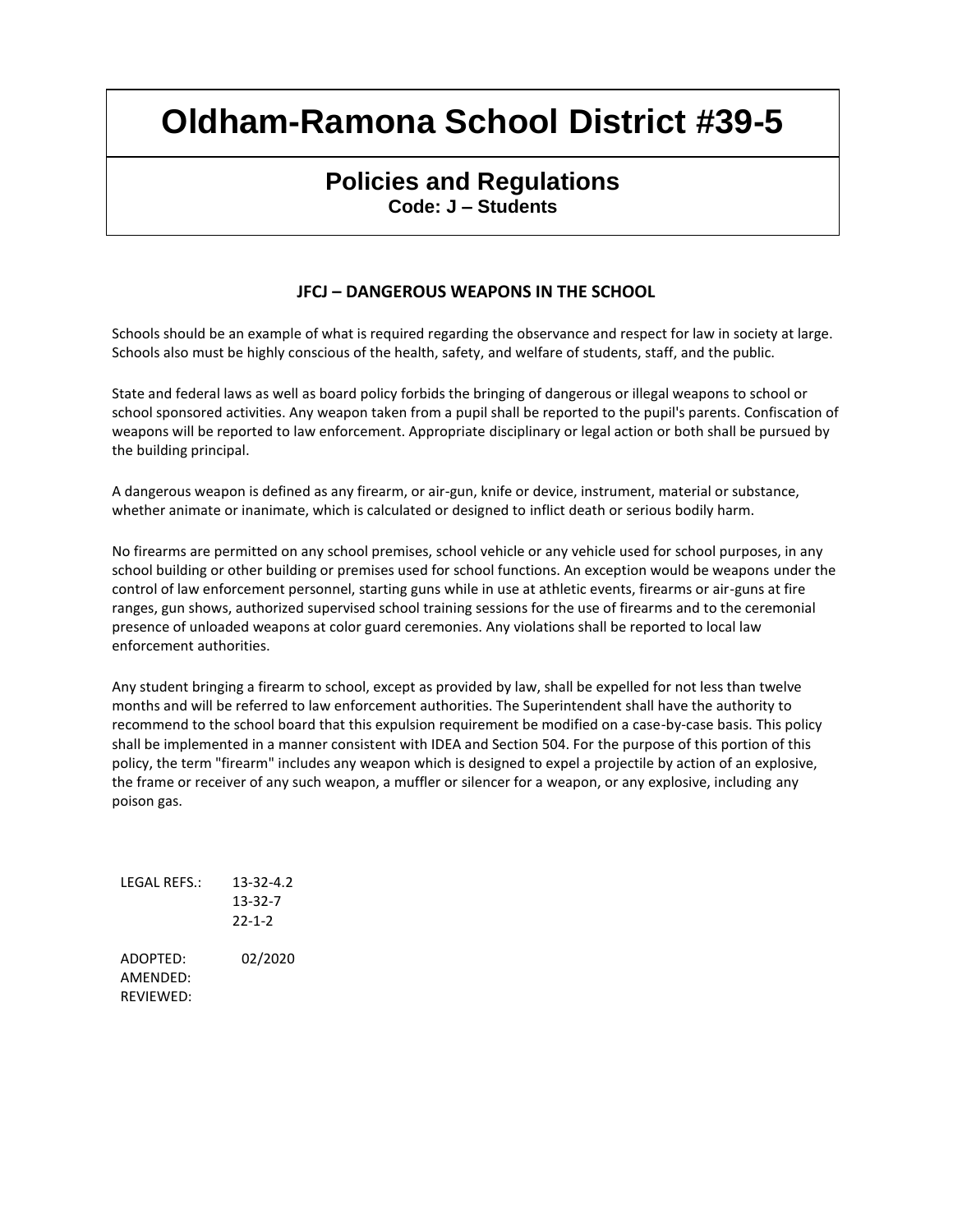# Oldham-Ramona School District #39-5

## Policies and Regulations

**Code: J – Students**

### JFCJ – DANGEROUS WEAPONS IN THE SCHOOL

Schools should be an example of what is required regarding the observance and respect for law in society at large. Schools also must be highly conscious of the health, safety, and welfare of students, staff, and the public.

State and federal laws as well as board policy forbids the bringing of dangerous or illegal weapons to school or school sponsored activities. Any weapon taken from a pupil shall be reported to the pupil's parents. Confiscation of weapons will be reported to law enforcement. Appropriate disciplinary or legal action or both shall be pursued by the building principal.

A dangerous weapon is defined as any firearm, or air-gun, knife or device, instrument, material or substance, whether animate or inanimate, which is calculated or designed to inflict death or serious bodily harm.

No firearms are permitted on any school premises, school vehicle or any vehicle used for school purposes, in any school building or other building or premises used for school functions. An exception would be weapons under the control of law enforcement personnel, starting guns while in use at athletic events, firearms or air-guns at fire ranges, gun shows, authorized supervised school training sessions for the use of firearms and to the ceremonial presence of unloaded weapons at color guard ceremonies. Any violations shall be reported to local law enforcement authorities.

Any student bringing a firearm to school, except as provided by law, shall be expelled for not less than twelve months and will be referred to law enforcement authorities. The Superintendent shall have the authority to recommend to the school board that this expulsion requirement be modified on a case-by-case basis. This policy shall be implemented in a manner consistent with IDEA and Section 504. For the purpose of this portion of this policy, the term "firearm" includes any weapon which is designed to expel a projectile by action of an explosive, the frame or receiver of any such weapon, a muffler or silencer for a weapon, or any explosive, including any poison gas.

LEGAL REFS.: 13-32-4.2
13-32-7
22-1-2

ADOPTED: 02/2020
AMENDED:
REVIEWED: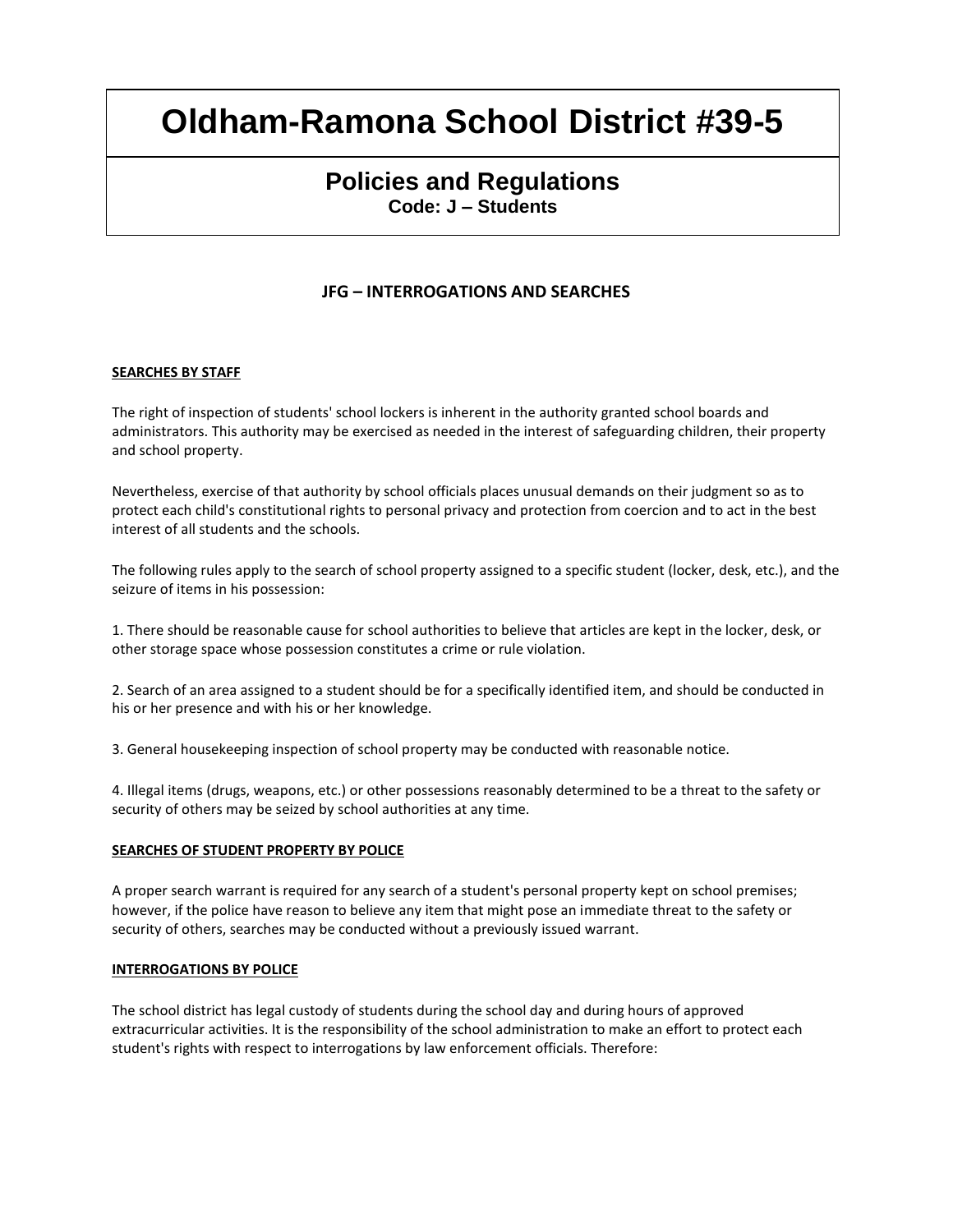# Oldham-Ramona School District #39-5

## Policies and Regulations

**Code: J – Students**

### JFG – INTERROGATIONS AND SEARCHES

**SEARCHES BY STAFF**

The right of inspection of students' school lockers is inherent in the authority granted school boards and administrators. This authority may be exercised as needed in the interest of safeguarding children, their property and school property.

Nevertheless, exercise of that authority by school officials places unusual demands on their judgment so as to protect each child's constitutional rights to personal privacy and protection from coercion and to act in the best interest of all students and the schools.

The following rules apply to the search of school property assigned to a specific student (locker, desk, etc.), and the seizure of items in his possession:

1. There should be reasonable cause for school authorities to believe that articles are kept in the locker, desk, or other storage space whose possession constitutes a crime or rule violation.

2. Search of an area assigned to a student should be for a specifically identified item, and should be conducted in his or her presence and with his or her knowledge.

3. General housekeeping inspection of school property may be conducted with reasonable notice.

4. Illegal items (drugs, weapons, etc.) or other possessions reasonably determined to be a threat to the safety or security of others may be seized by school authorities at any time.

**SEARCHES OF STUDENT PROPERTY BY POLICE**

A proper search warrant is required for any search of a student's personal property kept on school premises; however, if the police have reason to believe any item that might pose an immediate threat to the safety or security of others, searches may be conducted without a previously issued warrant.

**INTERROGATIONS BY POLICE**

The school district has legal custody of students during the school day and during hours of approved extracurricular activities. It is the responsibility of the school administration to make an effort to protect each student's rights with respect to interrogations by law enforcement officials. Therefore: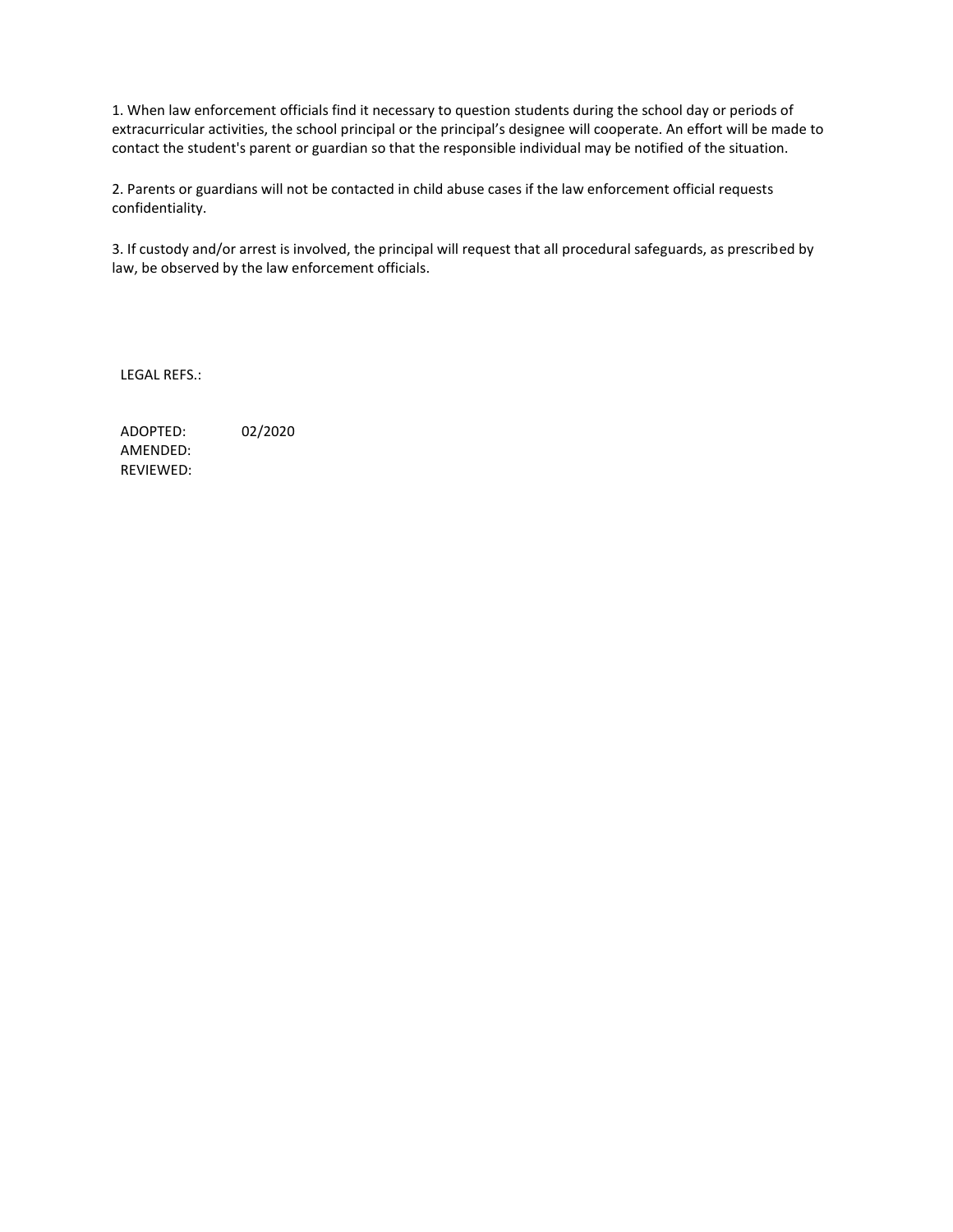1. When law enforcement officials find it necessary to question students during the school day or periods of extracurricular activities, the school principal or the principal's designee will cooperate. An effort will be made to contact the student's parent or guardian so that the responsible individual may be notified of the situation.

2. Parents or guardians will not be contacted in child abuse cases if the law enforcement official requests confidentiality.

3. If custody and/or arrest is involved, the principal will request that all procedural safeguards, as prescribed by law, be observed by the law enforcement officials.

LEGAL REFS.:

ADOPTED: 02/2020
AMENDED:
REVIEWED: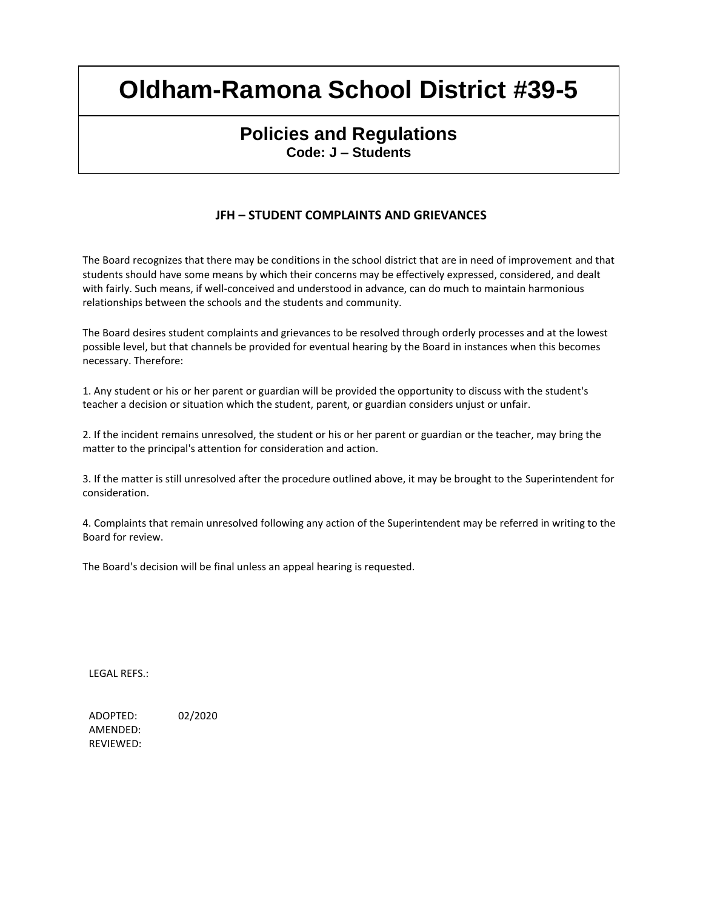# Oldham-Ramona School District #39-5

## Policies and Regulations

**Code: J – Students**

### JFH – STUDENT COMPLAINTS AND GRIEVANCES

The Board recognizes that there may be conditions in the school district that are in need of improvement and that students should have some means by which their concerns may be effectively expressed, considered, and dealt with fairly. Such means, if well-conceived and understood in advance, can do much to maintain harmonious relationships between the schools and the students and community.

The Board desires student complaints and grievances to be resolved through orderly processes and at the lowest possible level, but that channels be provided for eventual hearing by the Board in instances when this becomes necessary. Therefore:

1. Any student or his or her parent or guardian will be provided the opportunity to discuss with the student's teacher a decision or situation which the student, parent, or guardian considers unjust or unfair.

2. If the incident remains unresolved, the student or his or her parent or guardian or the teacher, may bring the matter to the principal's attention for consideration and action.

3. If the matter is still unresolved after the procedure outlined above, it may be brought to the Superintendent for consideration.

4. Complaints that remain unresolved following any action of the Superintendent may be referred in writing to the Board for review.

The Board's decision will be final unless an appeal hearing is requested.

LEGAL REFS.:

ADOPTED: 02/2020
AMENDED:
REVIEWED: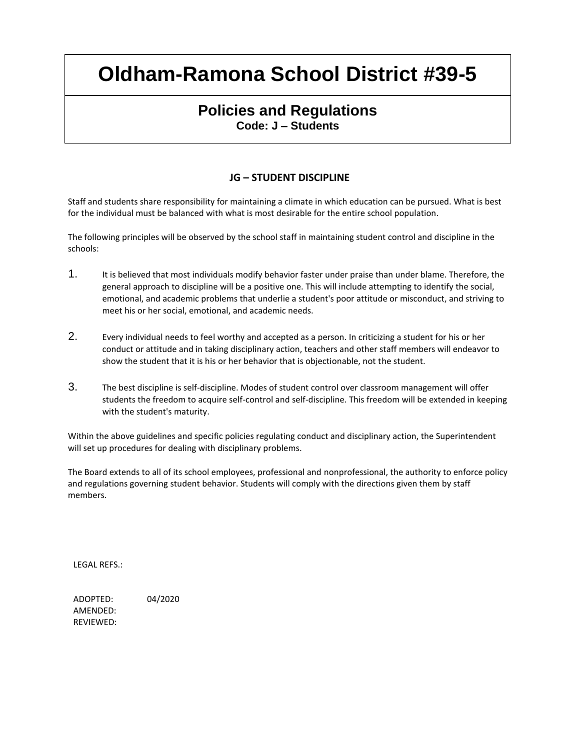# Oldham-Ramona School District #39-5

## Policies and Regulations

**Code: J – Students**

### JG – STUDENT DISCIPLINE

Staff and students share responsibility for maintaining a climate in which education can be pursued. What is best for the individual must be balanced with what is most desirable for the entire school population.

The following principles will be observed by the school staff in maintaining student control and discipline in the schools:

1. It is believed that most individuals modify behavior faster under praise than under blame. Therefore, the general approach to discipline will be a positive one. This will include attempting to identify the social, emotional, and academic problems that underlie a student's poor attitude or misconduct, and striving to meet his or her social, emotional, and academic needs.

2. Every individual needs to feel worthy and accepted as a person. In criticizing a student for his or her conduct or attitude and in taking disciplinary action, teachers and other staff members will endeavor to show the student that it is his or her behavior that is objectionable, not the student.

3. The best discipline is self-discipline. Modes of student control over classroom management will offer students the freedom to acquire self-control and self-discipline. This freedom will be extended in keeping with the student's maturity.

Within the above guidelines and specific policies regulating conduct and disciplinary action, the Superintendent will set up procedures for dealing with disciplinary problems.

The Board extends to all of its school employees, professional and nonprofessional, the authority to enforce policy and regulations governing student behavior. Students will comply with the directions given them by staff members.

LEGAL REFS.:

ADOPTED: 04/2020
AMENDED:
REVIEWED: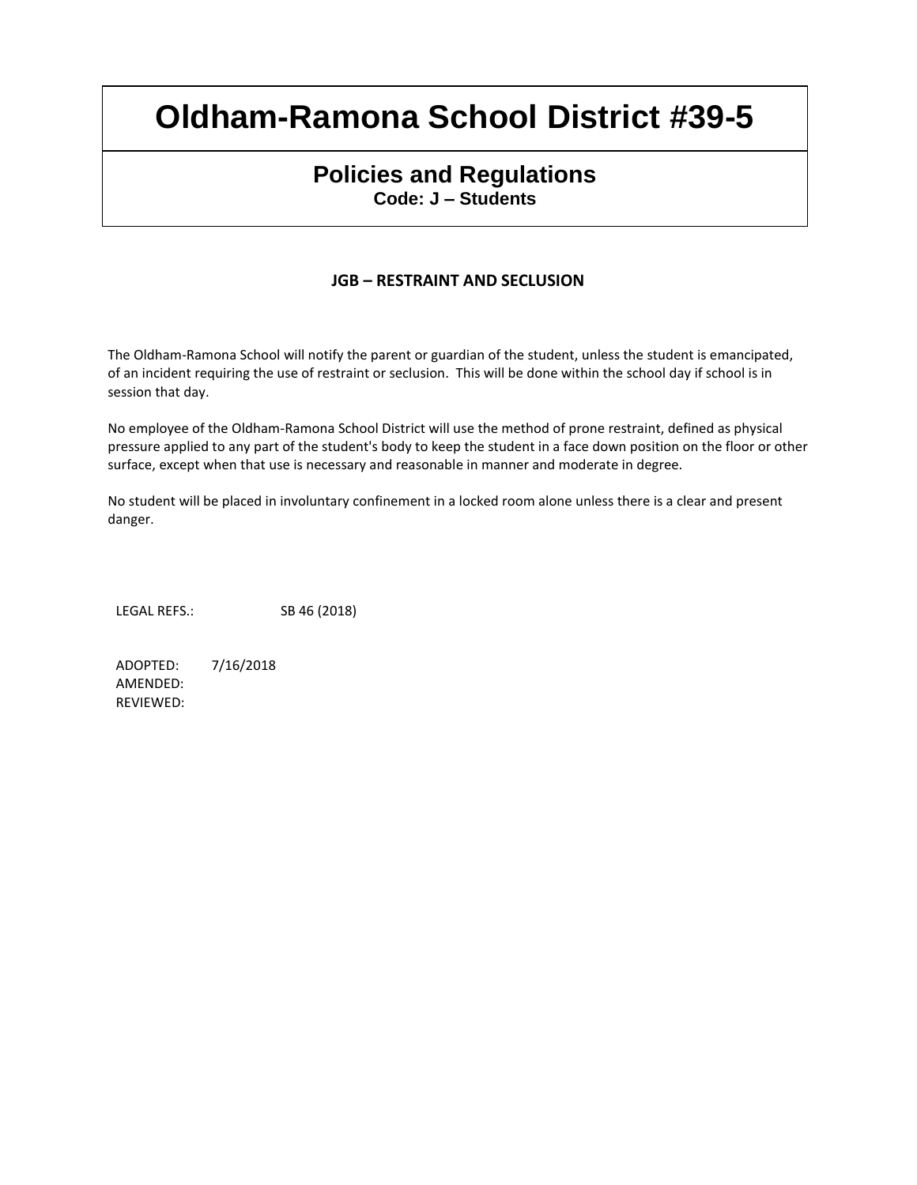# Oldham-Ramona School District #39-5

## Policies and Regulations

**Code: J – Students**

### JGB – RESTRAINT AND SECLUSION

The Oldham-Ramona School will notify the parent or guardian of the student, unless the student is emancipated, of an incident requiring the use of restraint or seclusion. This will be done within the school day if school is in session that day.

No employee of the Oldham-Ramona School District will use the method of prone restraint, defined as physical pressure applied to any part of the student's body to keep the student in a face down position on the floor or other surface, except when that use is necessary and reasonable in manner and moderate in degree.

No student will be placed in involuntary confinement in a locked room alone unless there is a clear and present danger.

LEGAL REFS.: SB 46 (2018)

ADOPTED: 7/16/2018
AMENDED:
REVIEWED: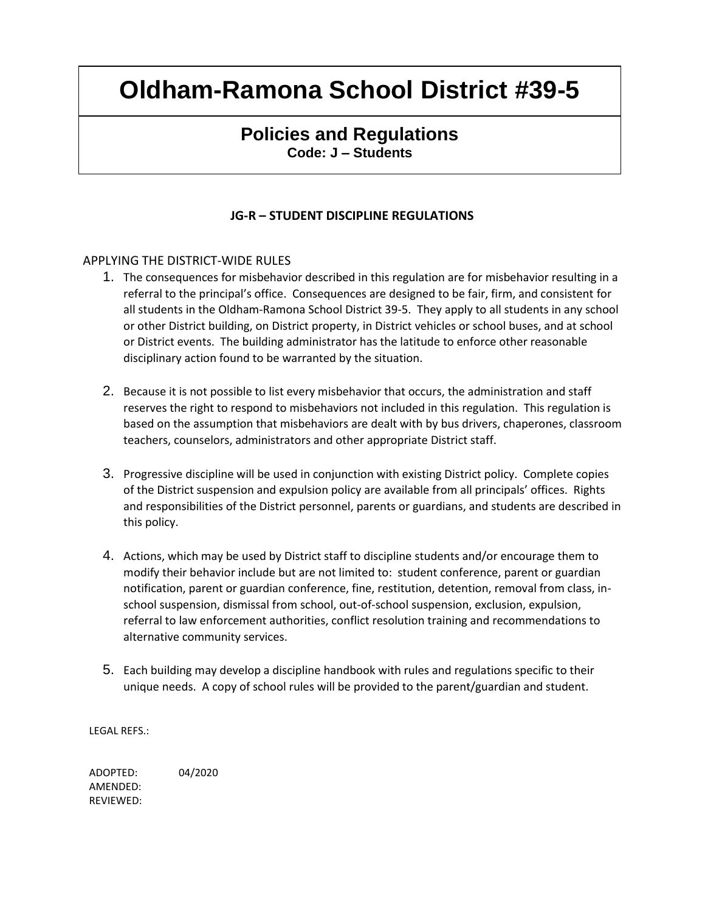# Oldham-Ramona School District #39-5

## Policies and Regulations

**Code: J – Students**

### JG-R – STUDENT DISCIPLINE REGULATIONS

APPLYING THE DISTRICT-WIDE RULES

1. The consequences for misbehavior described in this regulation are for misbehavior resulting in a referral to the principal's office. Consequences are designed to be fair, firm, and consistent for all students in the Oldham-Ramona School District 39-5. They apply to all students in any school or other District building, on District property, in District vehicles or school buses, and at school or District events. The building administrator has the latitude to enforce other reasonable disciplinary action found to be warranted by the situation.

2. Because it is not possible to list every misbehavior that occurs, the administration and staff reserves the right to respond to misbehaviors not included in this regulation. This regulation is based on the assumption that misbehaviors are dealt with by bus drivers, chaperones, classroom teachers, counselors, administrators and other appropriate District staff.

3. Progressive discipline will be used in conjunction with existing District policy. Complete copies of the District suspension and expulsion policy are available from all principals' offices. Rights and responsibilities of the District personnel, parents or guardians, and students are described in this policy.

4. Actions, which may be used by District staff to discipline students and/or encourage them to modify their behavior include but are not limited to: student conference, parent or guardian notification, parent or guardian conference, fine, restitution, detention, removal from class, in-school suspension, dismissal from school, out-of-school suspension, exclusion, expulsion, referral to law enforcement authorities, conflict resolution training and recommendations to alternative community services.

5. Each building may develop a discipline handbook with rules and regulations specific to their unique needs. A copy of school rules will be provided to the parent/guardian and student.

LEGAL REFS.:

ADOPTED: 04/2020
AMENDED:
REVIEWED: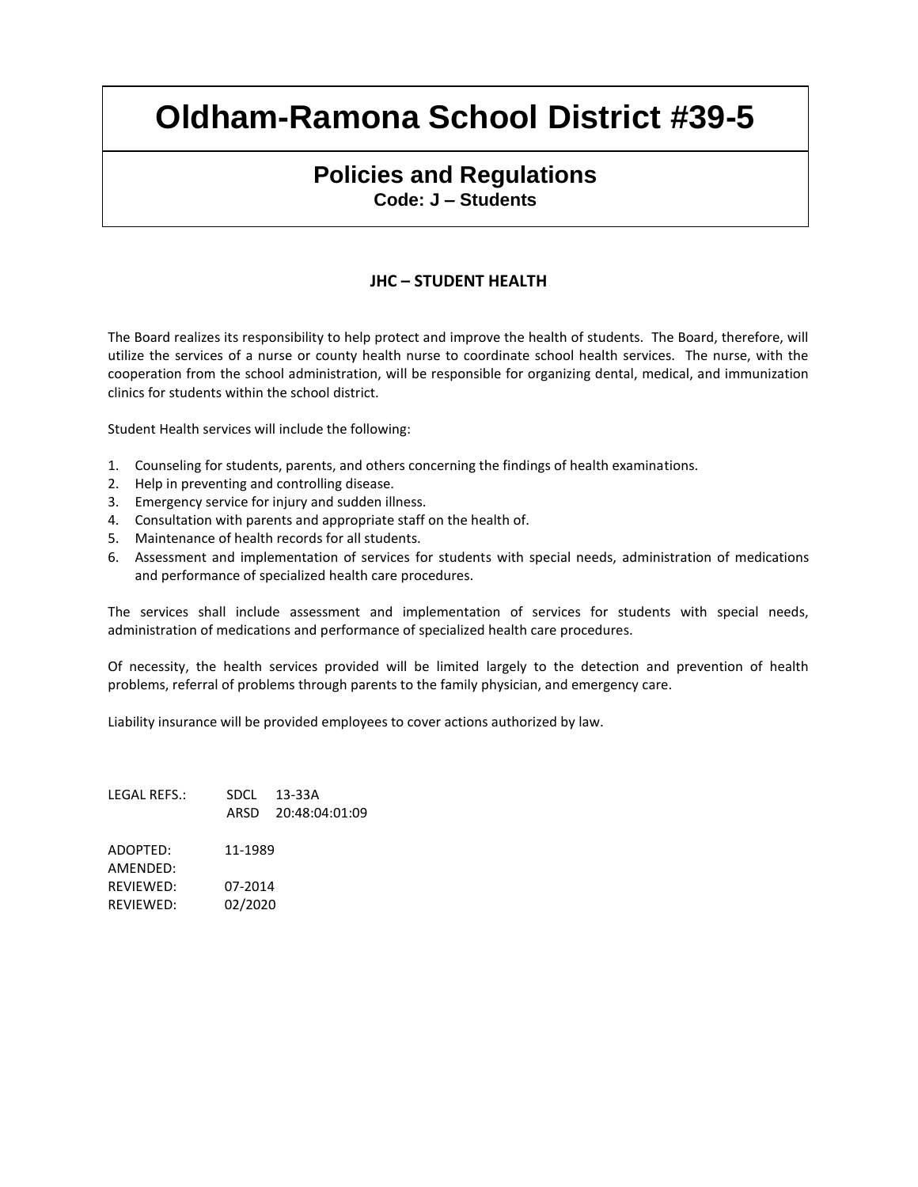# Oldham-Ramona School District #39-5

## Policies and Regulations

**Code: J – Students**

### JHC – STUDENT HEALTH

The Board realizes its responsibility to help protect and improve the health of students. The Board, therefore, will utilize the services of a nurse or county health nurse to coordinate school health services. The nurse, with the cooperation from the school administration, will be responsible for organizing dental, medical, and immunization clinics for students within the school district.

Student Health services will include the following:

1. Counseling for students, parents, and others concerning the findings of health examinations.
2. Help in preventing and controlling disease.
3. Emergency service for injury and sudden illness.
4. Consultation with parents and appropriate staff on the health of.
5. Maintenance of health records for all students.
6. Assessment and implementation of services for students with special needs, administration of medications and performance of specialized health care procedures.

The services shall include assessment and implementation of services for students with special needs, administration of medications and performance of specialized health care procedures.

Of necessity, the health services provided will be limited largely to the detection and prevention of health problems, referral of problems through parents to the family physician, and emergency care.

Liability insurance will be provided employees to cover actions authorized by law.

LEGAL REFS.: SDCL 13-33A
ARSD 20:48:04:01:09

ADOPTED: 11-1989
AMENDED:
REVIEWED: 07-2014
REVIEWED: 02/2020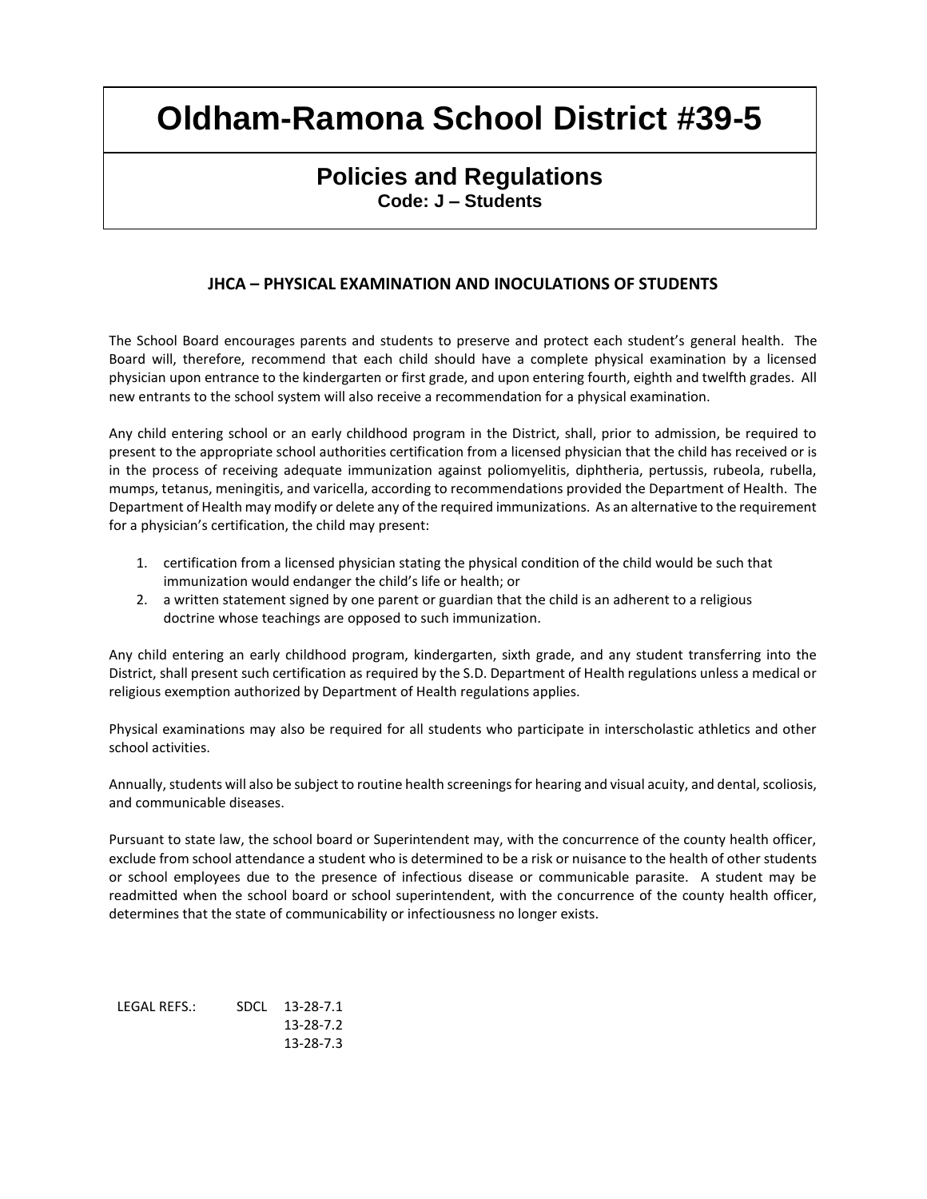# Oldham-Ramona School District #39-5

## Policies and Regulations

**Code: J – Students**

### JHCA – PHYSICAL EXAMINATION AND INOCULATIONS OF STUDENTS

The School Board encourages parents and students to preserve and protect each student's general health. The Board will, therefore, recommend that each child should have a complete physical examination by a licensed physician upon entrance to the kindergarten or first grade, and upon entering fourth, eighth and twelfth grades. All new entrants to the school system will also receive a recommendation for a physical examination.

Any child entering school or an early childhood program in the District, shall, prior to admission, be required to present to the appropriate school authorities certification from a licensed physician that the child has received or is in the process of receiving adequate immunization against poliomyelitis, diphtheria, pertussis, rubeola, rubella, mumps, tetanus, meningitis, and varicella, according to recommendations provided the Department of Health. The Department of Health may modify or delete any of the required immunizations. As an alternative to the requirement for a physician's certification, the child may present:

1. certification from a licensed physician stating the physical condition of the child would be such that immunization would endanger the child's life or health; or
2. a written statement signed by one parent or guardian that the child is an adherent to a religious doctrine whose teachings are opposed to such immunization.

Any child entering an early childhood program, kindergarten, sixth grade, and any student transferring into the District, shall present such certification as required by the S.D. Department of Health regulations unless a medical or religious exemption authorized by Department of Health regulations applies.

Physical examinations may also be required for all students who participate in interscholastic athletics and other school activities.

Annually, students will also be subject to routine health screenings for hearing and visual acuity, and dental, scoliosis, and communicable diseases.

Pursuant to state law, the school board or Superintendent may, with the concurrence of the county health officer, exclude from school attendance a student who is determined to be a risk or nuisance to the health of other students or school employees due to the presence of infectious disease or communicable parasite. A student may be readmitted when the school board or school superintendent, with the concurrence of the county health officer, determines that the state of communicability or infectiousness no longer exists.

LEGAL REFS.: SDCL 13-28-7.1
13-28-7.2
13-28-7.3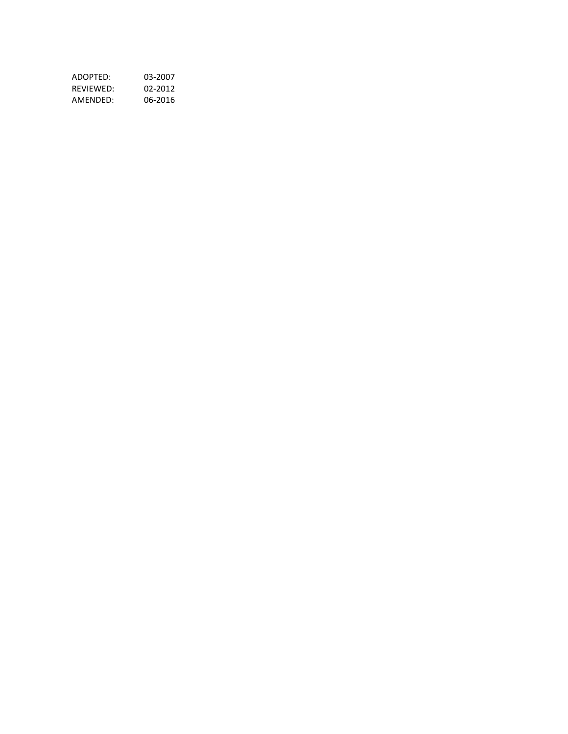| | |
|---|---|
| ADOPTED: | 03-2007 |
| REVIEWED: | 02-2012 |
| AMENDED: | 06-2016 |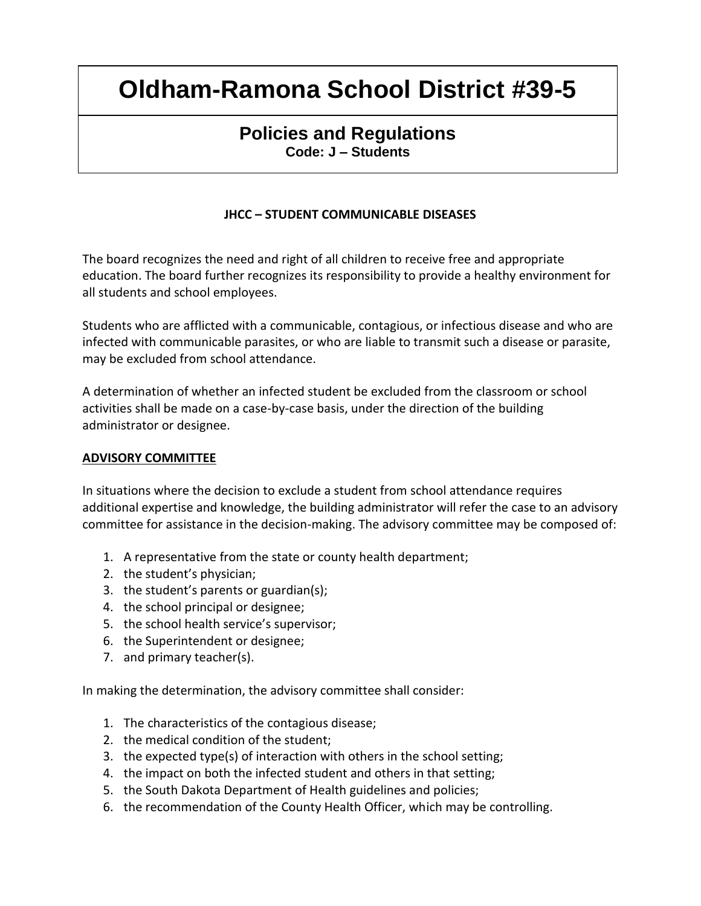# Oldham-Ramona School District #39-5

## Policies and Regulations

**Code: J – Students**

**JHCC – STUDENT COMMUNICABLE DISEASES**

The board recognizes the need and right of all children to receive free and appropriate education. The board further recognizes its responsibility to provide a healthy environment for all students and school employees.

Students who are afflicted with a communicable, contagious, or infectious disease and who are infected with communicable parasites, or who are liable to transmit such a disease or parasite, may be excluded from school attendance.

A determination of whether an infected student be excluded from the classroom or school activities shall be made on a case-by-case basis, under the direction of the building administrator or designee.

**ADVISORY COMMITTEE**

In situations where the decision to exclude a student from school attendance requires additional expertise and knowledge, the building administrator will refer the case to an advisory committee for assistance in the decision-making. The advisory committee may be composed of:

1. A representative from the state or county health department;
2. the student's physician;
3. the student's parents or guardian(s);
4. the school principal or designee;
5. the school health service's supervisor;
6. the Superintendent or designee;
7. and primary teacher(s).

In making the determination, the advisory committee shall consider:

1. The characteristics of the contagious disease;
2. the medical condition of the student;
3. the expected type(s) of interaction with others in the school setting;
4. the impact on both the infected student and others in that setting;
5. the South Dakota Department of Health guidelines and policies;
6. the recommendation of the County Health Officer, which may be controlling.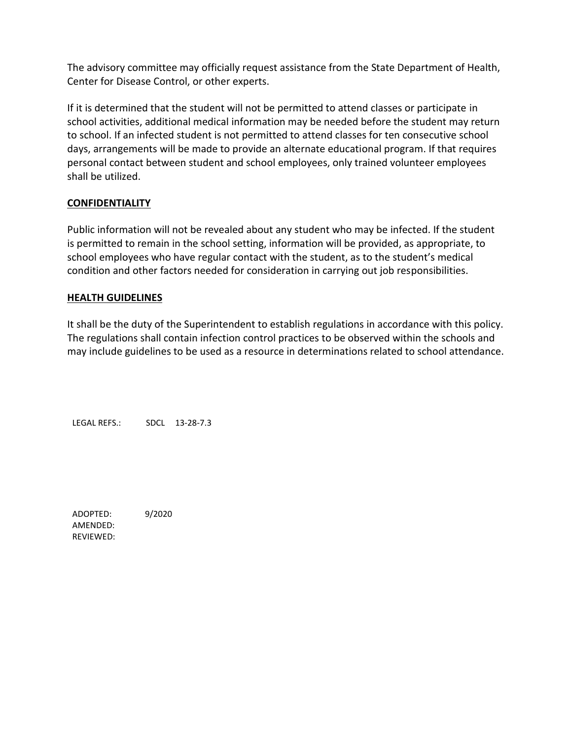The advisory committee may officially request assistance from the State Department of Health, Center for Disease Control, or other experts.

If it is determined that the student will not be permitted to attend classes or participate in school activities, additional medical information may be needed before the student may return to school. If an infected student is not permitted to attend classes for ten consecutive school days, arrangements will be made to provide an alternate educational program. If that requires personal contact between student and school employees, only trained volunteer employees shall be utilized.

**CONFIDENTIALITY**

Public information will not be revealed about any student who may be infected. If the student is permitted to remain in the school setting, information will be provided, as appropriate, to school employees who have regular contact with the student, as to the student's medical condition and other factors needed for consideration in carrying out job responsibilities.

**HEALTH GUIDELINES**

It shall be the duty of the Superintendent to establish regulations in accordance with this policy. The regulations shall contain infection control practices to be observed within the schools and may include guidelines to be used as a resource in determinations related to school attendance.

LEGAL REFS.: SDCL 13-28-7.3

ADOPTED: 9/2020
AMENDED:
REVIEWED: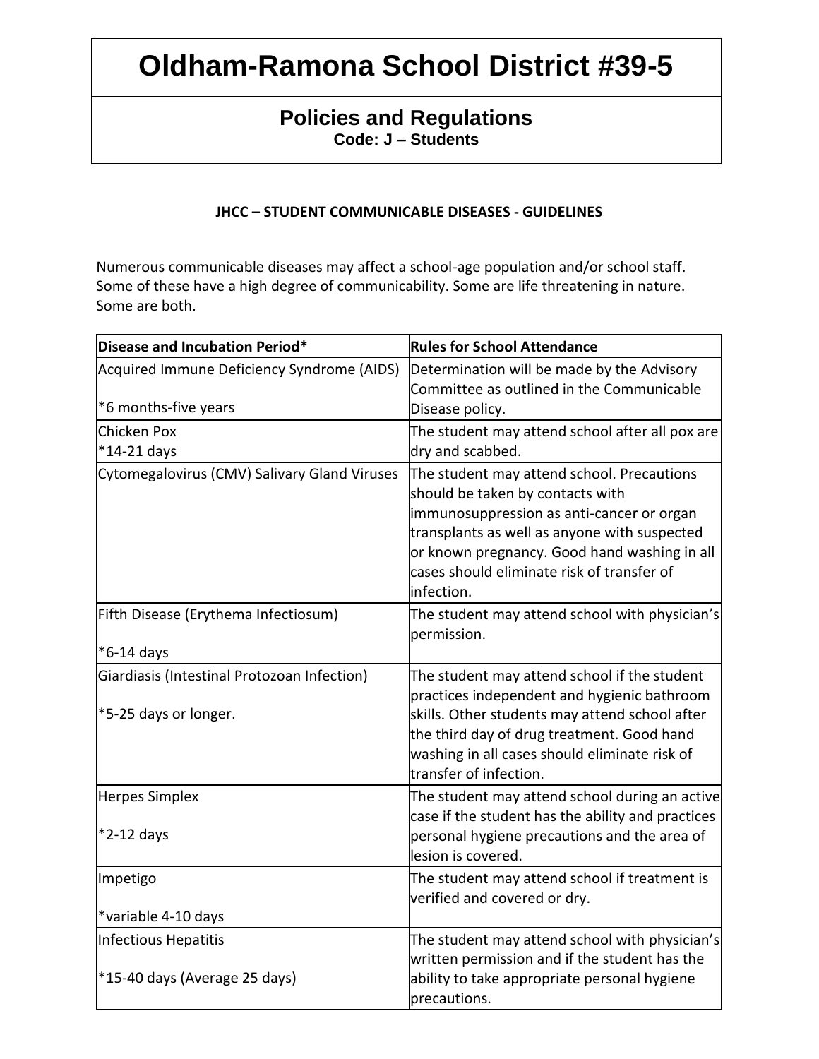# Oldham-Ramona School District #39-5

## Policies and Regulations

**Code: J – Students**

**JHCC – STUDENT COMMUNICABLE DISEASES - GUIDELINES**

Numerous communicable diseases may affect a school-age population and/or school staff. Some of these have a high degree of communicability. Some are life threatening in nature. Some are both.

| **Disease and Incubation Period*** | **Rules for School Attendance** |
|---|---|
| Acquired Immune Deficiency Syndrome (AIDS)<br><br>*6 months-five years | Determination will be made by the Advisory Committee as outlined in the Communicable Disease policy. |
| Chicken Pox<br>*14-21 days | The student may attend school after all pox are dry and scabbed. |
| Cytomegalovirus (CMV) Salivary Gland Viruses | The student may attend school. Precautions should be taken by contacts with immunosuppression as anti-cancer or organ transplants as well as anyone with suspected or known pregnancy. Good hand washing in all cases should eliminate risk of transfer of infection. |
| Fifth Disease (Erythema Infectiosum)<br><br>*6-14 days | The student may attend school with physician's permission. |
| Giardiasis (Intestinal Protozoan Infection)<br><br>*5-25 days or longer. | The student may attend school if the student practices independent and hygienic bathroom skills. Other students may attend school after the third day of drug treatment. Good hand washing in all cases should eliminate risk of transfer of infection. |
| Herpes Simplex<br><br>*2-12 days | The student may attend school during an active case if the student has the ability and practices personal hygiene precautions and the area of lesion is covered. |
| Impetigo<br><br>*variable 4-10 days | The student may attend school if treatment is verified and covered or dry. |
| Infectious Hepatitis<br><br>*15-40 days (Average 25 days) | The student may attend school with physician's written permission and if the student has the ability to take appropriate personal hygiene precautions. |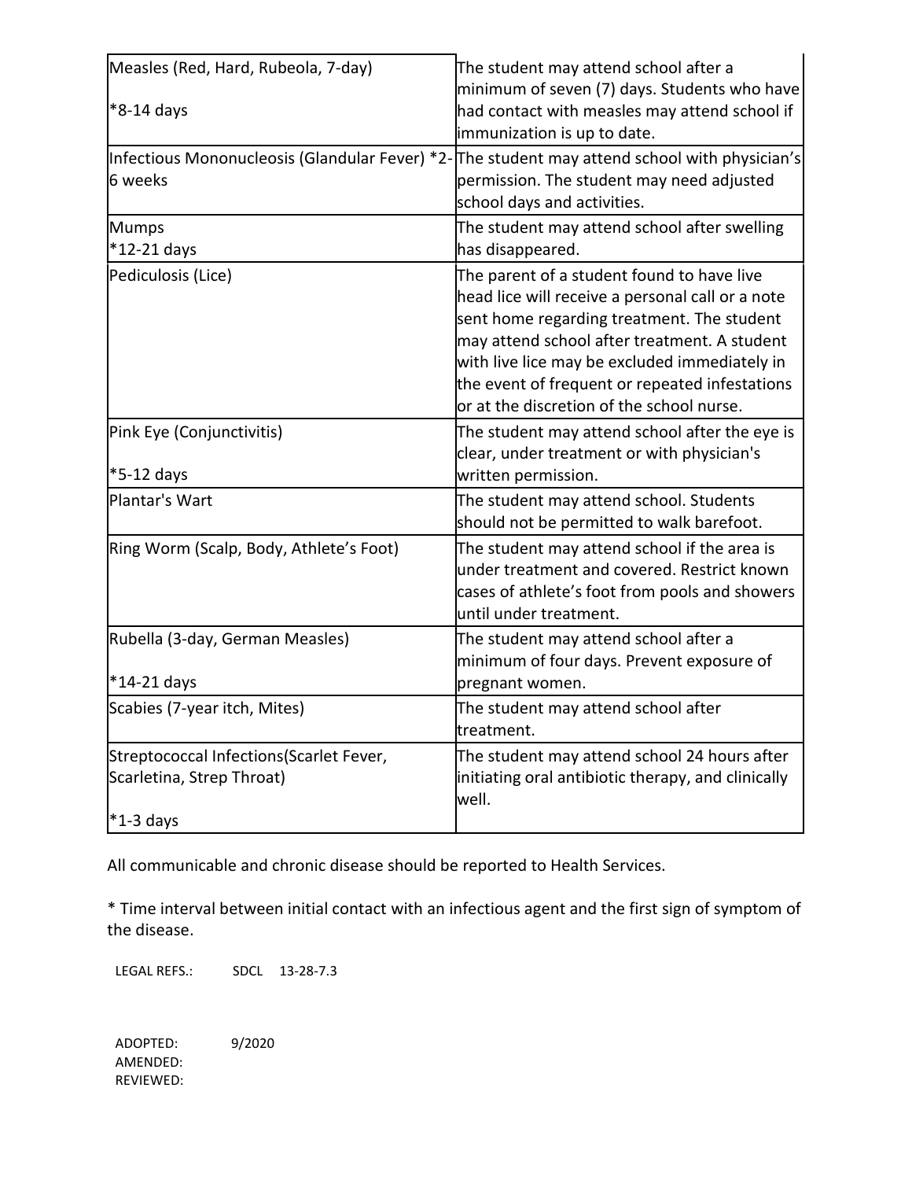| | |
|---|---|
| Measles (Red, Hard, Rubeola, 7-day)<br><br>*8-14 days | The student may attend school after a minimum of seven (7) days. Students who have had contact with measles may attend school if immunization is up to date. |
| Infectious Mononucleosis (Glandular Fever) *2-6 weeks | The student may attend school with physician's permission. The student may need adjusted school days and activities. |
| Mumps<br>*12-21 days | The student may attend school after swelling has disappeared. |
| Pediculosis (Lice) | The parent of a student found to have live head lice will receive a personal call or a note sent home regarding treatment. The student may attend school after treatment. A student with live lice may be excluded immediately in the event of frequent or repeated infestations or at the discretion of the school nurse. |
| Pink Eye (Conjunctivitis)<br><br>*5-12 days | The student may attend school after the eye is clear, under treatment or with physician's written permission. |
| Plantar's Wart | The student may attend school. Students should not be permitted to walk barefoot. |
| Ring Worm (Scalp, Body, Athlete's Foot) | The student may attend school if the area is under treatment and covered. Restrict known cases of athlete's foot from pools and showers until under treatment. |
| Rubella (3-day, German Measles)<br><br>*14-21 days | The student may attend school after a minimum of four days. Prevent exposure of pregnant women. |
| Scabies (7-year itch, Mites) | The student may attend school after treatment. |
| Streptococcal Infections(Scarlet Fever, Scarletina, Strep Throat)<br><br>*1-3 days | The student may attend school 24 hours after initiating oral antibiotic therapy, and clinically well. |

All communicable and chronic disease should be reported to Health Services.

* Time interval between initial contact with an infectious agent and the first sign of symptom of the disease.

LEGAL REFS.: SDCL 13-28-7.3

ADOPTED: 9/2020
AMENDED:
REVIEWED: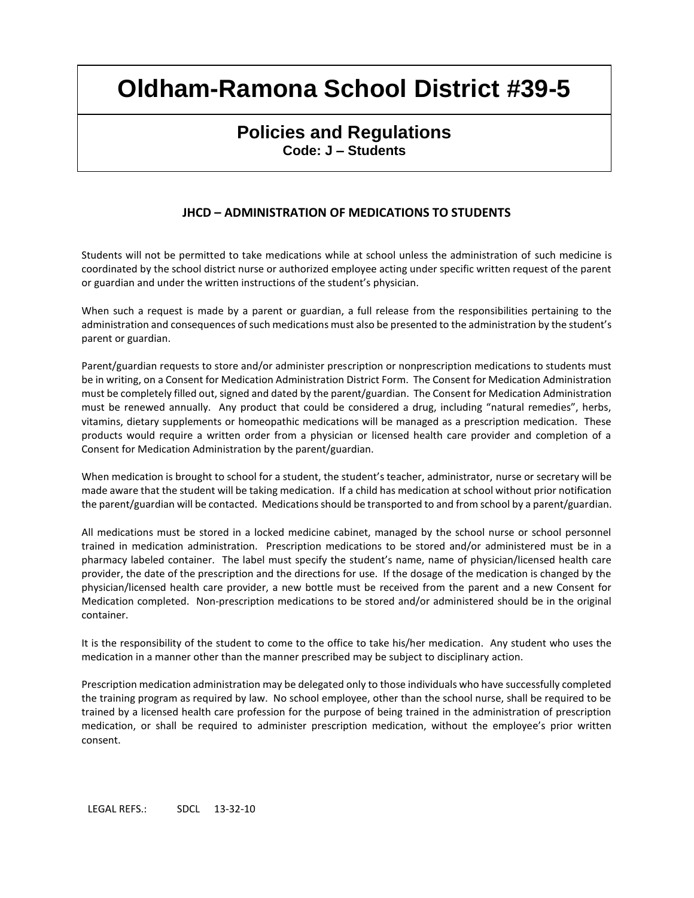# Oldham-Ramona School District #39-5

## Policies and Regulations

**Code: J – Students**

### JHCD – ADMINISTRATION OF MEDICATIONS TO STUDENTS

Students will not be permitted to take medications while at school unless the administration of such medicine is coordinated by the school district nurse or authorized employee acting under specific written request of the parent or guardian and under the written instructions of the student's physician.

When such a request is made by a parent or guardian, a full release from the responsibilities pertaining to the administration and consequences of such medications must also be presented to the administration by the student's parent or guardian.

Parent/guardian requests to store and/or administer prescription or nonprescription medications to students must be in writing, on a Consent for Medication Administration District Form. The Consent for Medication Administration must be completely filled out, signed and dated by the parent/guardian. The Consent for Medication Administration must be renewed annually. Any product that could be considered a drug, including "natural remedies", herbs, vitamins, dietary supplements or homeopathic medications will be managed as a prescription medication. These products would require a written order from a physician or licensed health care provider and completion of a Consent for Medication Administration by the parent/guardian.

When medication is brought to school for a student, the student's teacher, administrator, nurse or secretary will be made aware that the student will be taking medication. If a child has medication at school without prior notification the parent/guardian will be contacted. Medications should be transported to and from school by a parent/guardian.

All medications must be stored in a locked medicine cabinet, managed by the school nurse or school personnel trained in medication administration. Prescription medications to be stored and/or administered must be in a pharmacy labeled container. The label must specify the student's name, name of physician/licensed health care provider, the date of the prescription and the directions for use. If the dosage of the medication is changed by the physician/licensed health care provider, a new bottle must be received from the parent and a new Consent for Medication completed. Non-prescription medications to be stored and/or administered should be in the original container.

It is the responsibility of the student to come to the office to take his/her medication. Any student who uses the medication in a manner other than the manner prescribed may be subject to disciplinary action.

Prescription medication administration may be delegated only to those individuals who have successfully completed the training program as required by law. No school employee, other than the school nurse, shall be required to be trained by a licensed health care profession for the purpose of being trained in the administration of prescription medication, or shall be required to administer prescription medication, without the employee's prior written consent.

LEGAL REFS.: SDCL 13-32-10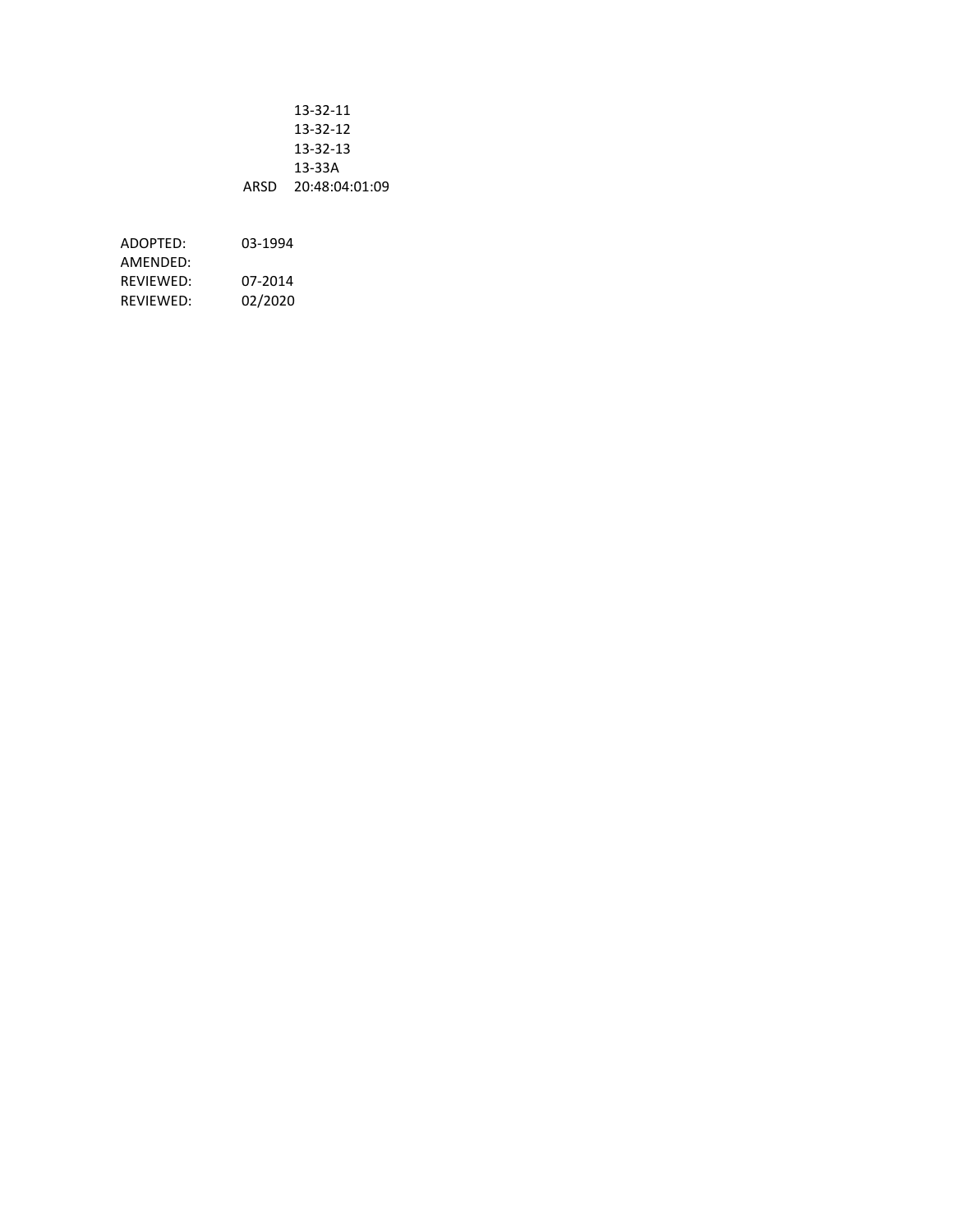13-32-11
13-32-12
13-32-13
13-33A
ARSD 20:48:04:01:09

ADOPTED: 03-1994
AMENDED:
REVIEWED: 07-2014
REVIEWED: 02/2020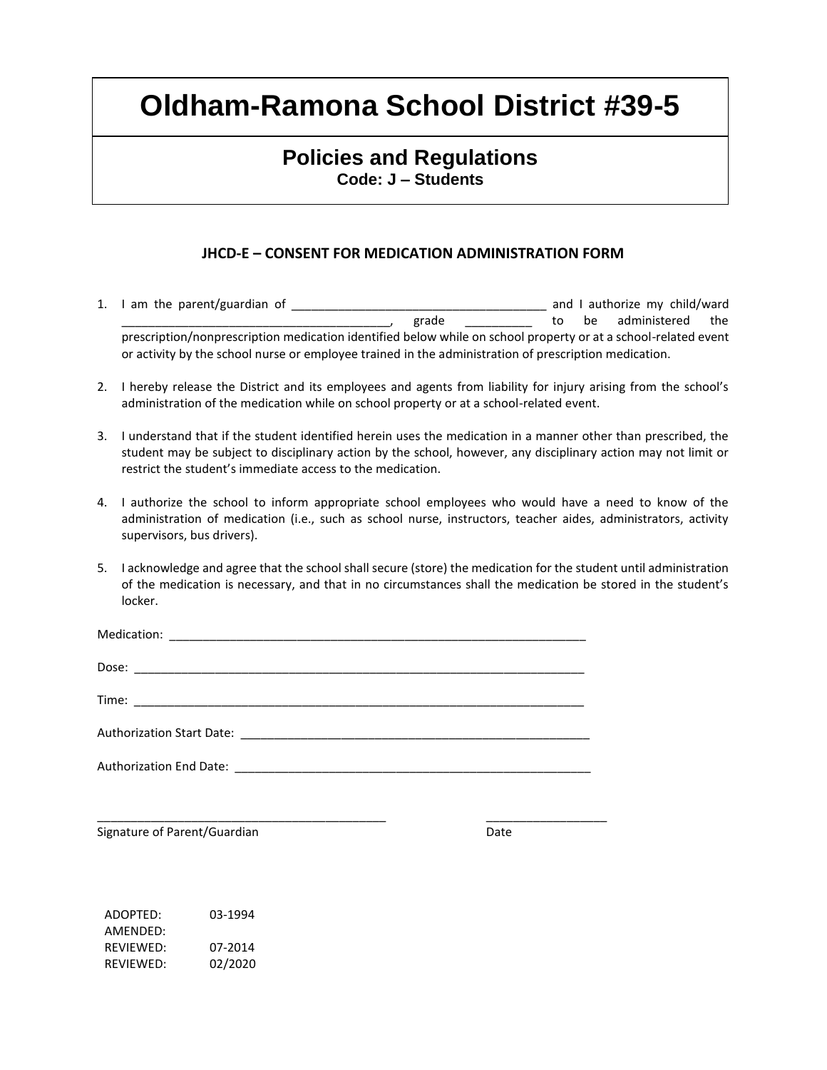# Oldham-Ramona School District #39-5

## Policies and Regulations

**Code: J – Students**

### JHCD-E – CONSENT FOR MEDICATION ADMINISTRATION FORM

1. I am the parent/guardian of ________________________________________ and I authorize my child/ward ________________________________________, grade __________ to be administered the prescription/nonprescription medication identified below while on school property or at a school-related event or activity by the school nurse or employee trained in the administration of prescription medication.

2. I hereby release the District and its employees and agents from liability for injury arising from the school's administration of the medication while on school property or at a school-related event.

3. I understand that if the student identified herein uses the medication in a manner other than prescribed, the student may be subject to disciplinary action by the school, however, any disciplinary action may not limit or restrict the student's immediate access to the medication.

4. I authorize the school to inform appropriate school employees who would have a need to know of the administration of medication (i.e., such as school nurse, instructors, teacher aides, administrators, activity supervisors, bus drivers).

5. I acknowledge and agree that the school shall secure (store) the medication for the student until administration of the medication is necessary, and that in no circumstances shall the medication be stored in the student's locker.

Medication: ____________________________________________________________________

Dose: ________________________________________________________________________

Time: ________________________________________________________________________

Authorization Start Date: ______________________________________________________

Authorization End Date: _______________________________________________________

_____________________________________________ __________________

Signature of Parent/Guardian Date

ADOPTED: 03-1994
AMENDED:
REVIEWED: 07-2014
REVIEWED: 02/2020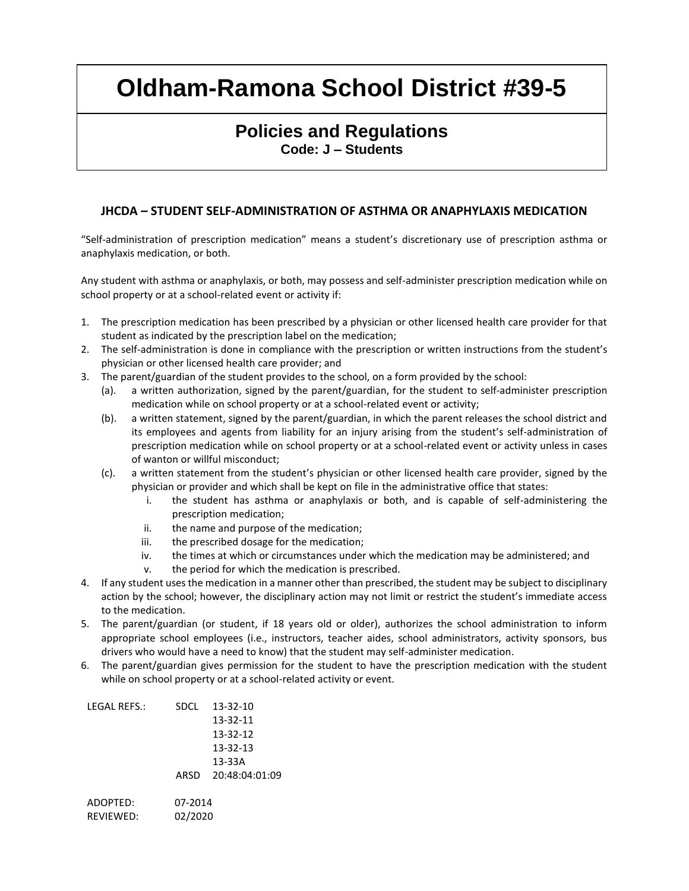# Oldham-Ramona School District #39-5

## Policies and Regulations

**Code: J – Students**

### JHCDA – STUDENT SELF-ADMINISTRATION OF ASTHMA OR ANAPHYLAXIS MEDICATION

"Self-administration of prescription medication" means a student's discretionary use of prescription asthma or anaphylaxis medication, or both.

Any student with asthma or anaphylaxis, or both, may possess and self-administer prescription medication while on school property or at a school-related event or activity if:

1. The prescription medication has been prescribed by a physician or other licensed health care provider for that student as indicated by the prescription label on the medication;
2. The self-administration is done in compliance with the prescription or written instructions from the student's physician or other licensed health care provider; and
3. The parent/guardian of the student provides to the school, on a form provided by the school:
   (a). a written authorization, signed by the parent/guardian, for the student to self-administer prescription medication while on school property or at a school-related event or activity;
   (b). a written statement, signed by the parent/guardian, in which the parent releases the school district and its employees and agents from liability for an injury arising from the student's self-administration of prescription medication while on school property or at a school-related event or activity unless in cases of wanton or willful misconduct;
   (c). a written statement from the student's physician or other licensed health care provider, signed by the physician or provider and which shall be kept on file in the administrative office that states:
      i. the student has asthma or anaphylaxis or both, and is capable of self-administering the prescription medication;
      ii. the name and purpose of the medication;
      iii. the prescribed dosage for the medication;
      iv. the times at which or circumstances under which the medication may be administered; and
      v. the period for which the medication is prescribed.
4. If any student uses the medication in a manner other than prescribed, the student may be subject to disciplinary action by the school; however, the disciplinary action may not limit or restrict the student's immediate access to the medication.
5. The parent/guardian (or student, if 18 years old or older), authorizes the school administration to inform appropriate school employees (i.e., instructors, teacher aides, school administrators, activity sponsors, bus drivers who would have a need to know) that the student may self-administer medication.
6. The parent/guardian gives permission for the student to have the prescription medication with the student while on school property or at a school-related activity or event.

LEGAL REFS.: SDCL 13-32-10
13-32-11
13-32-12
13-32-13
13-33A
ARSD 20:48:04:01:09

ADOPTED: 07-2014
REVIEWED: 02/2020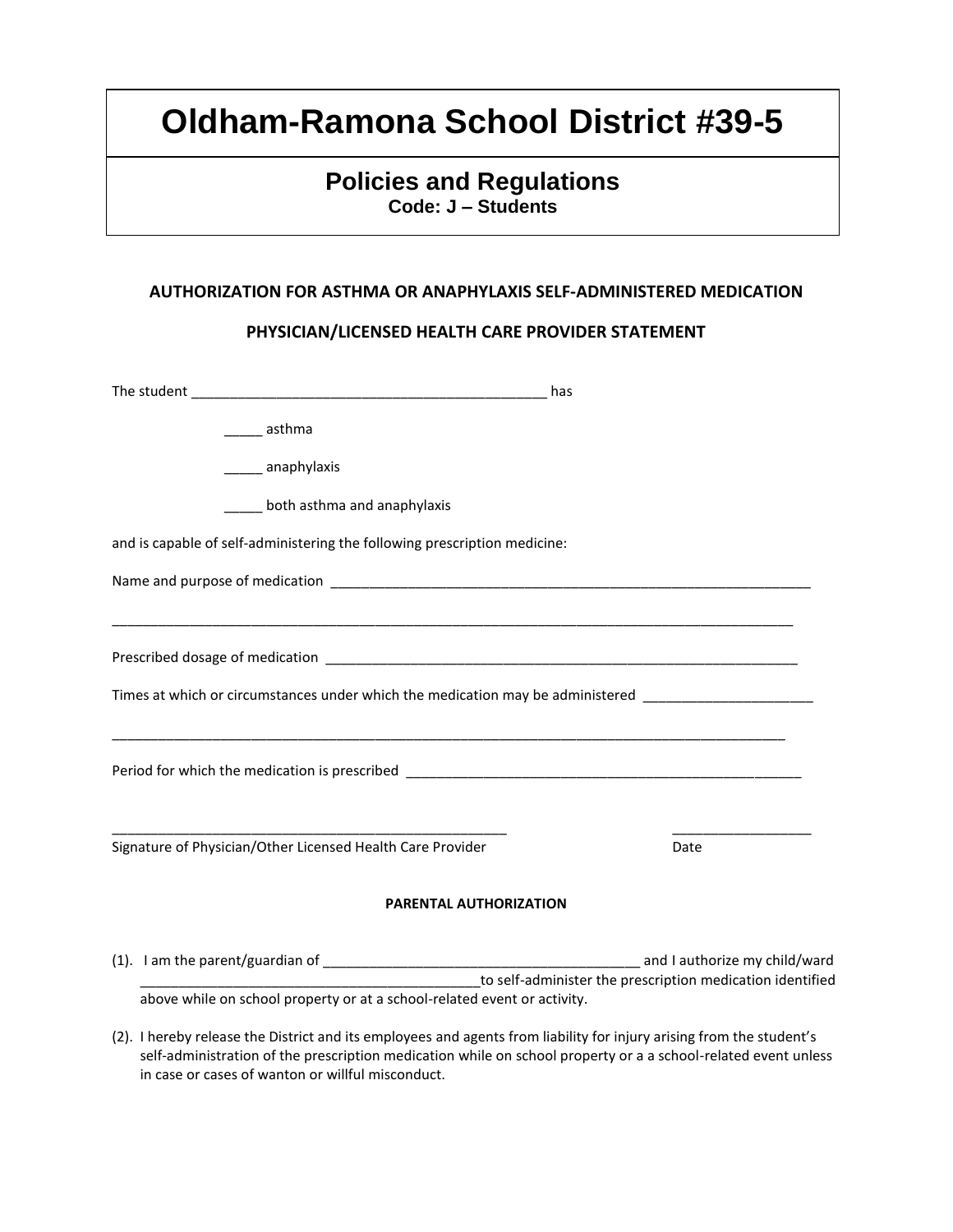# Oldham-Ramona School District #39-5

## Policies and Regulations

**Code: J – Students**

**AUTHORIZATION FOR ASTHMA OR ANAPHYLAXIS SELF-ADMINISTERED MEDICATION**

**PHYSICIAN/LICENSED HEALTH CARE PROVIDER STATEMENT**

The student _______________________________________________ has

_____ asthma

_____ anaphylaxis

_____ both asthma and anaphylaxis

and is capable of self-administering the following prescription medicine:

Name and purpose of medication _________________________________________________________________

_____________________________________________________________________________________________

Prescribed dosage of medication _______________________________________________________________

Times at which or circumstances under which the medication may be administered ______________________

____________________________________________________________________________________________

Period for which the medication is prescribed _____________________________________________________

_____________________________________________________ __________________

Signature of Physician/Other Licensed Health Care Provider Date

**PARENTAL AUTHORIZATION**

(1). I am the parent/guardian of __________________________________________ and I authorize my child/ward _____________________________________________to self-administer the prescription medication identified above while on school property or at a school-related event or activity.

(2). I hereby release the District and its employees and agents from liability for injury arising from the student's self-administration of the prescription medication while on school property or a a school-related event unless in case or cases of wanton or willful misconduct.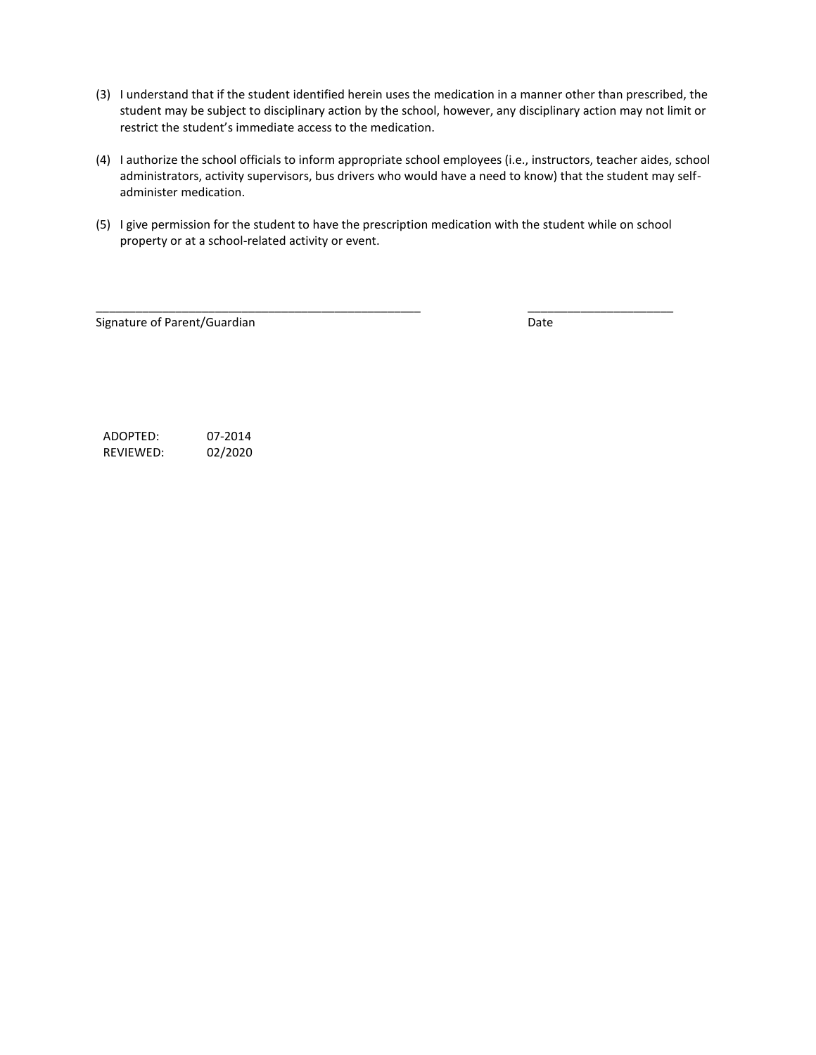(3) I understand that if the student identified herein uses the medication in a manner other than prescribed, the student may be subject to disciplinary action by the school, however, any disciplinary action may not limit or restrict the student's immediate access to the medication.

(4) I authorize the school officials to inform appropriate school employees (i.e., instructors, teacher aides, school administrators, activity supervisors, bus drivers who would have a need to know) that the student may self-administer medication.

(5) I give permission for the student to have the prescription medication with the student while on school property or at a school-related activity or event.

\_\_\_\_\_\_\_\_\_\_\_\_\_\_\_\_\_\_\_\_\_\_\_\_\_\_\_\_\_\_\_\_\_\_\_\_\_\_\_\_\_\_\_\_\_\_\_\_ \_\_\_\_\_\_\_\_\_\_\_\_\_\_\_\_\_\_\_\_\_\_\_

Signature of Parent/Guardian Date

ADOPTED: 07-2014
REVIEWED: 02/2020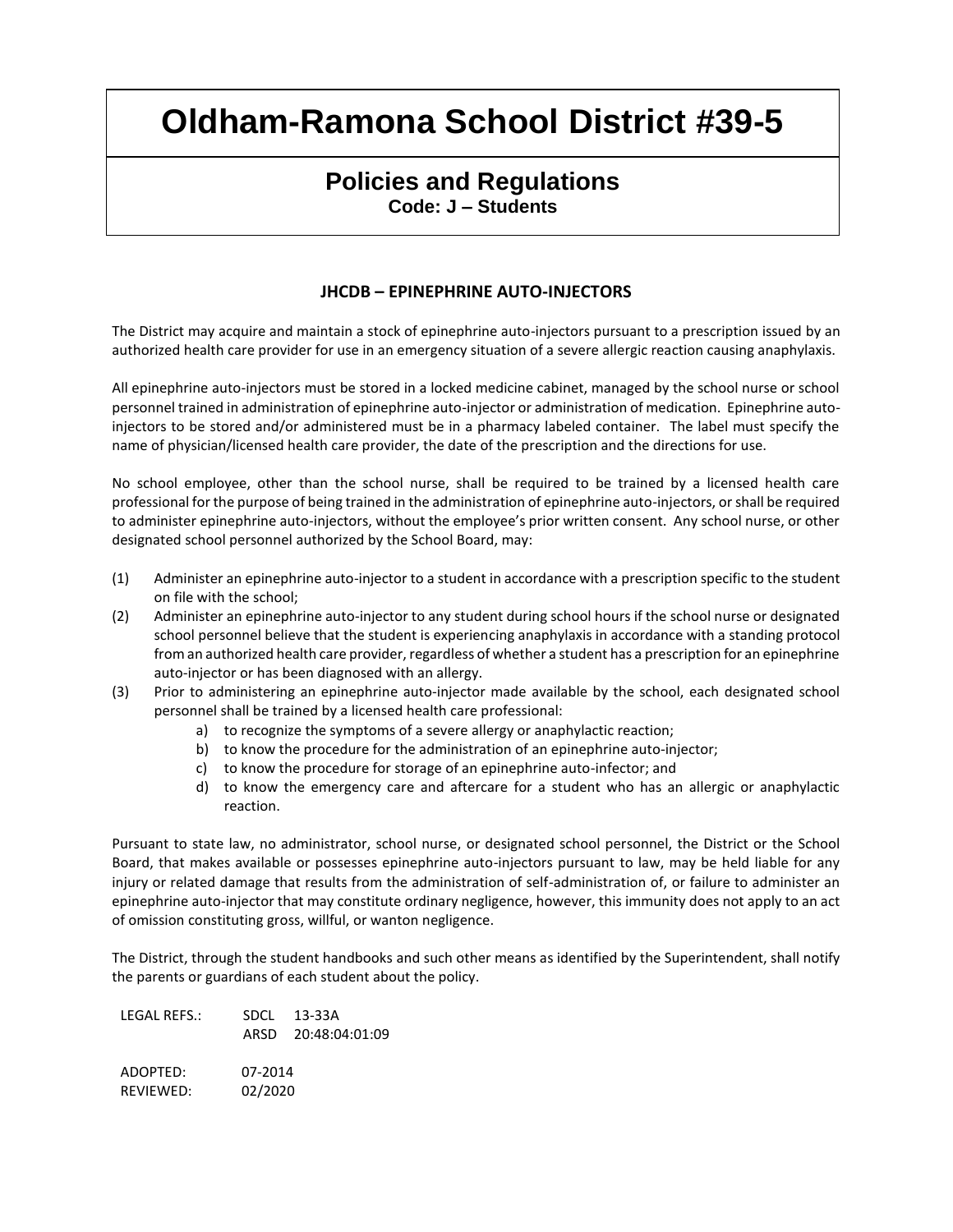# Oldham-Ramona School District #39-5

## Policies and Regulations

**Code: J – Students**

### JHCDB – EPINEPHRINE AUTO-INJECTORS

The District may acquire and maintain a stock of epinephrine auto-injectors pursuant to a prescription issued by an authorized health care provider for use in an emergency situation of a severe allergic reaction causing anaphylaxis.

All epinephrine auto-injectors must be stored in a locked medicine cabinet, managed by the school nurse or school personnel trained in administration of epinephrine auto-injector or administration of medication. Epinephrine auto-injectors to be stored and/or administered must be in a pharmacy labeled container. The label must specify the name of physician/licensed health care provider, the date of the prescription and the directions for use.

No school employee, other than the school nurse, shall be required to be trained by a licensed health care professional for the purpose of being trained in the administration of epinephrine auto-injectors, or shall be required to administer epinephrine auto-injectors, without the employee's prior written consent. Any school nurse, or other designated school personnel authorized by the School Board, may:

(1) Administer an epinephrine auto-injector to a student in accordance with a prescription specific to the student on file with the school;

(2) Administer an epinephrine auto-injector to any student during school hours if the school nurse or designated school personnel believe that the student is experiencing anaphylaxis in accordance with a standing protocol from an authorized health care provider, regardless of whether a student has a prescription for an epinephrine auto-injector or has been diagnosed with an allergy.

(3) Prior to administering an epinephrine auto-injector made available by the school, each designated school personnel shall be trained by a licensed health care professional:
   - a) to recognize the symptoms of a severe allergy or anaphylactic reaction;
   - b) to know the procedure for the administration of an epinephrine auto-injector;
   - c) to know the procedure for storage of an epinephrine auto-infector; and
   - d) to know the emergency care and aftercare for a student who has an allergic or anaphylactic reaction.

Pursuant to state law, no administrator, school nurse, or designated school personnel, the District or the School Board, that makes available or possesses epinephrine auto-injectors pursuant to law, may be held liable for any injury or related damage that results from the administration of self-administration of, or failure to administer an epinephrine auto-injector that may constitute ordinary negligence, however, this immunity does not apply to an act of omission constituting gross, willful, or wanton negligence.

The District, through the student handbooks and such other means as identified by the Superintendent, shall notify the parents or guardians of each student about the policy.

LEGAL REFS.: SDCL 13-33A
ARSD 20:48:04:01:09

ADOPTED: 07-2014
REVIEWED: 02/2020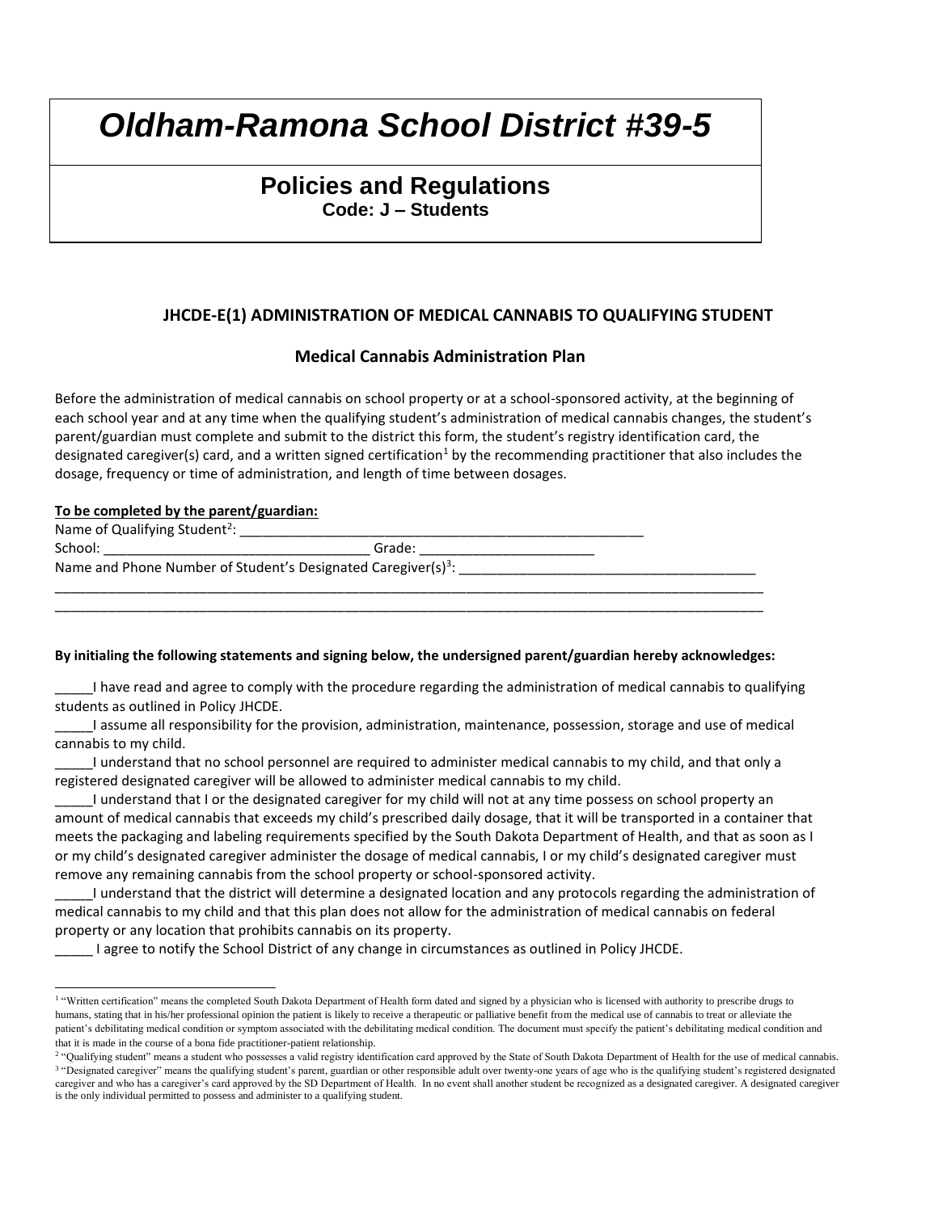# Oldham-Ramona School District #39-5

## Policies and Regulations

**Code: J – Students**

### JHCDE-E(1) ADMINISTRATION OF MEDICAL CANNABIS TO QUALIFYING STUDENT

#### Medical Cannabis Administration Plan

Before the administration of medical cannabis on school property or at a school-sponsored activity, at the beginning of each school year and at any time when the qualifying student's administration of medical cannabis changes, the student's parent/guardian must complete and submit to the district this form, the student's registry identification card, the designated caregiver(s) card, and a written signed certification[1] by the recommending practitioner that also includes the dosage, frequency or time of administration, and length of time between dosages.

**To be completed by the parent/guardian:**

Name of Qualifying Student[2]: ________________________________________________________

School: ____________________________________ Grade: _______________________

Name and Phone Number of Student's Designated Caregiver(s)[3]: _______________________________________

_____________________________________________________________________________________________

_____________________________________________________________________________________________

**By initialing the following statements and signing below, the undersigned parent/guardian hereby acknowledges:**

_____I have read and agree to comply with the procedure regarding the administration of medical cannabis to qualifying students as outlined in Policy JHCDE.

_____I assume all responsibility for the provision, administration, maintenance, possession, storage and use of medical cannabis to my child.

_____I understand that no school personnel are required to administer medical cannabis to my child, and that only a registered designated caregiver will be allowed to administer medical cannabis to my child.

_____I understand that I or the designated caregiver for my child will not at any time possess on school property an amount of medical cannabis that exceeds my child's prescribed daily dosage, that it will be transported in a container that meets the packaging and labeling requirements specified by the South Dakota Department of Health, and that as soon as I or my child's designated caregiver administer the dosage of medical cannabis, I or my child's designated caregiver must remove any remaining cannabis from the school property or school-sponsored activity.

_____I understand that the district will determine a designated location and any protocols regarding the administration of medical cannabis to my child and that this plan does not allow for the administration of medical cannabis on federal property or any location that prohibits cannabis on its property.

_____ I agree to notify the School District of any change in circumstances as outlined in Policy JHCDE.

---

[1] "Written certification" means the completed South Dakota Department of Health form dated and signed by a physician who is licensed with authority to prescribe drugs to humans, stating that in his/her professional opinion the patient is likely to receive a therapeutic or palliative benefit from the medical use of cannabis to treat or alleviate the patient's debilitating medical condition or symptom associated with the debilitating medical condition. The document must specify the patient's debilitating medical condition and that it is made in the course of a bona fide practitioner-patient relationship.

[2] "Qualifying student" means a student who possesses a valid registry identification card approved by the State of South Dakota Department of Health for the use of medical cannabis.

[3] "Designated caregiver" means the qualifying student's parent, guardian or other responsible adult over twenty-one years of age who is the qualifying student's registered designated caregiver and who has a caregiver's card approved by the SD Department of Health. In no event shall another student be recognized as a designated caregiver. A designated caregiver is the only individual permitted to possess and administer to a qualifying student.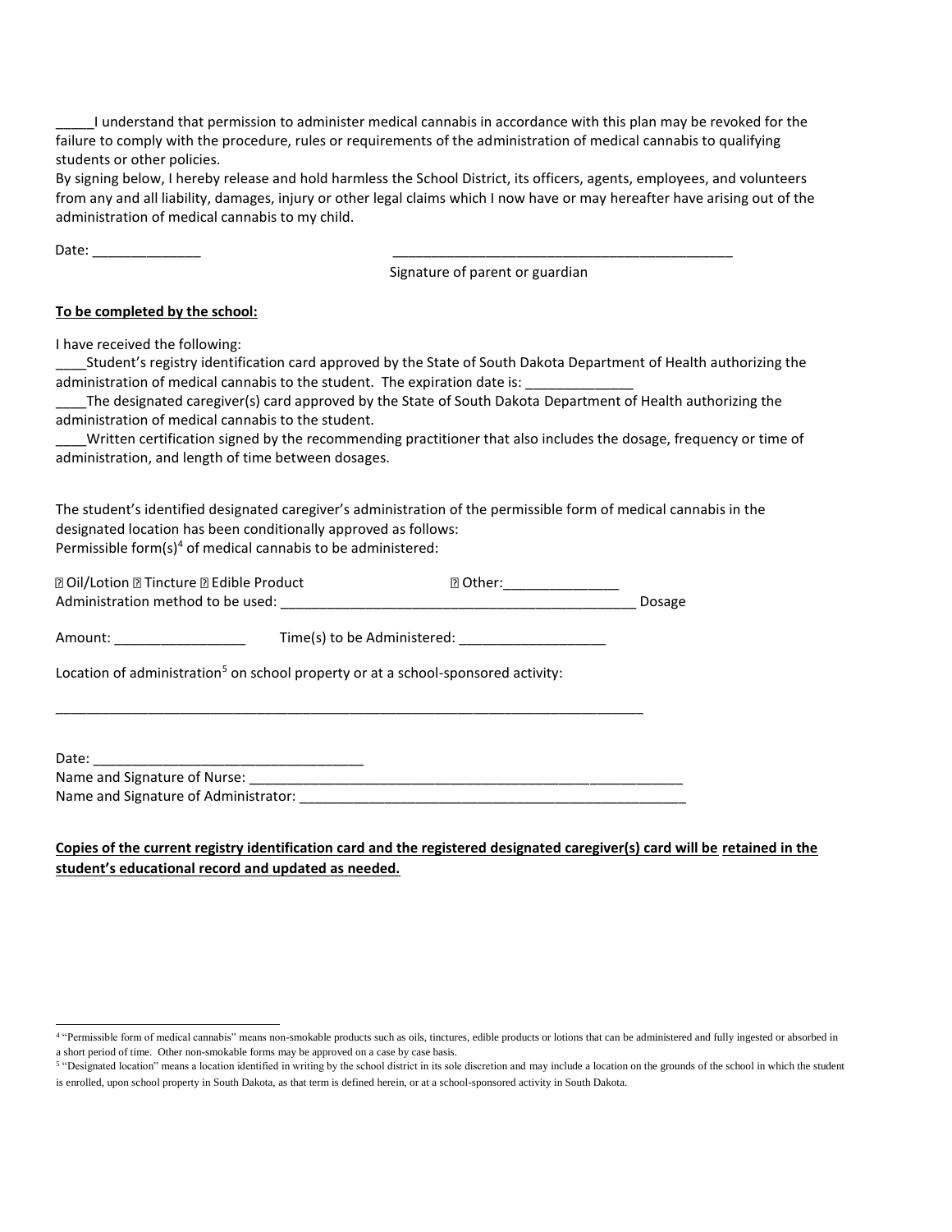_____I understand that permission to administer medical cannabis in accordance with this plan may be revoked for the failure to comply with the procedure, rules or requirements of the administration of medical cannabis to qualifying students or other policies.

By signing below, I hereby release and hold harmless the School District, its officers, agents, employees, and volunteers from any and all liability, damages, injury or other legal claims which I now have or may hereafter have arising out of the administration of medical cannabis to my child.

Date: ______________ _____________________________________________

Signature of parent or guardian

**To be completed by the school:**

I have received the following:

____Student's registry identification card approved by the State of South Dakota Department of Health authorizing the administration of medical cannabis to the student. The expiration date is: ______________

____The designated caregiver(s) card approved by the State of South Dakota Department of Health authorizing the administration of medical cannabis to the student.

____Written certification signed by the recommending practitioner that also includes the dosage, frequency or time of administration, and length of time between dosages.

The student's identified designated caregiver's administration of the permissible form of medical cannabis in the designated location has been conditionally approved as follows:

Permissible form(s)[4] of medical cannabis to be administered:

☐ Oil/Lotion ☐ Tincture ☐ Edible Product ☐ Other:_______________

Administration method to be used: _______________________________________________ Dosage

Amount: _________________ Time(s) to be Administered: ___________________

Location of administration[5] on school property or at a school-sponsored activity:

_______________________________________________________________________________

Date: ___________________________________

Name and Signature of Nurse: ____________________________________________________________

Name and Signature of Administrator: _____________________________________________________

**Copies of the current registry identification card and the registered designated caregiver(s) card will be retained in the student's educational record and updated as needed.**

---

[4] "Permissible form of medical cannabis" means non-smokable products such as oils, tinctures, edible products or lotions that can be administered and fully ingested or absorbed in a short period of time. Other non-smokable forms may be approved on a case by case basis.

[5] "Designated location" means a location identified in writing by the school district in its sole discretion and may include a location on the grounds of the school in which the student is enrolled, upon school property in South Dakota, as that term is defined herein, or at a school-sponsored activity in South Dakota.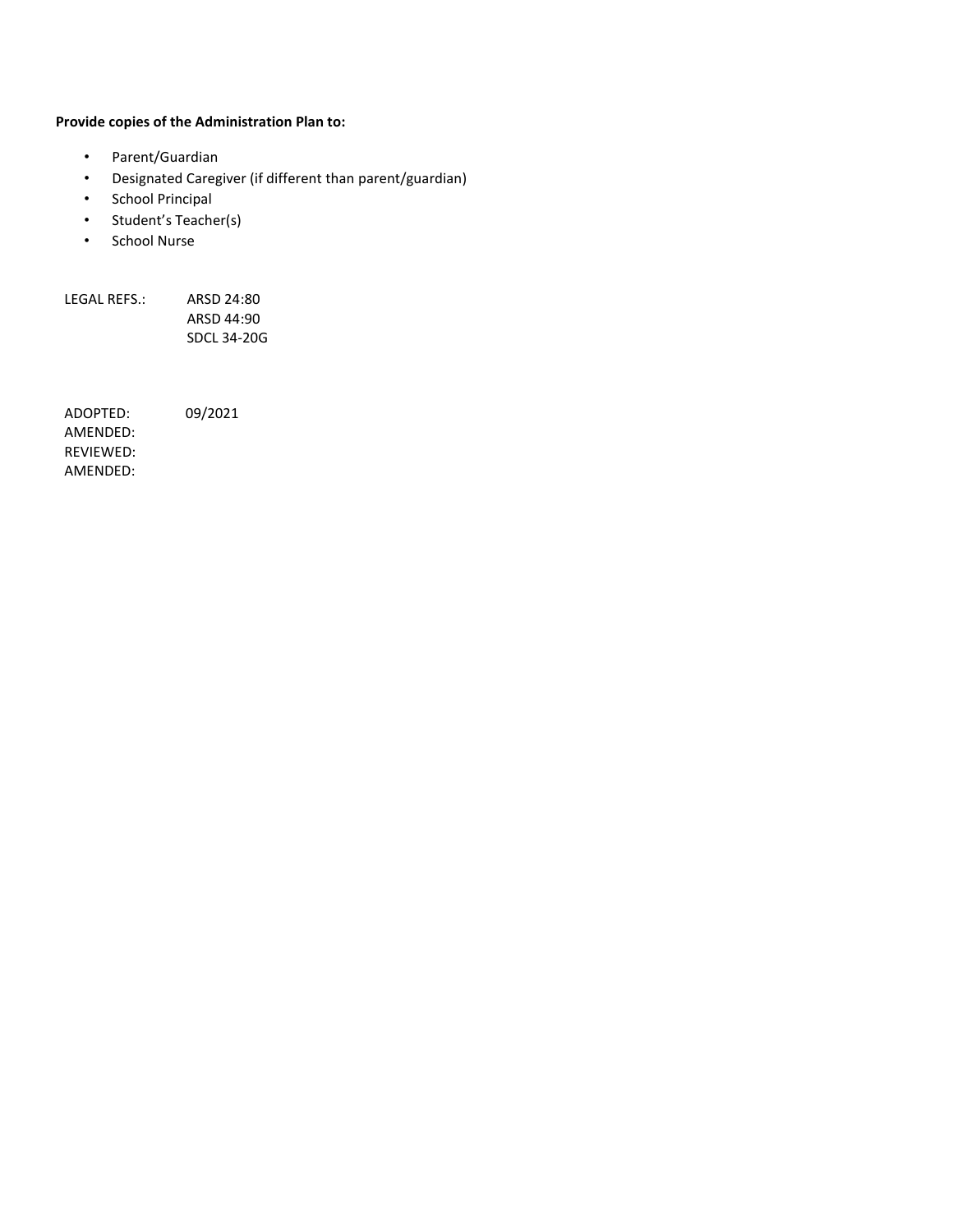**Provide copies of the Administration Plan to:**

- Parent/Guardian
- Designated Caregiver (if different than parent/guardian)
- School Principal
- Student's Teacher(s)
- School Nurse

LEGAL REFS.: ARSD 24:80
ARSD 44:90
SDCL 34-20G

ADOPTED: 09/2021
AMENDED:
REVIEWED:
AMENDED: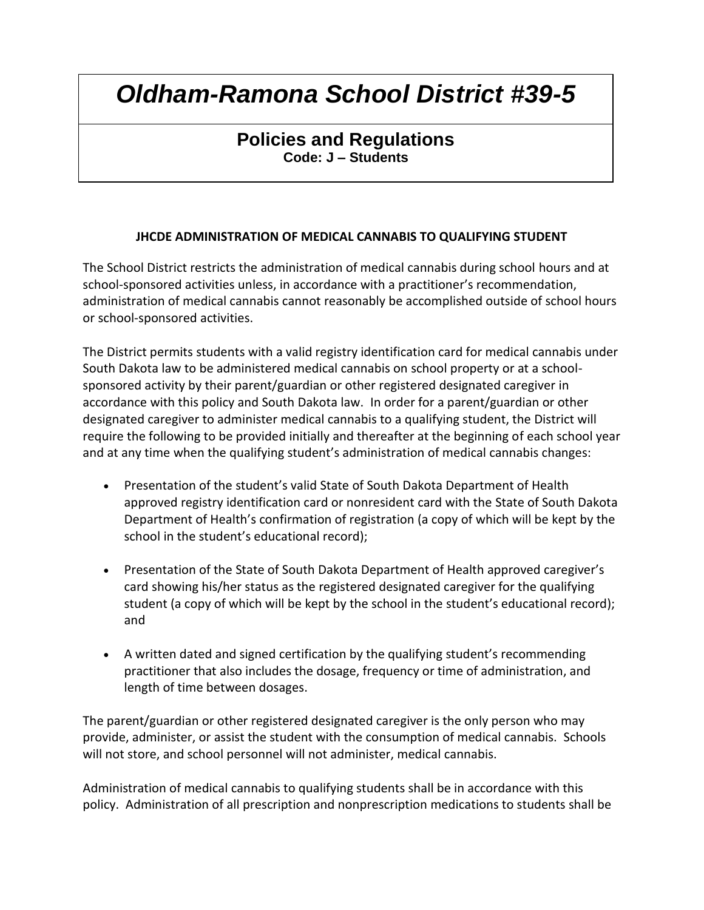# *Oldham-Ramona School District #39-5*

## Policies and Regulations

**Code: J – Students**

### JHCDE ADMINISTRATION OF MEDICAL CANNABIS TO QUALIFYING STUDENT

The School District restricts the administration of medical cannabis during school hours and at school-sponsored activities unless, in accordance with a practitioner's recommendation, administration of medical cannabis cannot reasonably be accomplished outside of school hours or school-sponsored activities.

The District permits students with a valid registry identification card for medical cannabis under South Dakota law to be administered medical cannabis on school property or at a school-sponsored activity by their parent/guardian or other registered designated caregiver in accordance with this policy and South Dakota law. In order for a parent/guardian or other designated caregiver to administer medical cannabis to a qualifying student, the District will require the following to be provided initially and thereafter at the beginning of each school year and at any time when the qualifying student's administration of medical cannabis changes:

- Presentation of the student's valid State of South Dakota Department of Health approved registry identification card or nonresident card with the State of South Dakota Department of Health's confirmation of registration (a copy of which will be kept by the school in the student's educational record);

- Presentation of the State of South Dakota Department of Health approved caregiver's card showing his/her status as the registered designated caregiver for the qualifying student (a copy of which will be kept by the school in the student's educational record); and

- A written dated and signed certification by the qualifying student's recommending practitioner that also includes the dosage, frequency or time of administration, and length of time between dosages.

The parent/guardian or other registered designated caregiver is the only person who may provide, administer, or assist the student with the consumption of medical cannabis. Schools will not store, and school personnel will not administer, medical cannabis.

Administration of medical cannabis to qualifying students shall be in accordance with this policy. Administration of all prescription and nonprescription medications to students shall be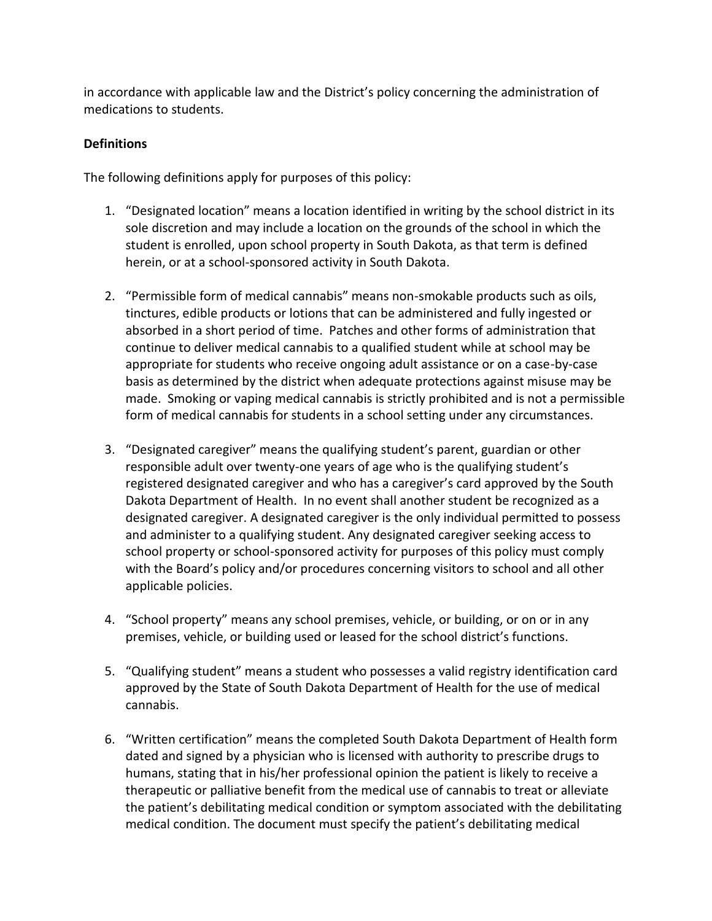in accordance with applicable law and the District's policy concerning the administration of medications to students.

**Definitions**

The following definitions apply for purposes of this policy:

1. "Designated location" means a location identified in writing by the school district in its sole discretion and may include a location on the grounds of the school in which the student is enrolled, upon school property in South Dakota, as that term is defined herein, or at a school-sponsored activity in South Dakota.

2. "Permissible form of medical cannabis" means non-smokable products such as oils, tinctures, edible products or lotions that can be administered and fully ingested or absorbed in a short period of time. Patches and other forms of administration that continue to deliver medical cannabis to a qualified student while at school may be appropriate for students who receive ongoing adult assistance or on a case-by-case basis as determined by the district when adequate protections against misuse may be made. Smoking or vaping medical cannabis is strictly prohibited and is not a permissible form of medical cannabis for students in a school setting under any circumstances.

3. "Designated caregiver" means the qualifying student's parent, guardian or other responsible adult over twenty-one years of age who is the qualifying student's registered designated caregiver and who has a caregiver's card approved by the South Dakota Department of Health. In no event shall another student be recognized as a designated caregiver. A designated caregiver is the only individual permitted to possess and administer to a qualifying student. Any designated caregiver seeking access to school property or school-sponsored activity for purposes of this policy must comply with the Board's policy and/or procedures concerning visitors to school and all other applicable policies.

4. "School property" means any school premises, vehicle, or building, or on or in any premises, vehicle, or building used or leased for the school district's functions.

5. "Qualifying student" means a student who possesses a valid registry identification card approved by the State of South Dakota Department of Health for the use of medical cannabis.

6. "Written certification" means the completed South Dakota Department of Health form dated and signed by a physician who is licensed with authority to prescribe drugs to humans, stating that in his/her professional opinion the patient is likely to receive a therapeutic or palliative benefit from the medical use of cannabis to treat or alleviate the patient's debilitating medical condition or symptom associated with the debilitating medical condition. The document must specify the patient's debilitating medical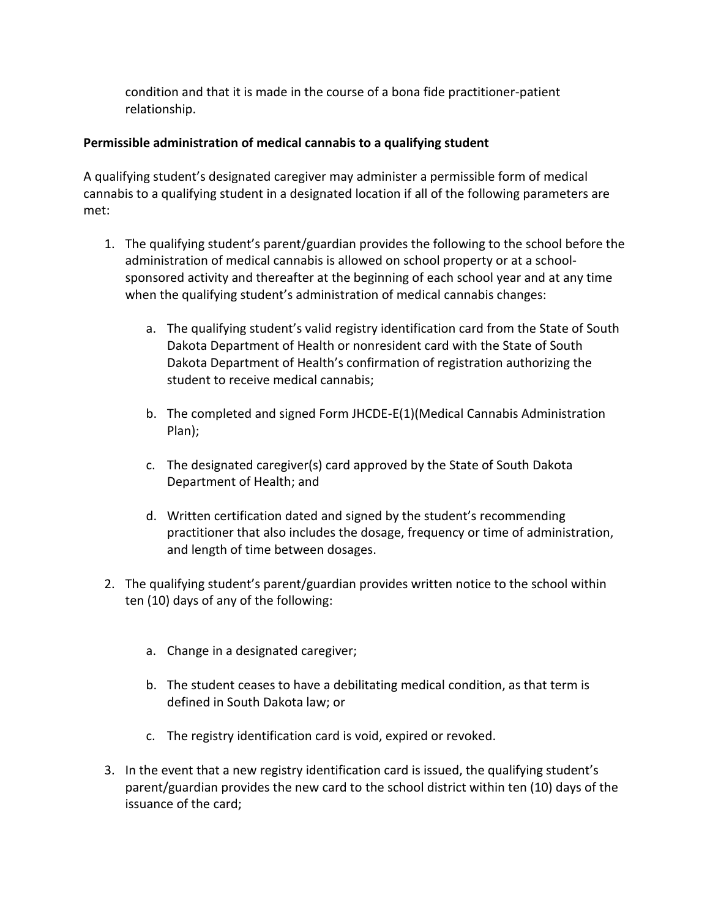condition and that it is made in the course of a bona fide practitioner-patient relationship.

**Permissible administration of medical cannabis to a qualifying student**

A qualifying student's designated caregiver may administer a permissible form of medical cannabis to a qualifying student in a designated location if all of the following parameters are met:

1. The qualifying student's parent/guardian provides the following to the school before the administration of medical cannabis is allowed on school property or at a school-sponsored activity and thereafter at the beginning of each school year and at any time when the qualifying student's administration of medical cannabis changes:

    a. The qualifying student's valid registry identification card from the State of South Dakota Department of Health or nonresident card with the State of South Dakota Department of Health's confirmation of registration authorizing the student to receive medical cannabis;

    b. The completed and signed Form JHCDE-E(1)(Medical Cannabis Administration Plan);

    c. The designated caregiver(s) card approved by the State of South Dakota Department of Health; and

    d. Written certification dated and signed by the student's recommending practitioner that also includes the dosage, frequency or time of administration, and length of time between dosages.

2. The qualifying student's parent/guardian provides written notice to the school within ten (10) days of any of the following:

    a. Change in a designated caregiver;

    b. The student ceases to have a debilitating medical condition, as that term is defined in South Dakota law; or

    c. The registry identification card is void, expired or revoked.

3. In the event that a new registry identification card is issued, the qualifying student's parent/guardian provides the new card to the school district within ten (10) days of the issuance of the card;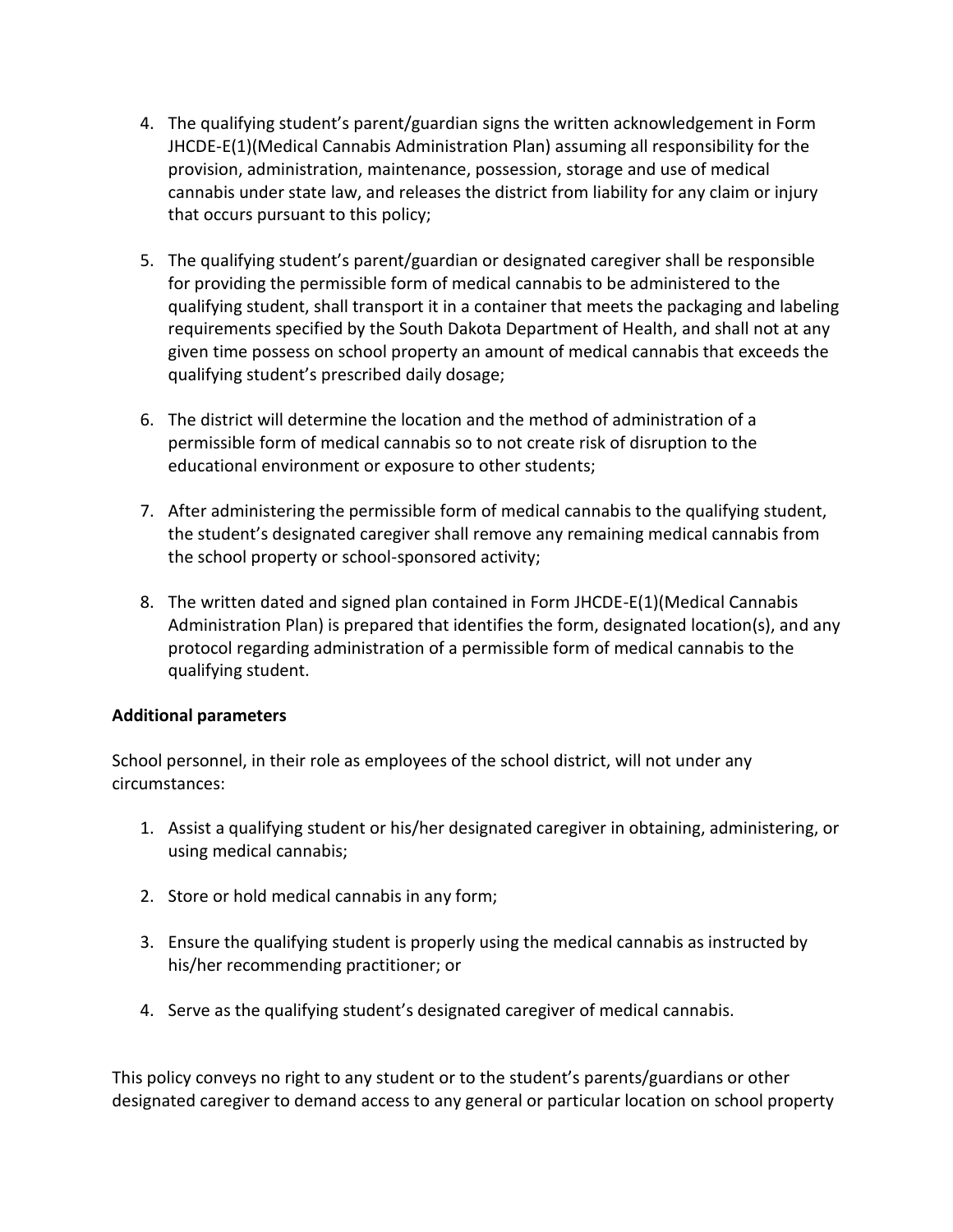4. The qualifying student's parent/guardian signs the written acknowledgement in Form JHCDE-E(1)(Medical Cannabis Administration Plan) assuming all responsibility for the provision, administration, maintenance, possession, storage and use of medical cannabis under state law, and releases the district from liability for any claim or injury that occurs pursuant to this policy;

5. The qualifying student's parent/guardian or designated caregiver shall be responsible for providing the permissible form of medical cannabis to be administered to the qualifying student, shall transport it in a container that meets the packaging and labeling requirements specified by the South Dakota Department of Health, and shall not at any given time possess on school property an amount of medical cannabis that exceeds the qualifying student's prescribed daily dosage;

6. The district will determine the location and the method of administration of a permissible form of medical cannabis so to not create risk of disruption to the educational environment or exposure to other students;

7. After administering the permissible form of medical cannabis to the qualifying student, the student's designated caregiver shall remove any remaining medical cannabis from the school property or school-sponsored activity;

8. The written dated and signed plan contained in Form JHCDE-E(1)(Medical Cannabis Administration Plan) is prepared that identifies the form, designated location(s), and any protocol regarding administration of a permissible form of medical cannabis to the qualifying student.

**Additional parameters**

School personnel, in their role as employees of the school district, will not under any circumstances:

1. Assist a qualifying student or his/her designated caregiver in obtaining, administering, or using medical cannabis;

2. Store or hold medical cannabis in any form;

3. Ensure the qualifying student is properly using the medical cannabis as instructed by his/her recommending practitioner; or

4. Serve as the qualifying student's designated caregiver of medical cannabis.

This policy conveys no right to any student or to the student's parents/guardians or other designated caregiver to demand access to any general or particular location on school property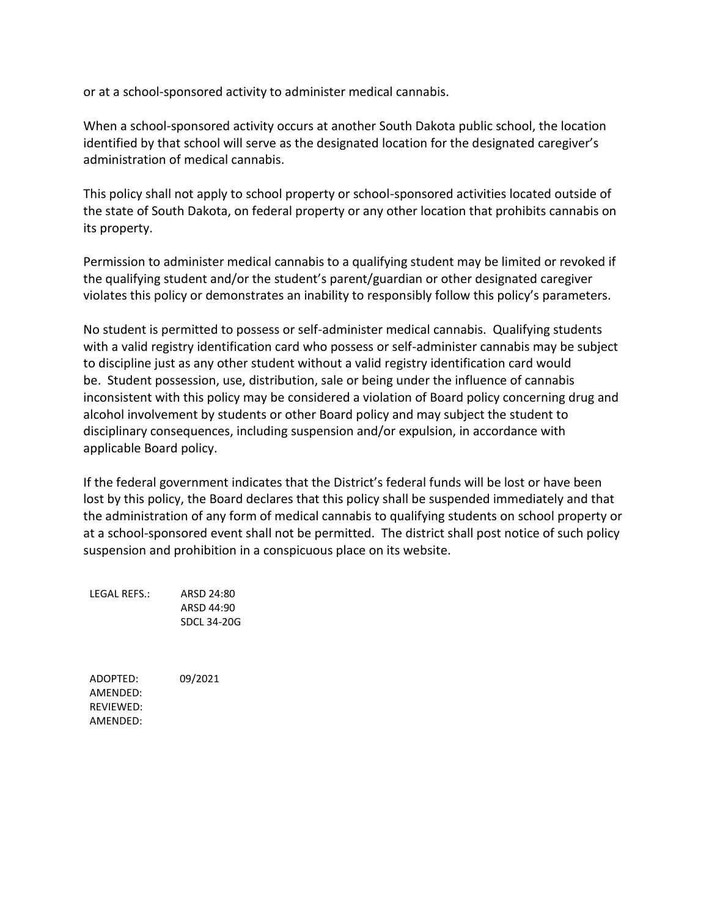or at a school-sponsored activity to administer medical cannabis.

When a school-sponsored activity occurs at another South Dakota public school, the location identified by that school will serve as the designated location for the designated caregiver's administration of medical cannabis.

This policy shall not apply to school property or school-sponsored activities located outside of the state of South Dakota, on federal property or any other location that prohibits cannabis on its property.

Permission to administer medical cannabis to a qualifying student may be limited or revoked if the qualifying student and/or the student's parent/guardian or other designated caregiver violates this policy or demonstrates an inability to responsibly follow this policy's parameters.

No student is permitted to possess or self-administer medical cannabis. Qualifying students with a valid registry identification card who possess or self-administer cannabis may be subject to discipline just as any other student without a valid registry identification card would be. Student possession, use, distribution, sale or being under the influence of cannabis inconsistent with this policy may be considered a violation of Board policy concerning drug and alcohol involvement by students or other Board policy and may subject the student to disciplinary consequences, including suspension and/or expulsion, in accordance with applicable Board policy.

If the federal government indicates that the District's federal funds will be lost or have been lost by this policy, the Board declares that this policy shall be suspended immediately and that the administration of any form of medical cannabis to qualifying students on school property or at a school-sponsored event shall not be permitted. The district shall post notice of such policy suspension and prohibition in a conspicuous place on its website.

LEGAL REFS.: ARSD 24:80
ARSD 44:90
SDCL 34-20G

ADOPTED: 09/2021
AMENDED:
REVIEWED:
AMENDED: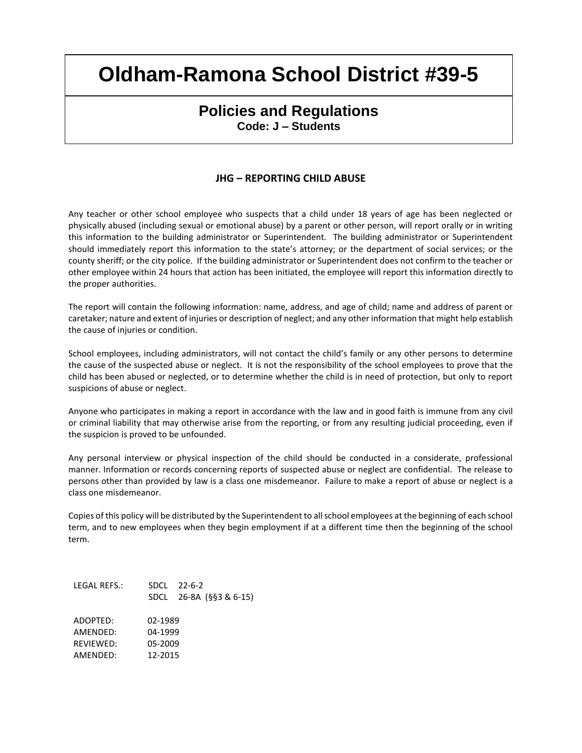# Oldham-Ramona School District #39-5

## Policies and Regulations

**Code: J – Students**

### JHG – REPORTING CHILD ABUSE

Any teacher or other school employee who suspects that a child under 18 years of age has been neglected or physically abused (including sexual or emotional abuse) by a parent or other person, will report orally or in writing this information to the building administrator or Superintendent. The building administrator or Superintendent should immediately report this information to the state's attorney; or the department of social services; or the county sheriff; or the city police. If the building administrator or Superintendent does not confirm to the teacher or other employee within 24 hours that action has been initiated, the employee will report this information directly to the proper authorities.

The report will contain the following information: name, address, and age of child; name and address of parent or caretaker; nature and extent of injuries or description of neglect; and any other information that might help establish the cause of injuries or condition.

School employees, including administrators, will not contact the child's family or any other persons to determine the cause of the suspected abuse or neglect. It is not the responsibility of the school employees to prove that the child has been abused or neglected, or to determine whether the child is in need of protection, but only to report suspicions of abuse or neglect.

Anyone who participates in making a report in accordance with the law and in good faith is immune from any civil or criminal liability that may otherwise arise from the reporting, or from any resulting judicial proceeding, even if the suspicion is proved to be unfounded.

Any personal interview or physical inspection of the child should be conducted in a considerate, professional manner. Information or records concerning reports of suspected abuse or neglect are confidential. The release to persons other than provided by law is a class one misdemeanor. Failure to make a report of abuse or neglect is a class one misdemeanor.

Copies of this policy will be distributed by the Superintendent to all school employees at the beginning of each school term, and to new employees when they begin employment if at a different time then the beginning of the school term.

LEGAL REFS.: SDCL 22-6-2
SDCL 26-8A (§§3 & 6-15)

ADOPTED: 02-1989
AMENDED: 04-1999
REVIEWED: 05-2009
AMENDED: 12-2015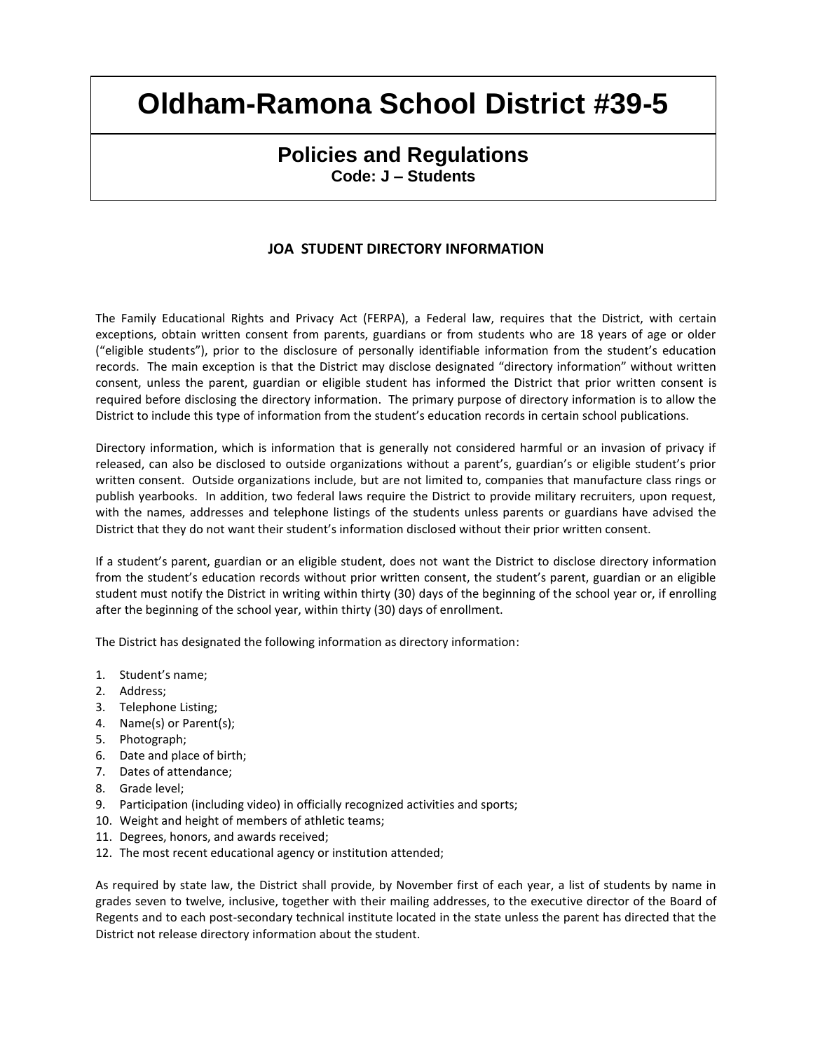# Oldham-Ramona School District #39-5

## Policies and Regulations

**Code: J – Students**

### JOA STUDENT DIRECTORY INFORMATION

The Family Educational Rights and Privacy Act (FERPA), a Federal law, requires that the District, with certain exceptions, obtain written consent from parents, guardians or from students who are 18 years of age or older ("eligible students"), prior to the disclosure of personally identifiable information from the student's education records. The main exception is that the District may disclose designated "directory information" without written consent, unless the parent, guardian or eligible student has informed the District that prior written consent is required before disclosing the directory information. The primary purpose of directory information is to allow the District to include this type of information from the student's education records in certain school publications.

Directory information, which is information that is generally not considered harmful or an invasion of privacy if released, can also be disclosed to outside organizations without a parent's, guardian's or eligible student's prior written consent. Outside organizations include, but are not limited to, companies that manufacture class rings or publish yearbooks. In addition, two federal laws require the District to provide military recruiters, upon request, with the names, addresses and telephone listings of the students unless parents or guardians have advised the District that they do not want their student's information disclosed without their prior written consent.

If a student's parent, guardian or an eligible student, does not want the District to disclose directory information from the student's education records without prior written consent, the student's parent, guardian or an eligible student must notify the District in writing within thirty (30) days of the beginning of the school year or, if enrolling after the beginning of the school year, within thirty (30) days of enrollment.

The District has designated the following information as directory information:

1. Student's name;
2. Address;
3. Telephone Listing;
4. Name(s) or Parent(s);
5. Photograph;
6. Date and place of birth;
7. Dates of attendance;
8. Grade level;
9. Participation (including video) in officially recognized activities and sports;
10. Weight and height of members of athletic teams;
11. Degrees, honors, and awards received;
12. The most recent educational agency or institution attended;

As required by state law, the District shall provide, by November first of each year, a list of students by name in grades seven to twelve, inclusive, together with their mailing addresses, to the executive director of the Board of Regents and to each post-secondary technical institute located in the state unless the parent has directed that the District not release directory information about the student.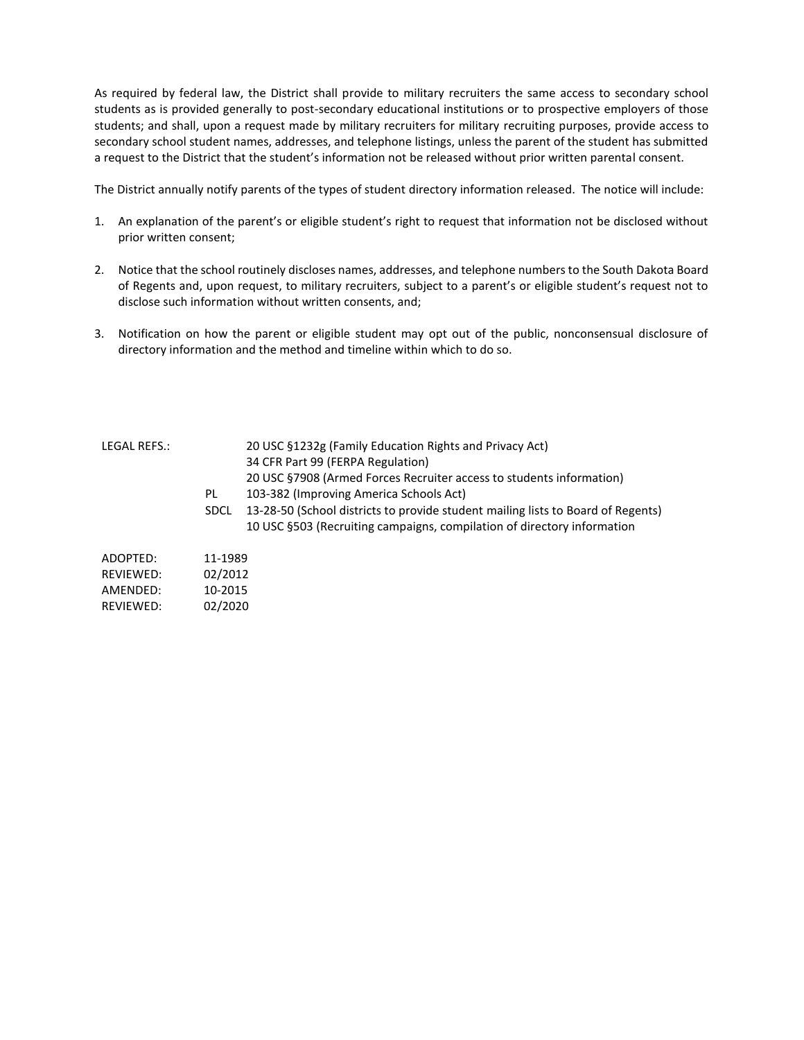As required by federal law, the District shall provide to military recruiters the same access to secondary school students as is provided generally to post-secondary educational institutions or to prospective employers of those students; and shall, upon a request made by military recruiters for military recruiting purposes, provide access to secondary school student names, addresses, and telephone listings, unless the parent of the student has submitted a request to the District that the student's information not be released without prior written parental consent.

The District annually notify parents of the types of student directory information released. The notice will include:

1. An explanation of the parent's or eligible student's right to request that information not be disclosed without prior written consent;

2. Notice that the school routinely discloses names, addresses, and telephone numbers to the South Dakota Board of Regents and, upon request, to military recruiters, subject to a parent's or eligible student's request not to disclose such information without written consents, and;

3. Notification on how the parent or eligible student may opt out of the public, nonconsensual disclosure of directory information and the method and timeline within which to do so.

| LEGAL REFS.: | | |
|---|---|---|
| | | 20 USC §1232g (Family Education Rights and Privacy Act) |
| | | 34 CFR Part 99 (FERPA Regulation) |
| | | 20 USC §7908 (Armed Forces Recruiter access to students information) |
| | PL | 103-382 (Improving America Schools Act) |
| | SDCL | 13-28-50 (School districts to provide student mailing lists to Board of Regents) |
| | | 10 USC §503 (Recruiting campaigns, compilation of directory information |

| | |
|---|---|
| ADOPTED: | 11-1989 |
| REVIEWED: | 02/2012 |
| AMENDED: | 10-2015 |
| REVIEWED: | 02/2020 |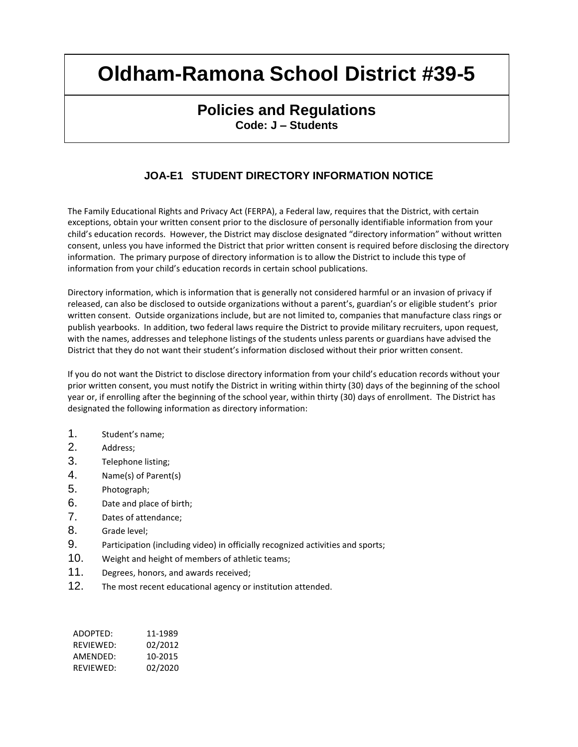# Oldham-Ramona School District #39-5

## Policies and Regulations

**Code: J – Students**

### JOA-E1 STUDENT DIRECTORY INFORMATION NOTICE

The Family Educational Rights and Privacy Act (FERPA), a Federal law, requires that the District, with certain exceptions, obtain your written consent prior to the disclosure of personally identifiable information from your child's education records. However, the District may disclose designated "directory information" without written consent, unless you have informed the District that prior written consent is required before disclosing the directory information. The primary purpose of directory information is to allow the District to include this type of information from your child's education records in certain school publications.

Directory information, which is information that is generally not considered harmful or an invasion of privacy if released, can also be disclosed to outside organizations without a parent's, guardian's or eligible student's prior written consent. Outside organizations include, but are not limited to, companies that manufacture class rings or publish yearbooks. In addition, two federal laws require the District to provide military recruiters, upon request, with the names, addresses and telephone listings of the students unless parents or guardians have advised the District that they do not want their student's information disclosed without their prior written consent.

If you do not want the District to disclose directory information from your child's education records without your prior written consent, you must notify the District in writing within thirty (30) days of the beginning of the school year or, if enrolling after the beginning of the school year, within thirty (30) days of enrollment. The District has designated the following information as directory information:

1. Student's name;
2. Address;
3. Telephone listing;
4. Name(s) of Parent(s)
5. Photograph;
6. Date and place of birth;
7. Dates of attendance;
8. Grade level;
9. Participation (including video) in officially recognized activities and sports;
10. Weight and height of members of athletic teams;
11. Degrees, honors, and awards received;
12. The most recent educational agency or institution attended.

| | |
|---|---|
| ADOPTED: | 11-1989 |
| REVIEWED: | 02/2012 |
| AMENDED: | 10-2015 |
| REVIEWED: | 02/2020 |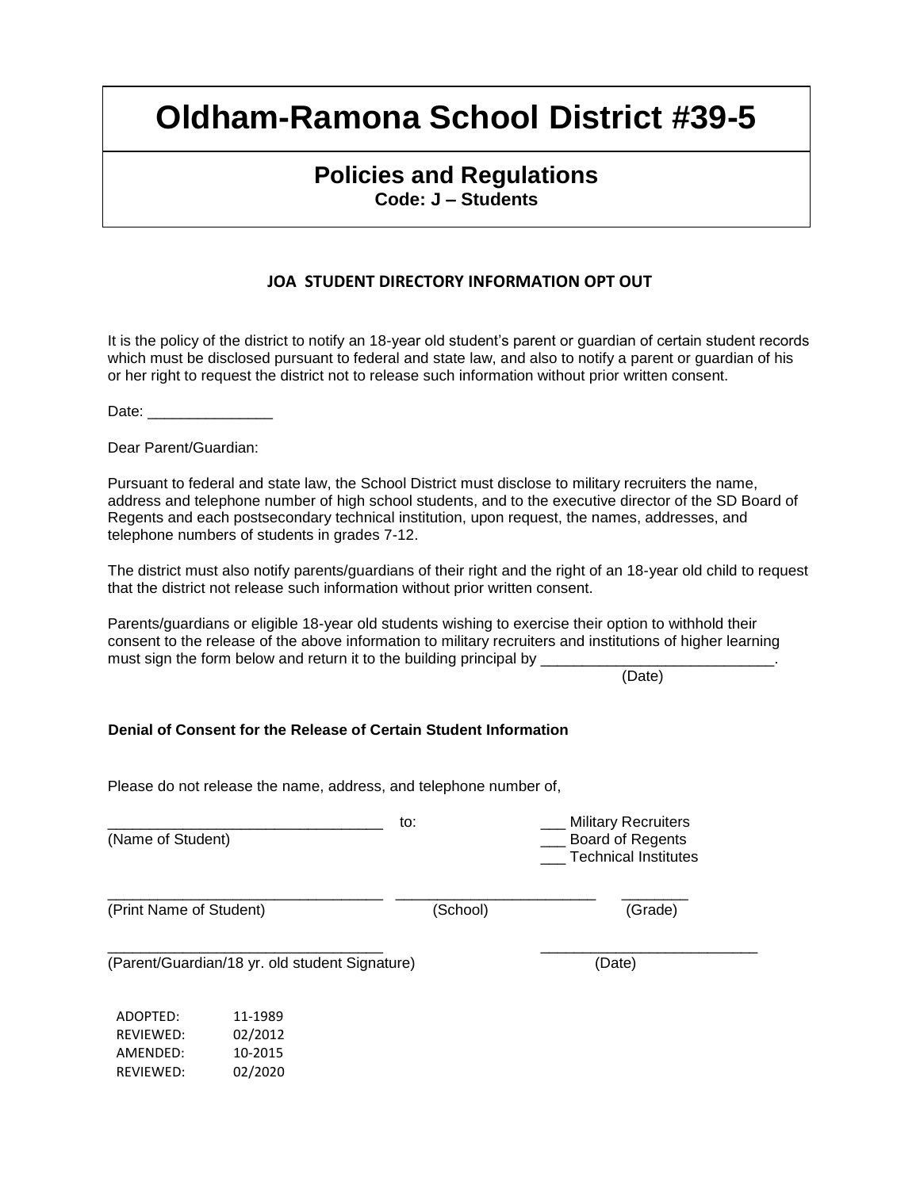# Oldham-Ramona School District #39-5

## Policies and Regulations

**Code: J – Students**

### JOA STUDENT DIRECTORY INFORMATION OPT OUT

It is the policy of the district to notify an 18-year old student's parent or guardian of certain student records which must be disclosed pursuant to federal and state law, and also to notify a parent or guardian of his or her right to request the district not to release such information without prior written consent.

Date: _______________

Dear Parent/Guardian:

Pursuant to federal and state law, the School District must disclose to military recruiters the name, address and telephone number of high school students, and to the executive director of the SD Board of Regents and each postsecondary technical institution, upon request, the names, addresses, and telephone numbers of students in grades 7-12.

The district must also notify parents/guardians of their right and the right of an 18-year old child to request that the district not release such information without prior written consent.

Parents/guardians or eligible 18-year old students wishing to exercise their option to withhold their consent to the release of the above information to military recruiters and institutions of higher learning must sign the form below and return it to the building principal by ____________________________.
(Date)

**Denial of Consent for the Release of Certain Student Information**

Please do not release the name, address, and telephone number of,

_________________________________ to:

(Name of Student)

___ Military Recruiters
___ Board of Regents
___ Technical Institutes

_________________________________ ________________________ ________
(Print Name of Student) (School) (Grade)

_________________________________ __________________________
(Parent/Guardian/18 yr. old student Signature) (Date)

| | |
|---|---|
| ADOPTED: | 11-1989 |
| REVIEWED: | 02/2012 |
| AMENDED: | 10-2015 |
| REVIEWED: | 02/2020 |